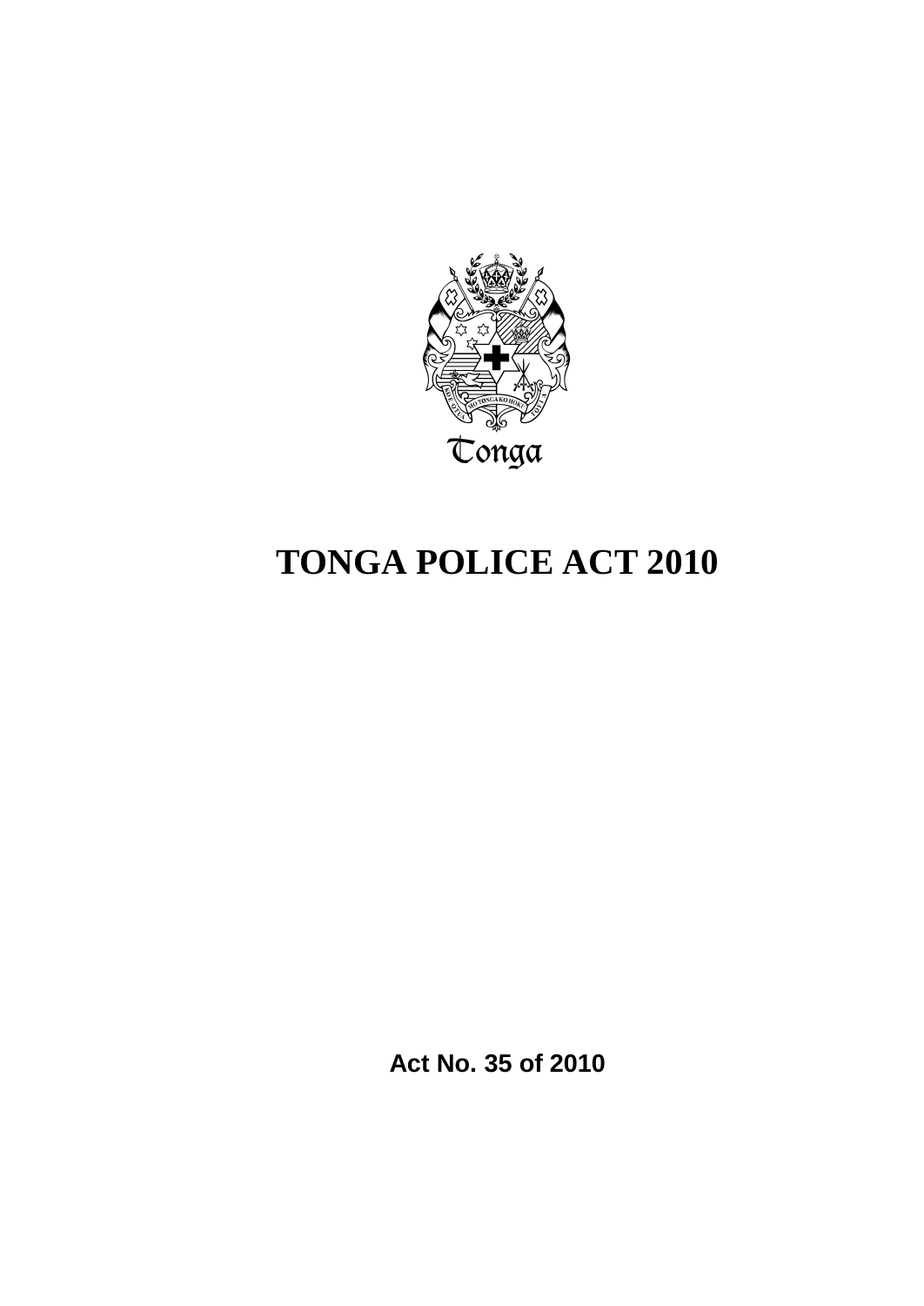# TONGA POLICE ACT 2010

**Act No. 35 of 2010**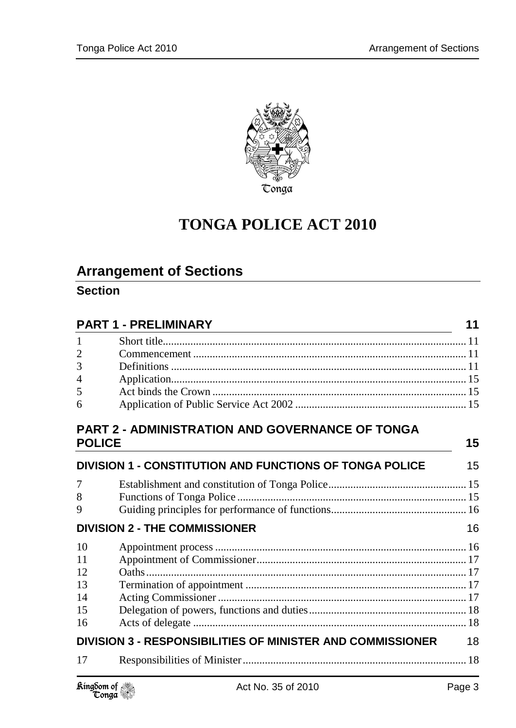# TONGA POLICE ACT 2010

## Arrangement of Sections

### Section

### PART 1 - PRELIMINARY — 11

| | | |
|---|---|---|
| 1 | Short title | 11 |
| 2 | Commencement | 11 |
| 3 | Definitions | 11 |
| 4 | Application | 15 |
| 5 | Act binds the Crown | 15 |
| 6 | Application of Public Service Act 2002 | 15 |

### PART 2 - ADMINISTRATION AND GOVERNANCE OF TONGA POLICE — 15

#### DIVISION 1 - CONSTITUTION AND FUNCTIONS OF TONGA POLICE — 15

| | | |
|---|---|---|
| 7 | Establishment and constitution of Tonga Police | 15 |
| 8 | Functions of Tonga Police | 15 |
| 9 | Guiding principles for performance of functions | 16 |

#### DIVISION 2 - THE COMMISSIONER — 16

| | | |
|---|---|---|
| 10 | Appointment process | 16 |
| 11 | Appointment of Commissioner | 17 |
| 12 | Oaths | 17 |
| 13 | Termination of appointment | 17 |
| 14 | Acting Commissioner | 17 |
| 15 | Delegation of powers, functions and duties | 18 |
| 16 | Acts of delegate | 18 |

#### DIVISION 3 - RESPONSIBILITIES OF MINISTER AND COMMISSIONER — 18

| | | |
|---|---|---|
| 17 | Responsibilities of Minister | 18 |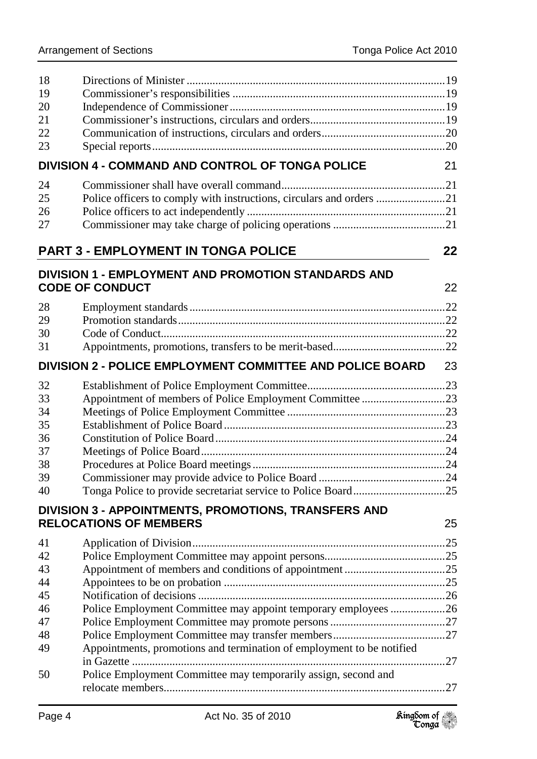| | | |
|---|---|---|
| 18 | Directions of Minister | 19 |
| 19 | Commissioner's responsibilities | 19 |
| 20 | Independence of Commissioner | 19 |
| 21 | Commissioner's instructions, circulars and orders | 19 |
| 22 | Communication of instructions, circulars and orders | 20 |
| 23 | Special reports | 20 |

### DIVISION 4 - COMMAND AND CONTROL OF TONGA POLICE 21

| | | |
|---|---|---|
| 24 | Commissioner shall have overall command | 21 |
| 25 | Police officers to comply with instructions, circulars and orders | 21 |
| 26 | Police officers to act independently | 21 |
| 27 | Commissioner may take charge of policing operations | 21 |

## PART 3 - EMPLOYMENT IN TONGA POLICE 22

### DIVISION 1 - EMPLOYMENT AND PROMOTION STANDARDS AND CODE OF CONDUCT 22

| | | |
|---|---|---|
| 28 | Employment standards | 22 |
| 29 | Promotion standards | 22 |
| 30 | Code of Conduct | 22 |
| 31 | Appointments, promotions, transfers to be merit-based | 22 |

### DIVISION 2 - POLICE EMPLOYMENT COMMITTEE AND POLICE BOARD 23

| | | |
|---|---|---|
| 32 | Establishment of Police Employment Committee | 23 |
| 33 | Appointment of members of Police Employment Committee | 23 |
| 34 | Meetings of Police Employment Committee | 23 |
| 35 | Establishment of Police Board | 23 |
| 36 | Constitution of Police Board | 24 |
| 37 | Meetings of Police Board | 24 |
| 38 | Procedures at Police Board meetings | 24 |
| 39 | Commissioner may provide advice to Police Board | 24 |
| 40 | Tonga Police to provide secretariat service to Police Board | 25 |

### DIVISION 3 - APPOINTMENTS, PROMOTIONS, TRANSFERS AND RELOCATIONS OF MEMBERS 25

| | | |
|---|---|---|
| 41 | Application of Division | 25 |
| 42 | Police Employment Committee may appoint persons | 25 |
| 43 | Appointment of members and conditions of appointment | 25 |
| 44 | Appointees to be on probation | 25 |
| 45 | Notification of decisions | 26 |
| 46 | Police Employment Committee may appoint temporary employees | 26 |
| 47 | Police Employment Committee may promote persons | 27 |
| 48 | Police Employment Committee may transfer members | 27 |
| 49 | Appointments, promotions and termination of employment to be notified in Gazette | 27 |
| 50 | Police Employment Committee may temporarily assign, second and relocate members | 27 |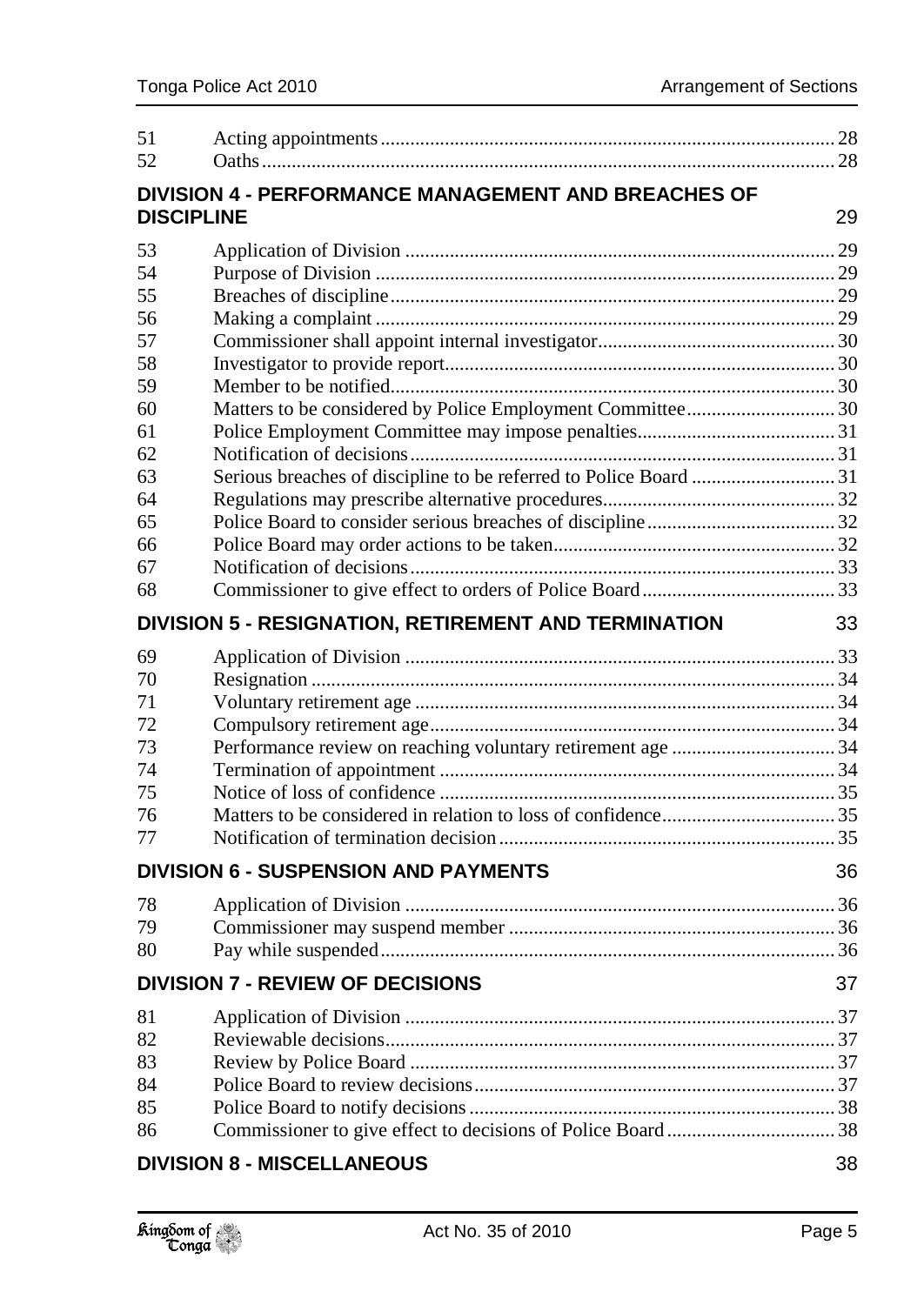| | | |
|---|---|---|
| 51 | Acting appointments | 28 |
| 52 | Oaths | 28 |

**DIVISION 4 - PERFORMANCE MANAGEMENT AND BREACHES OF DISCIPLINE** 29

| | | |
|---|---|---|
| 53 | Application of Division | 29 |
| 54 | Purpose of Division | 29 |
| 55 | Breaches of discipline | 29 |
| 56 | Making a complaint | 29 |
| 57 | Commissioner shall appoint internal investigator | 30 |
| 58 | Investigator to provide report | 30 |
| 59 | Member to be notified | 30 |
| 60 | Matters to be considered by Police Employment Committee | 30 |
| 61 | Police Employment Committee may impose penalties | 31 |
| 62 | Notification of decisions | 31 |
| 63 | Serious breaches of discipline to be referred to Police Board | 31 |
| 64 | Regulations may prescribe alternative procedures | 32 |
| 65 | Police Board to consider serious breaches of discipline | 32 |
| 66 | Police Board may order actions to be taken | 32 |
| 67 | Notification of decisions | 33 |
| 68 | Commissioner to give effect to orders of Police Board | 33 |

**DIVISION 5 - RESIGNATION, RETIREMENT AND TERMINATION** 33

| | | |
|---|---|---|
| 69 | Application of Division | 33 |
| 70 | Resignation | 34 |
| 71 | Voluntary retirement age | 34 |
| 72 | Compulsory retirement age | 34 |
| 73 | Performance review on reaching voluntary retirement age | 34 |
| 74 | Termination of appointment | 34 |
| 75 | Notice of loss of confidence | 35 |
| 76 | Matters to be considered in relation to loss of confidence | 35 |
| 77 | Notification of termination decision | 35 |

**DIVISION 6 - SUSPENSION AND PAYMENTS** 36

| | | |
|---|---|---|
| 78 | Application of Division | 36 |
| 79 | Commissioner may suspend member | 36 |
| 80 | Pay while suspended | 36 |

**DIVISION 7 - REVIEW OF DECISIONS** 37

| | | |
|---|---|---|
| 81 | Application of Division | 37 |
| 82 | Reviewable decisions | 37 |
| 83 | Review by Police Board | 37 |
| 84 | Police Board to review decisions | 37 |
| 85 | Police Board to notify decisions | 38 |
| 86 | Commissioner to give effect to decisions of Police Board | 38 |

**DIVISION 8 - MISCELLANEOUS** 38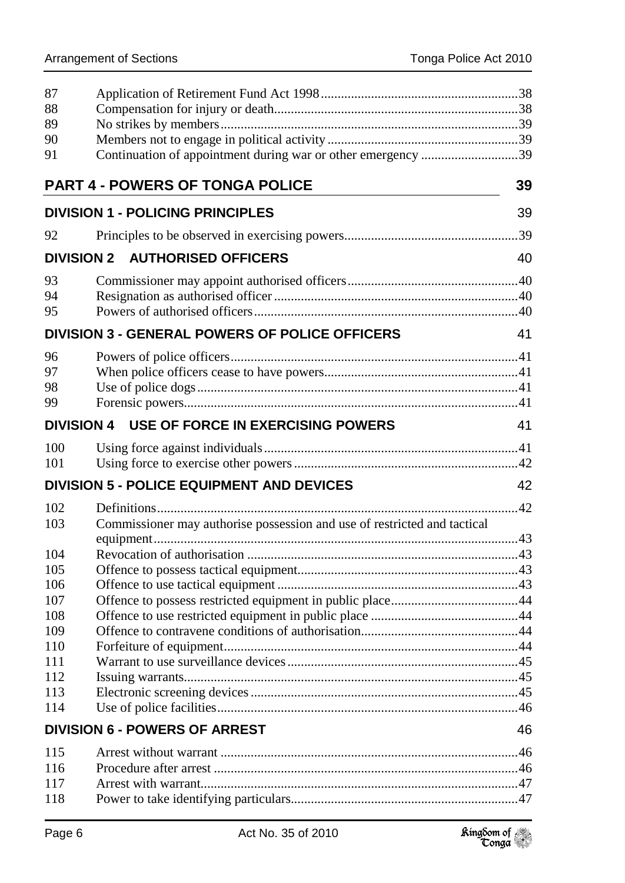| | | |
|---|---|---|
| 87 | Application of Retirement Fund Act 1998 | 38 |
| 88 | Compensation for injury or death | 38 |
| 89 | No strikes by members | 39 |
| 90 | Members not to engage in political activity | 39 |
| 91 | Continuation of appointment during war or other emergency | 39 |

## PART 4 - POWERS OF TONGA POLICE 39

### DIVISION 1 - POLICING PRINCIPLES 39

| | | |
|---|---|---|
| 92 | Principles to be observed in exercising powers | 39 |

### DIVISION 2 AUTHORISED OFFICERS 40

| | | |
|---|---|---|
| 93 | Commissioner may appoint authorised officers | 40 |
| 94 | Resignation as authorised officer | 40 |
| 95 | Powers of authorised officers | 40 |

### DIVISION 3 - GENERAL POWERS OF POLICE OFFICERS 41

| | | |
|---|---|---|
| 96 | Powers of police officers | 41 |
| 97 | When police officers cease to have powers | 41 |
| 98 | Use of police dogs | 41 |
| 99 | Forensic powers | 41 |

### DIVISION 4 USE OF FORCE IN EXERCISING POWERS 41

| | | |
|---|---|---|
| 100 | Using force against individuals | 41 |
| 101 | Using force to exercise other powers | 42 |

### DIVISION 5 - POLICE EQUIPMENT AND DEVICES 42

| | | |
|---|---|---|
| 102 | Definitions | 42 |
| 103 | Commissioner may authorise possession and use of restricted and tactical equipment | 43 |
| 104 | Revocation of authorisation | 43 |
| 105 | Offence to possess tactical equipment | 43 |
| 106 | Offence to use tactical equipment | 43 |
| 107 | Offence to possess restricted equipment in public place | 44 |
| 108 | Offence to use restricted equipment in public place | 44 |
| 109 | Offence to contravene conditions of authorisation | 44 |
| 110 | Forfeiture of equipment | 44 |
| 111 | Warrant to use surveillance devices | 45 |
| 112 | Issuing warrants | 45 |
| 113 | Electronic screening devices | 45 |
| 114 | Use of police facilities | 46 |

### DIVISION 6 - POWERS OF ARREST 46

| | | |
|---|---|---|
| 115 | Arrest without warrant | 46 |
| 116 | Procedure after arrest | 46 |
| 117 | Arrest with warrant | 47 |
| 118 | Power to take identifying particulars | 47 |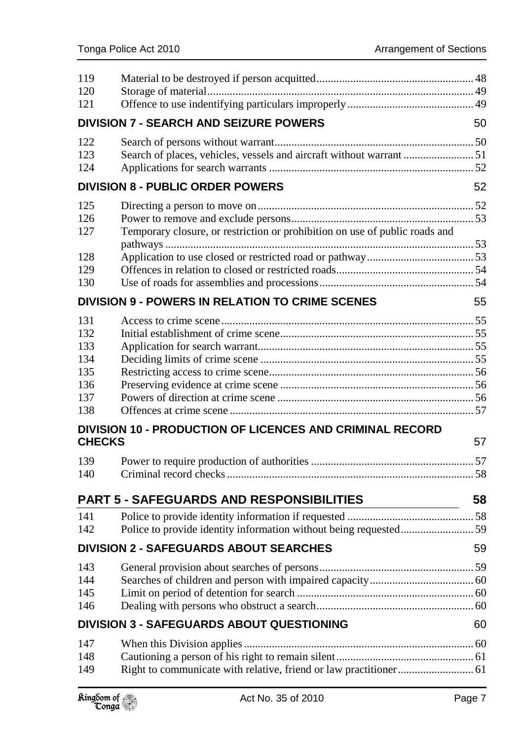| | | |
|---|---|---|
| 119 | Material to be destroyed if person acquitted | 48 |
| 120 | Storage of material | 49 |
| 121 | Offence to use indentifying particulars improperly | 49 |

**DIVISION 7 - SEARCH AND SEIZURE POWERS** 50

| | | |
|---|---|---|
| 122 | Search of persons without warrant | 50 |
| 123 | Search of places, vehicles, vessels and aircraft without warrant | 51 |
| 124 | Applications for search warrants | 52 |

**DIVISION 8 - PUBLIC ORDER POWERS** 52

| | | |
|---|---|---|
| 125 | Directing a person to move on | 52 |
| 126 | Power to remove and exclude persons | 53 |
| 127 | Temporary closure, or restriction or prohibition on use of public roads and pathways | 53 |
| 128 | Application to use closed or restricted road or pathway | 53 |
| 129 | Offences in relation to closed or restricted roads | 54 |
| 130 | Use of roads for assemblies and processions | 54 |

**DIVISION 9 - POWERS IN RELATION TO CRIME SCENES** 55

| | | |
|---|---|---|
| 131 | Access to crime scene | 55 |
| 132 | Initial establishment of crime scene | 55 |
| 133 | Application for search warrant | 55 |
| 134 | Deciding limits of crime scene | 55 |
| 135 | Restricting access to crime scene | 56 |
| 136 | Preserving evidence at crime scene | 56 |
| 137 | Powers of direction at crime scene | 56 |
| 138 | Offences at crime scene | 57 |

**DIVISION 10 - PRODUCTION OF LICENCES AND CRIMINAL RECORD CHECKS** 57

| | | |
|---|---|---|
| 139 | Power to require production of authorities | 57 |
| 140 | Criminal record checks | 58 |

## PART 5 - SAFEGUARDS AND RESPONSIBILITIES 58

| | | |
|---|---|---|
| 141 | Police to provide identity information if requested | 58 |
| 142 | Police to provide identity information without being requested | 59 |

**DIVISION 2 - SAFEGUARDS ABOUT SEARCHES** 59

| | | |
|---|---|---|
| 143 | General provision about searches of persons | 59 |
| 144 | Searches of children and person with impaired capacity | 60 |
| 145 | Limit on period of detention for search | 60 |
| 146 | Dealing with persons who obstruct a search | 60 |

**DIVISION 3 - SAFEGUARDS ABOUT QUESTIONING** 60

| | | |
|---|---|---|
| 147 | When this Division applies | 60 |
| 148 | Cautioning a person of his right to remain silent | 61 |
| 149 | Right to communicate with relative, friend or law practitioner | 61 |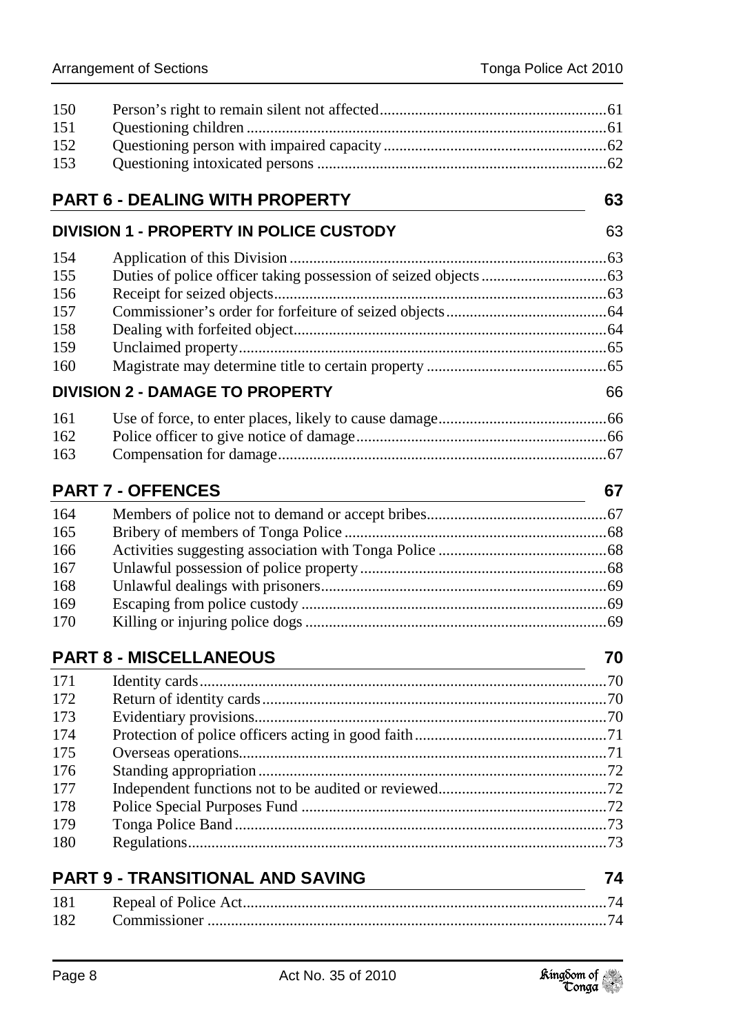| | | |
|---|---|---|
| 150 | Person's right to remain silent not affected | 61 |
| 151 | Questioning children | 61 |
| 152 | Questioning person with impaired capacity | 62 |
| 153 | Questioning intoxicated persons | 62 |

## PART 6 - DEALING WITH PROPERTY 63

### DIVISION 1 - PROPERTY IN POLICE CUSTODY 63

| | | |
|---|---|---|
| 154 | Application of this Division | 63 |
| 155 | Duties of police officer taking possession of seized objects | 63 |
| 156 | Receipt for seized objects | 63 |
| 157 | Commissioner's order for forfeiture of seized objects | 64 |
| 158 | Dealing with forfeited object | 64 |
| 159 | Unclaimed property | 65 |
| 160 | Magistrate may determine title to certain property | 65 |

### DIVISION 2 - DAMAGE TO PROPERTY 66

| | | |
|---|---|---|
| 161 | Use of force, to enter places, likely to cause damage | 66 |
| 162 | Police officer to give notice of damage | 66 |
| 163 | Compensation for damage | 67 |

## PART 7 - OFFENCES 67

| | | |
|---|---|---|
| 164 | Members of police not to demand or accept bribes | 67 |
| 165 | Bribery of members of Tonga Police | 68 |
| 166 | Activities suggesting association with Tonga Police | 68 |
| 167 | Unlawful possession of police property | 68 |
| 168 | Unlawful dealings with prisoners | 69 |
| 169 | Escaping from police custody | 69 |
| 170 | Killing or injuring police dogs | 69 |

## PART 8 - MISCELLANEOUS 70

| | | |
|---|---|---|
| 171 | Identity cards | 70 |
| 172 | Return of identity cards | 70 |
| 173 | Evidentiary provisions | 70 |
| 174 | Protection of police officers acting in good faith | 71 |
| 175 | Overseas operations | 71 |
| 176 | Standing appropriation | 72 |
| 177 | Independent functions not to be audited or reviewed | 72 |
| 178 | Police Special Purposes Fund | 72 |
| 179 | Tonga Police Band | 73 |
| 180 | Regulations | 73 |

## PART 9 - TRANSITIONAL AND SAVING 74

| | | |
|---|---|---|
| 181 | Repeal of Police Act | 74 |
| 182 | Commissioner | 74 |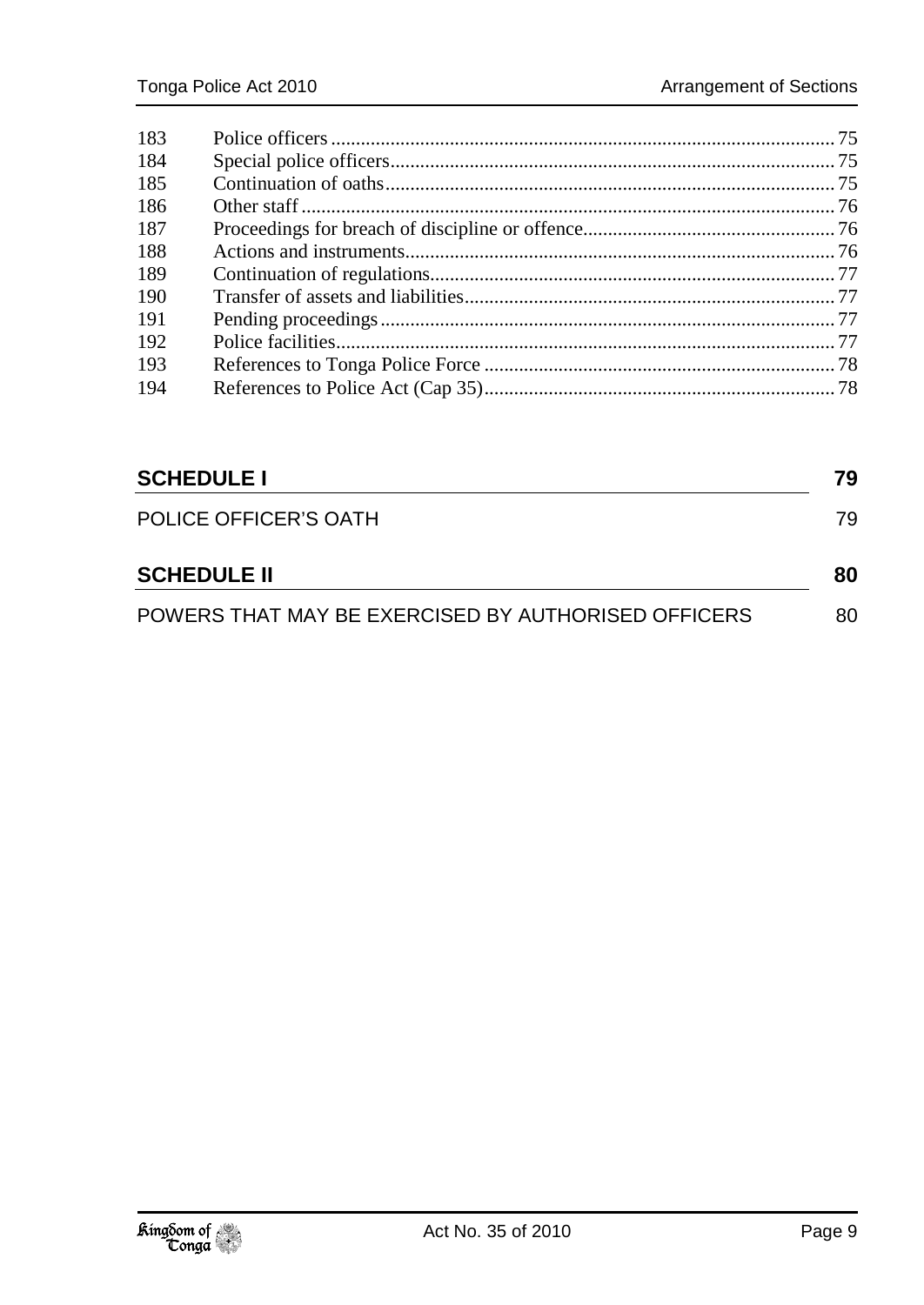| | | |
|---|---|---|
| 183 | Police officers | 75 |
| 184 | Special police officers | 75 |
| 185 | Continuation of oaths | 75 |
| 186 | Other staff | 76 |
| 187 | Proceedings for breach of discipline or offence | 76 |
| 188 | Actions and instruments | 76 |
| 189 | Continuation of regulations | 77 |
| 190 | Transfer of assets and liabilities | 77 |
| 191 | Pending proceedings | 77 |
| 192 | Police facilities | 77 |
| 193 | References to Tonga Police Force | 78 |
| 194 | References to Police Act (Cap 35) | 78 |

**SCHEDULE I** **79**

POLICE OFFICER'S OATH 79

**SCHEDULE II** **80**

POWERS THAT MAY BE EXERCISED BY AUTHORISED OFFICERS 80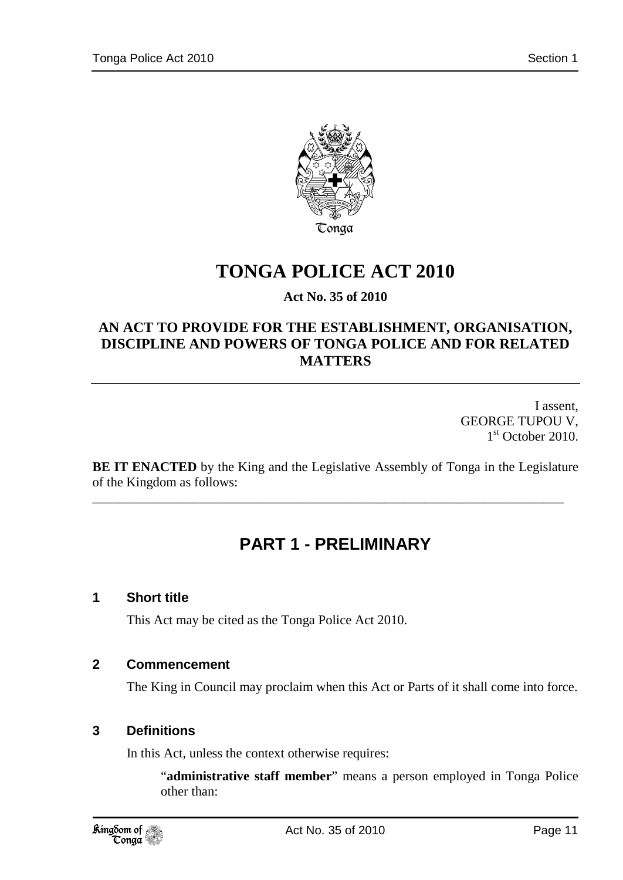# TONGA POLICE ACT 2010

**Act No. 35 of 2010**

**AN ACT TO PROVIDE FOR THE ESTABLISHMENT, ORGANISATION, DISCIPLINE AND POWERS OF TONGA POLICE AND FOR RELATED MATTERS**

I assent,
GEORGE TUPOU V,
1st October 2010.

**BE IT ENACTED** by the King and the Legislative Assembly of Tonga in the Legislature of the Kingdom as follows:

## PART 1 - PRELIMINARY

### 1 Short title

This Act may be cited as the Tonga Police Act 2010.

### 2 Commencement

The King in Council may proclaim when this Act or Parts of it shall come into force.

### 3 Definitions

In this Act, unless the context otherwise requires:

"**administrative staff member**" means a person employed in Tonga Police other than: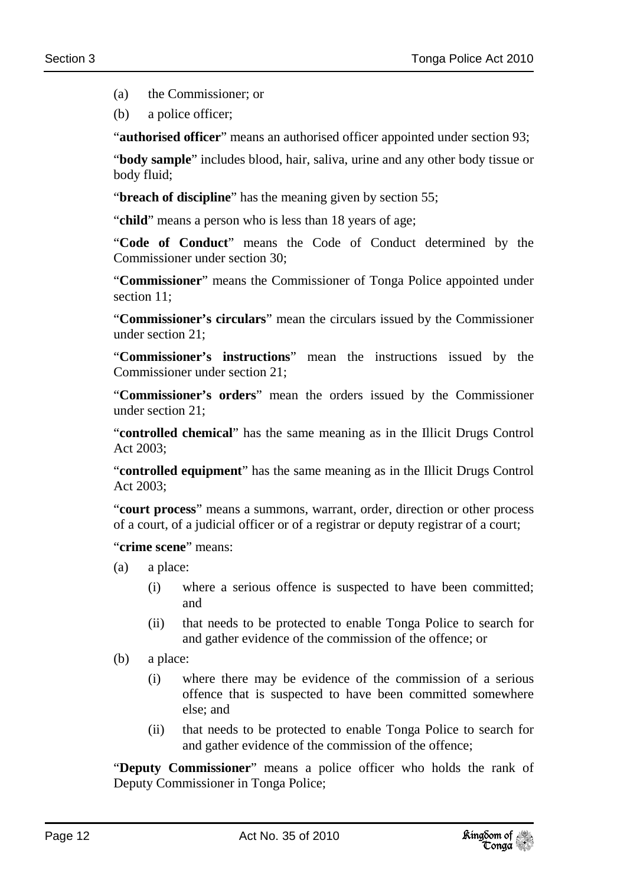(a) the Commissioner; or

(b) a police officer;

"**authorised officer**" means an authorised officer appointed under section 93;

"**body sample**" includes blood, hair, saliva, urine and any other body tissue or body fluid;

"**breach of discipline**" has the meaning given by section 55;

"**child**" means a person who is less than 18 years of age;

"**Code of Conduct**" means the Code of Conduct determined by the Commissioner under section 30;

"**Commissioner**" means the Commissioner of Tonga Police appointed under section 11;

"**Commissioner's circulars**" mean the circulars issued by the Commissioner under section 21;

"**Commissioner's instructions**" mean the instructions issued by the Commissioner under section 21;

"**Commissioner's orders**" mean the orders issued by the Commissioner under section 21;

"**controlled chemical**" has the same meaning as in the Illicit Drugs Control Act 2003;

"**controlled equipment**" has the same meaning as in the Illicit Drugs Control Act 2003;

"**court process**" means a summons, warrant, order, direction or other process of a court, of a judicial officer or of a registrar or deputy registrar of a court;

"**crime scene**" means:

(a) a place:

  (i) where a serious offence is suspected to have been committed; and

  (ii) that needs to be protected to enable Tonga Police to search for and gather evidence of the commission of the offence; or

(b) a place:

  (i) where there may be evidence of the commission of a serious offence that is suspected to have been committed somewhere else; and

  (ii) that needs to be protected to enable Tonga Police to search for and gather evidence of the commission of the offence;

"**Deputy Commissioner**" means a police officer who holds the rank of Deputy Commissioner in Tonga Police;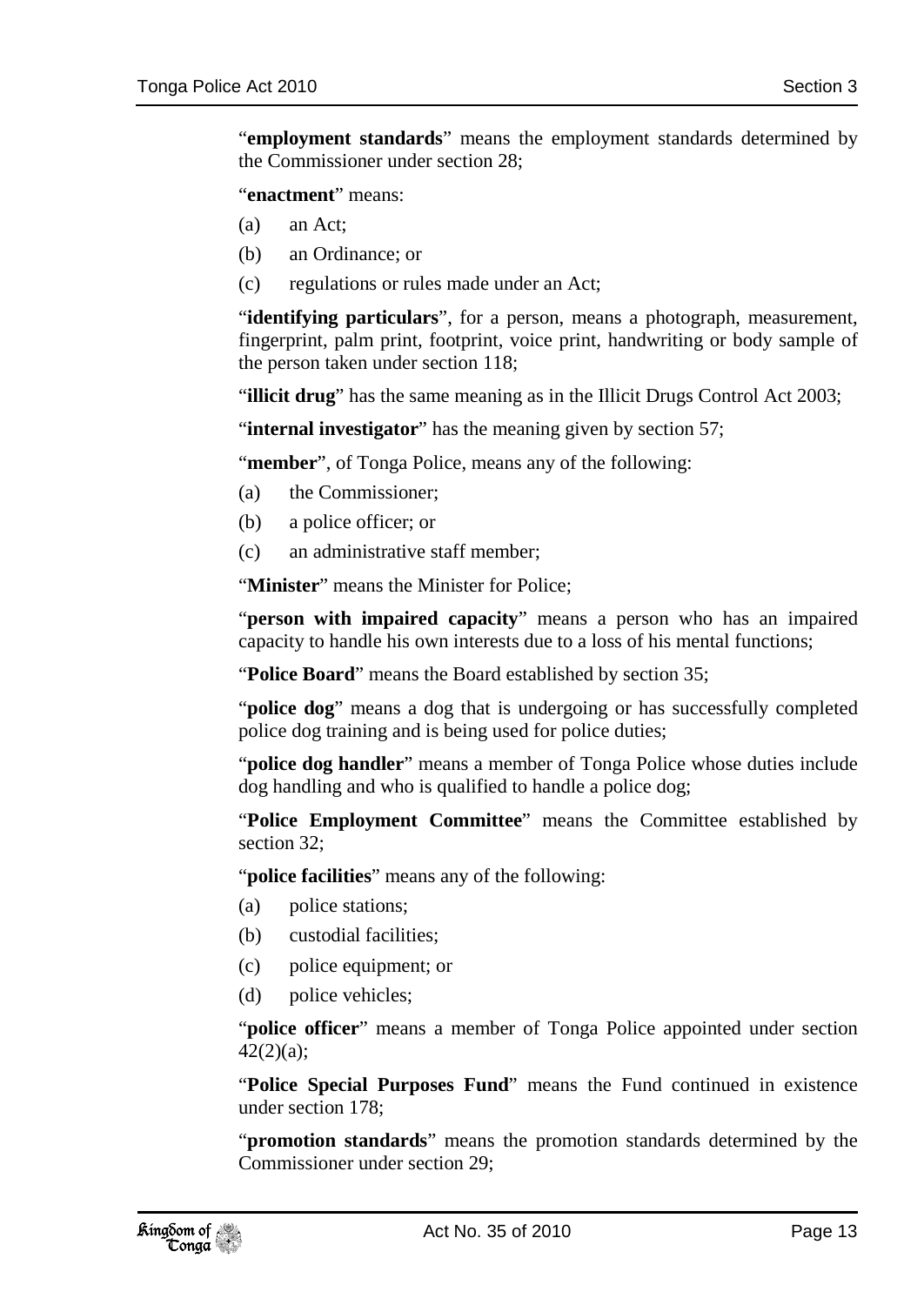"**employment standards**" means the employment standards determined by the Commissioner under section 28;

"**enactment**" means:

(a) an Act;

(b) an Ordinance; or

(c) regulations or rules made under an Act;

"**identifying particulars**", for a person, means a photograph, measurement, fingerprint, palm print, footprint, voice print, handwriting or body sample of the person taken under section 118;

"**illicit drug**" has the same meaning as in the Illicit Drugs Control Act 2003;

"**internal investigator**" has the meaning given by section 57;

"**member**", of Tonga Police, means any of the following:

(a) the Commissioner;

(b) a police officer; or

(c) an administrative staff member;

"**Minister**" means the Minister for Police;

"**person with impaired capacity**" means a person who has an impaired capacity to handle his own interests due to a loss of his mental functions;

"**Police Board**" means the Board established by section 35;

"**police dog**" means a dog that is undergoing or has successfully completed police dog training and is being used for police duties;

"**police dog handler**" means a member of Tonga Police whose duties include dog handling and who is qualified to handle a police dog;

"**Police Employment Committee**" means the Committee established by section 32;

"**police facilities**" means any of the following:

(a) police stations;

(b) custodial facilities;

(c) police equipment; or

(d) police vehicles;

"**police officer**" means a member of Tonga Police appointed under section 42(2)(a);

"**Police Special Purposes Fund**" means the Fund continued in existence under section 178;

"**promotion standards**" means the promotion standards determined by the Commissioner under section 29;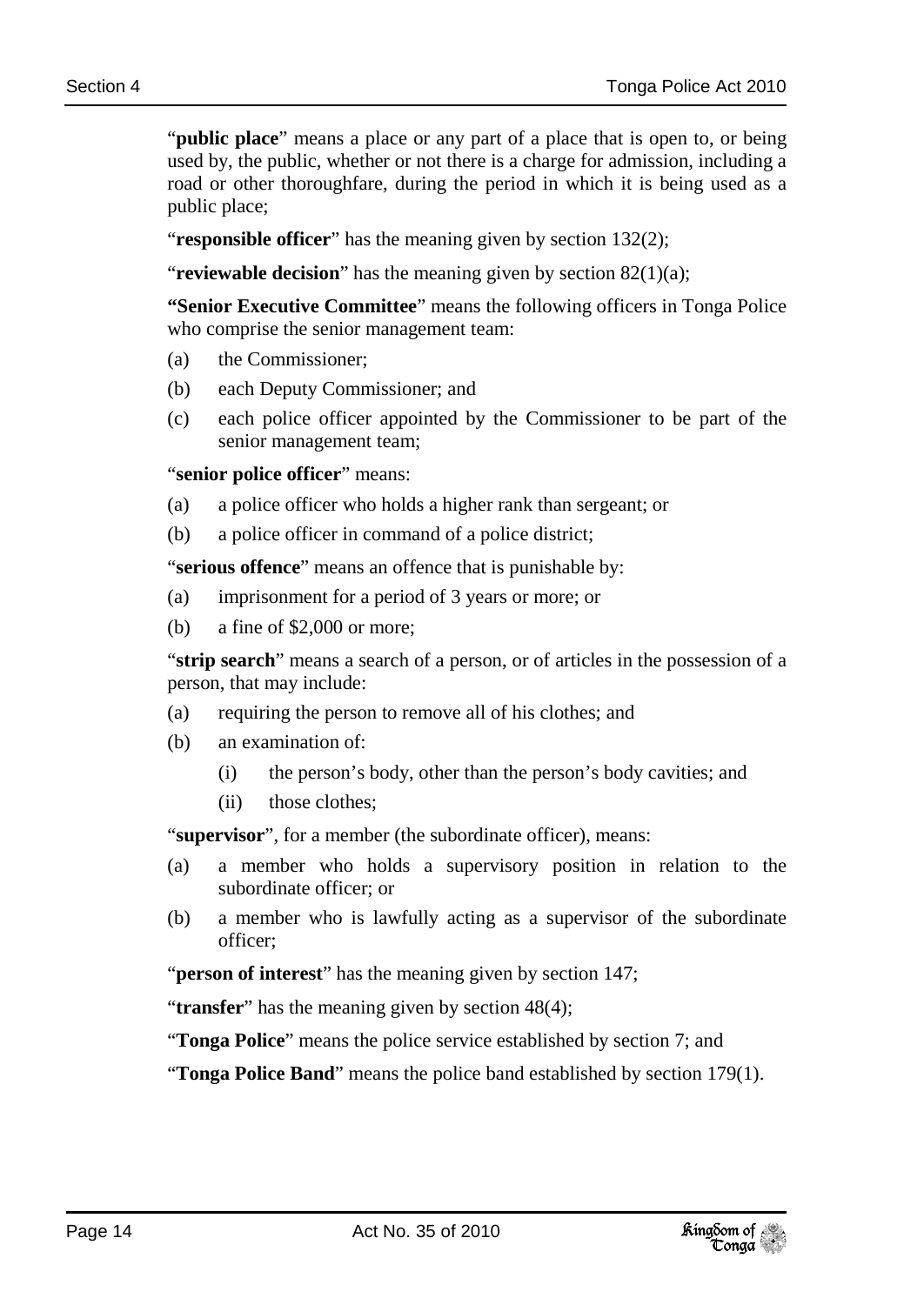"**public place**" means a place or any part of a place that is open to, or being used by, the public, whether or not there is a charge for admission, including a road or other thoroughfare, during the period in which it is being used as a public place;

"**responsible officer**" has the meaning given by section 132(2);

"**reviewable decision**" has the meaning given by section 82(1)(a);

**"Senior Executive Committee**" means the following officers in Tonga Police who comprise the senior management team:

(a) the Commissioner;

(b) each Deputy Commissioner; and

(c) each police officer appointed by the Commissioner to be part of the senior management team;

"**senior police officer**" means:

(a) a police officer who holds a higher rank than sergeant; or

(b) a police officer in command of a police district;

"**serious offence**" means an offence that is punishable by:

(a) imprisonment for a period of 3 years or more; or

(b) a fine of $2,000 or more;

"**strip search**" means a search of a person, or of articles in the possession of a person, that may include:

(a) requiring the person to remove all of his clothes; and

(b) an examination of:

   (i) the person's body, other than the person's body cavities; and

   (ii) those clothes;

"**supervisor**", for a member (the subordinate officer), means:

(a) a member who holds a supervisory position in relation to the subordinate officer; or

(b) a member who is lawfully acting as a supervisor of the subordinate officer;

"**person of interest**" has the meaning given by section 147;

"**transfer**" has the meaning given by section 48(4);

"**Tonga Police**" means the police service established by section 7; and

"**Tonga Police Band**" means the police band established by section 179(1).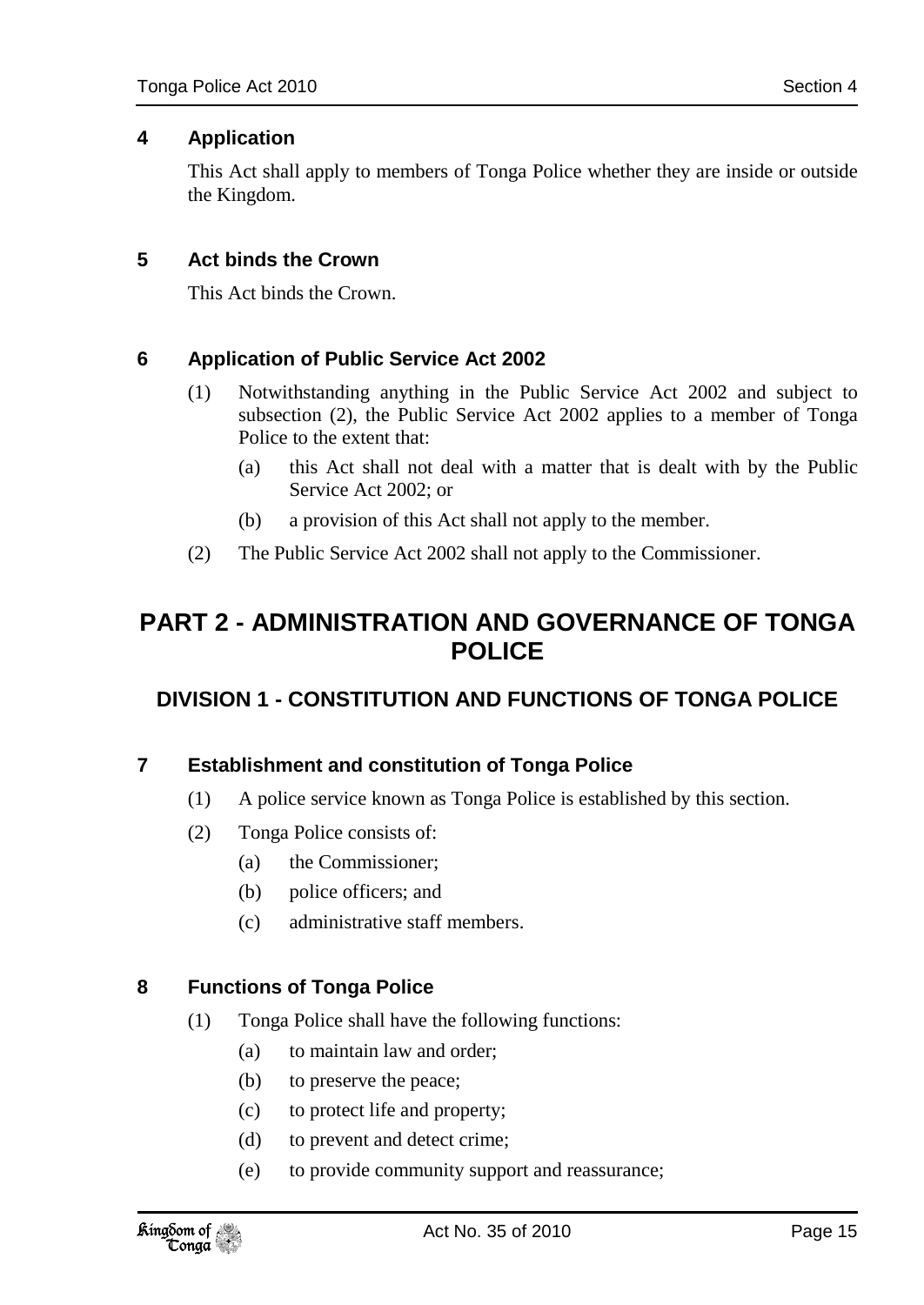### 4 Application

This Act shall apply to members of Tonga Police whether they are inside or outside the Kingdom.

### 5 Act binds the Crown

This Act binds the Crown.

### 6 Application of Public Service Act 2002

(1) Notwithstanding anything in the Public Service Act 2002 and subject to subsection (2), the Public Service Act 2002 applies to a member of Tonga Police to the extent that:

(a) this Act shall not deal with a matter that is dealt with by the Public Service Act 2002; or

(b) a provision of this Act shall not apply to the member.

(2) The Public Service Act 2002 shall not apply to the Commissioner.

# PART 2 - ADMINISTRATION AND GOVERNANCE OF TONGA POLICE

## DIVISION 1 - CONSTITUTION AND FUNCTIONS OF TONGA POLICE

### 7 Establishment and constitution of Tonga Police

(1) A police service known as Tonga Police is established by this section.

(2) Tonga Police consists of:

(a) the Commissioner;

(b) police officers; and

(c) administrative staff members.

### 8 Functions of Tonga Police

(1) Tonga Police shall have the following functions:

(a) to maintain law and order;

(b) to preserve the peace;

(c) to protect life and property;

(d) to prevent and detect crime;

(e) to provide community support and reassurance;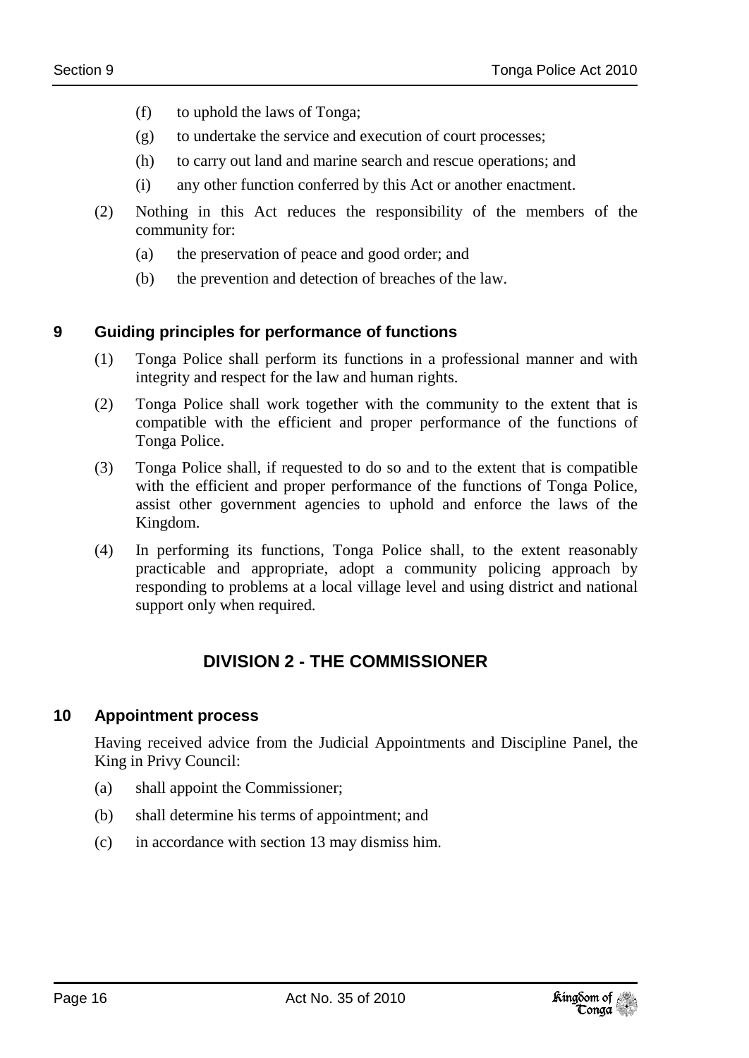(f) to uphold the laws of Tonga;

(g) to undertake the service and execution of court processes;

(h) to carry out land and marine search and rescue operations; and

(i) any other function conferred by this Act or another enactment.

(2) Nothing in this Act reduces the responsibility of the members of the community for:

(a) the preservation of peace and good order; and

(b) the prevention and detection of breaches of the law.

### 9 Guiding principles for performance of functions

(1) Tonga Police shall perform its functions in a professional manner and with integrity and respect for the law and human rights.

(2) Tonga Police shall work together with the community to the extent that is compatible with the efficient and proper performance of the functions of Tonga Police.

(3) Tonga Police shall, if requested to do so and to the extent that is compatible with the efficient and proper performance of the functions of Tonga Police, assist other government agencies to uphold and enforce the laws of the Kingdom.

(4) In performing its functions, Tonga Police shall, to the extent reasonably practicable and appropriate, adopt a community policing approach by responding to problems at a local village level and using district and national support only when required.

## DIVISION 2 - THE COMMISSIONER

### 10 Appointment process

Having received advice from the Judicial Appointments and Discipline Panel, the King in Privy Council:

(a) shall appoint the Commissioner;

(b) shall determine his terms of appointment; and

(c) in accordance with section 13 may dismiss him.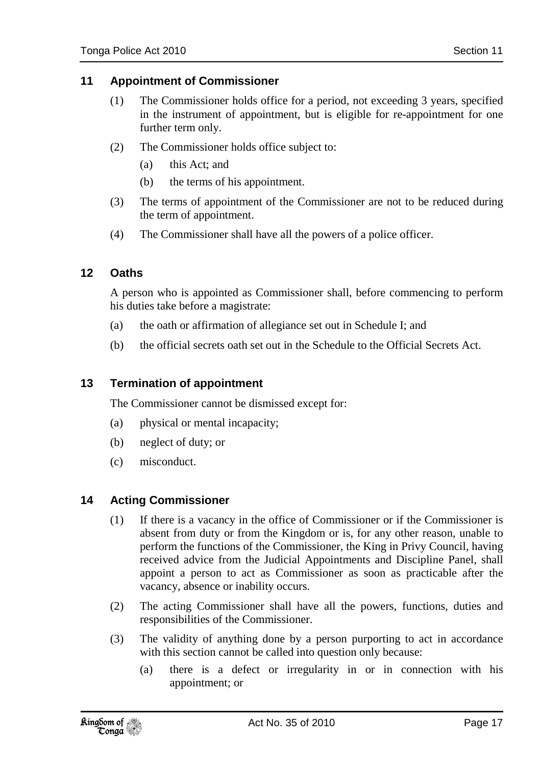## 11 Appointment of Commissioner

(1) The Commissioner holds office for a period, not exceeding 3 years, specified in the instrument of appointment, but is eligible for re-appointment for one further term only.

(2) The Commissioner holds office subject to:

(a) this Act; and

(b) the terms of his appointment.

(3) The terms of appointment of the Commissioner are not to be reduced during the term of appointment.

(4) The Commissioner shall have all the powers of a police officer.

## 12 Oaths

A person who is appointed as Commissioner shall, before commencing to perform his duties take before a magistrate:

(a) the oath or affirmation of allegiance set out in Schedule I; and

(b) the official secrets oath set out in the Schedule to the Official Secrets Act.

## 13 Termination of appointment

The Commissioner cannot be dismissed except for:

(a) physical or mental incapacity;

(b) neglect of duty; or

(c) misconduct.

## 14 Acting Commissioner

(1) If there is a vacancy in the office of Commissioner or if the Commissioner is absent from duty or from the Kingdom or is, for any other reason, unable to perform the functions of the Commissioner, the King in Privy Council, having received advice from the Judicial Appointments and Discipline Panel, shall appoint a person to act as Commissioner as soon as practicable after the vacancy, absence or inability occurs.

(2) The acting Commissioner shall have all the powers, functions, duties and responsibilities of the Commissioner.

(3) The validity of anything done by a person purporting to act in accordance with this section cannot be called into question only because:

(a) there is a defect or irregularity in or in connection with his appointment; or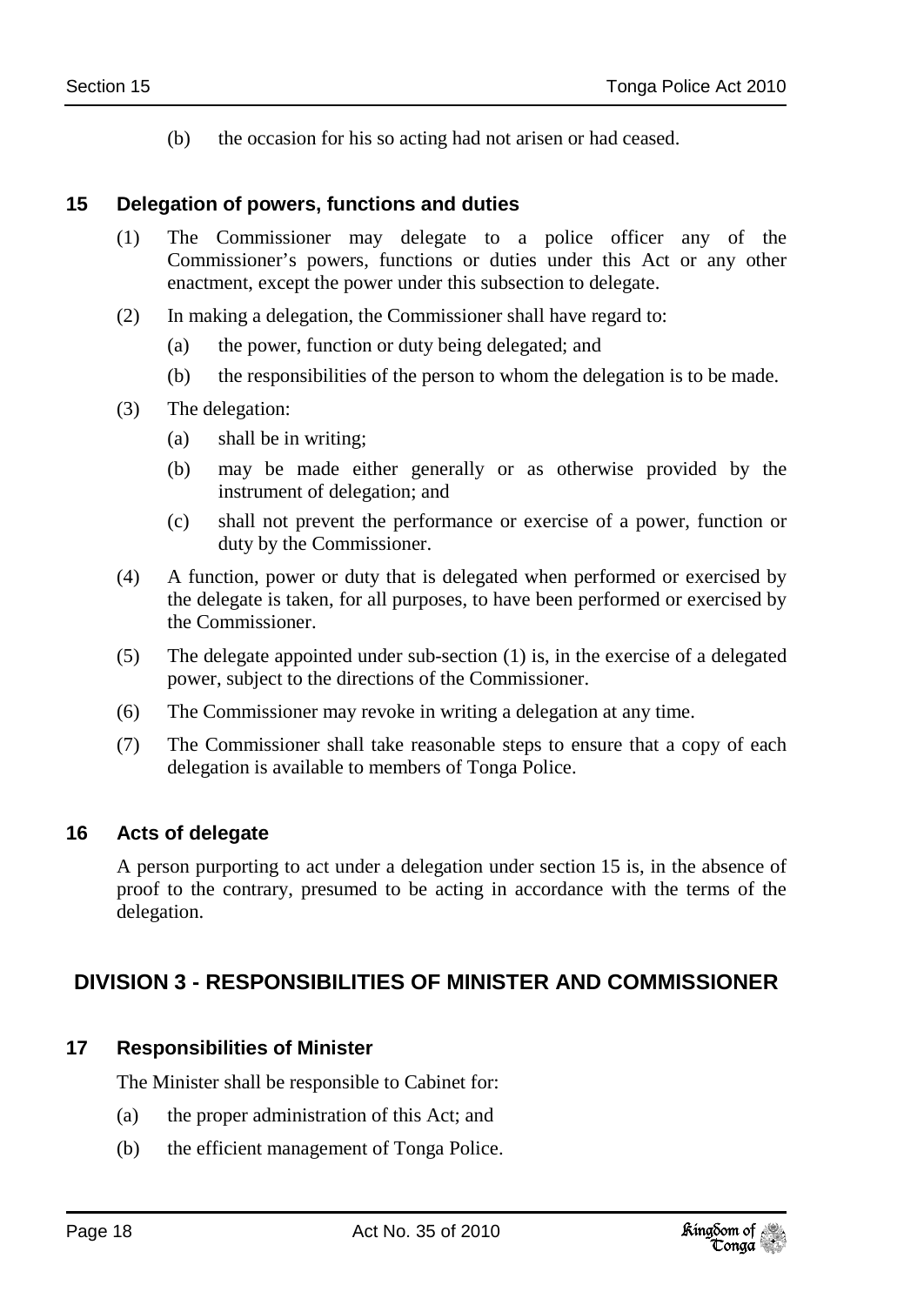(b) the occasion for his so acting had not arisen or had ceased.

### 15 Delegation of powers, functions and duties

(1) The Commissioner may delegate to a police officer any of the Commissioner's powers, functions or duties under this Act or any other enactment, except the power under this subsection to delegate.

(2) In making a delegation, the Commissioner shall have regard to:

(a) the power, function or duty being delegated; and

(b) the responsibilities of the person to whom the delegation is to be made.

(3) The delegation:

(a) shall be in writing;

(b) may be made either generally or as otherwise provided by the instrument of delegation; and

(c) shall not prevent the performance or exercise of a power, function or duty by the Commissioner.

(4) A function, power or duty that is delegated when performed or exercised by the delegate is taken, for all purposes, to have been performed or exercised by the Commissioner.

(5) The delegate appointed under sub-section (1) is, in the exercise of a delegated power, subject to the directions of the Commissioner.

(6) The Commissioner may revoke in writing a delegation at any time.

(7) The Commissioner shall take reasonable steps to ensure that a copy of each delegation is available to members of Tonga Police.

### 16 Acts of delegate

A person purporting to act under a delegation under section 15 is, in the absence of proof to the contrary, presumed to be acting in accordance with the terms of the delegation.

## DIVISION 3 - RESPONSIBILITIES OF MINISTER AND COMMISSIONER

### 17 Responsibilities of Minister

The Minister shall be responsible to Cabinet for:

(a) the proper administration of this Act; and

(b) the efficient management of Tonga Police.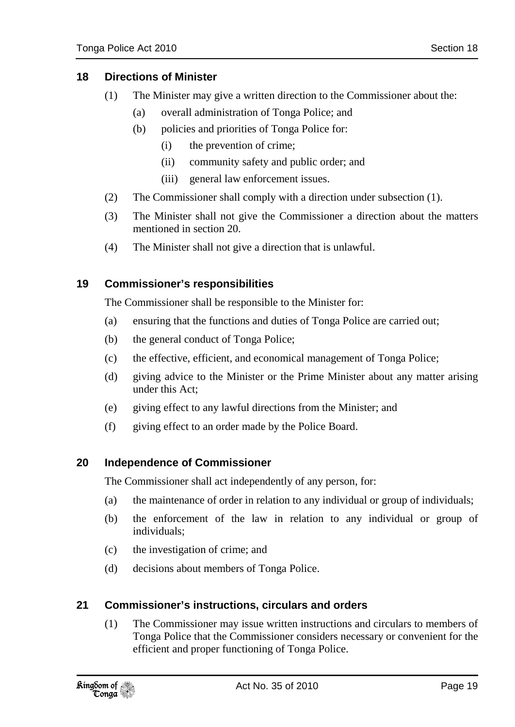## 18 Directions of Minister

(1) The Minister may give a written direction to the Commissioner about the:

  (a) overall administration of Tonga Police; and

  (b) policies and priorities of Tonga Police for:

    (i) the prevention of crime;

    (ii) community safety and public order; and

    (iii) general law enforcement issues.

(2) The Commissioner shall comply with a direction under subsection (1).

(3) The Minister shall not give the Commissioner a direction about the matters mentioned in section 20.

(4) The Minister shall not give a direction that is unlawful.

## 19 Commissioner's responsibilities

The Commissioner shall be responsible to the Minister for:

(a) ensuring that the functions and duties of Tonga Police are carried out;

(b) the general conduct of Tonga Police;

(c) the effective, efficient, and economical management of Tonga Police;

(d) giving advice to the Minister or the Prime Minister about any matter arising under this Act;

(e) giving effect to any lawful directions from the Minister; and

(f) giving effect to an order made by the Police Board.

## 20 Independence of Commissioner

The Commissioner shall act independently of any person, for:

(a) the maintenance of order in relation to any individual or group of individuals;

(b) the enforcement of the law in relation to any individual or group of individuals;

(c) the investigation of crime; and

(d) decisions about members of Tonga Police.

## 21 Commissioner's instructions, circulars and orders

(1) The Commissioner may issue written instructions and circulars to members of Tonga Police that the Commissioner considers necessary or convenient for the efficient and proper functioning of Tonga Police.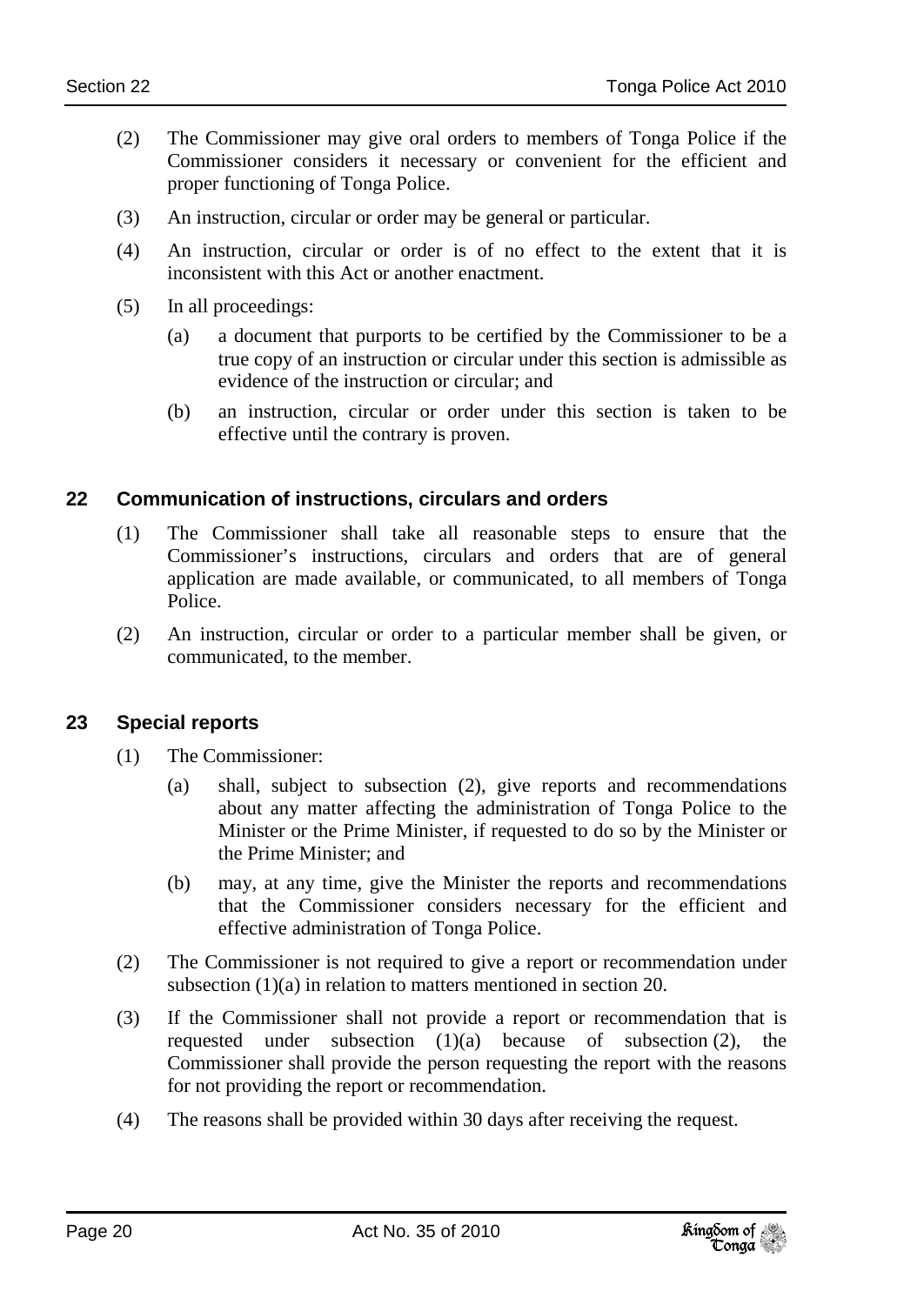(2) The Commissioner may give oral orders to members of Tonga Police if the Commissioner considers it necessary or convenient for the efficient and proper functioning of Tonga Police.

(3) An instruction, circular or order may be general or particular.

(4) An instruction, circular or order is of no effect to the extent that it is inconsistent with this Act or another enactment.

(5) In all proceedings:

(a) a document that purports to be certified by the Commissioner to be a true copy of an instruction or circular under this section is admissible as evidence of the instruction or circular; and

(b) an instruction, circular or order under this section is taken to be effective until the contrary is proven.

## 22 Communication of instructions, circulars and orders

(1) The Commissioner shall take all reasonable steps to ensure that the Commissioner's instructions, circulars and orders that are of general application are made available, or communicated, to all members of Tonga Police.

(2) An instruction, circular or order to a particular member shall be given, or communicated, to the member.

## 23 Special reports

(1) The Commissioner:

(a) shall, subject to subsection (2), give reports and recommendations about any matter affecting the administration of Tonga Police to the Minister or the Prime Minister, if requested to do so by the Minister or the Prime Minister; and

(b) may, at any time, give the Minister the reports and recommendations that the Commissioner considers necessary for the efficient and effective administration of Tonga Police.

(2) The Commissioner is not required to give a report or recommendation under subsection (1)(a) in relation to matters mentioned in section 20.

(3) If the Commissioner shall not provide a report or recommendation that is requested under subsection (1)(a) because of subsection (2), the Commissioner shall provide the person requesting the report with the reasons for not providing the report or recommendation.

(4) The reasons shall be provided within 30 days after receiving the request.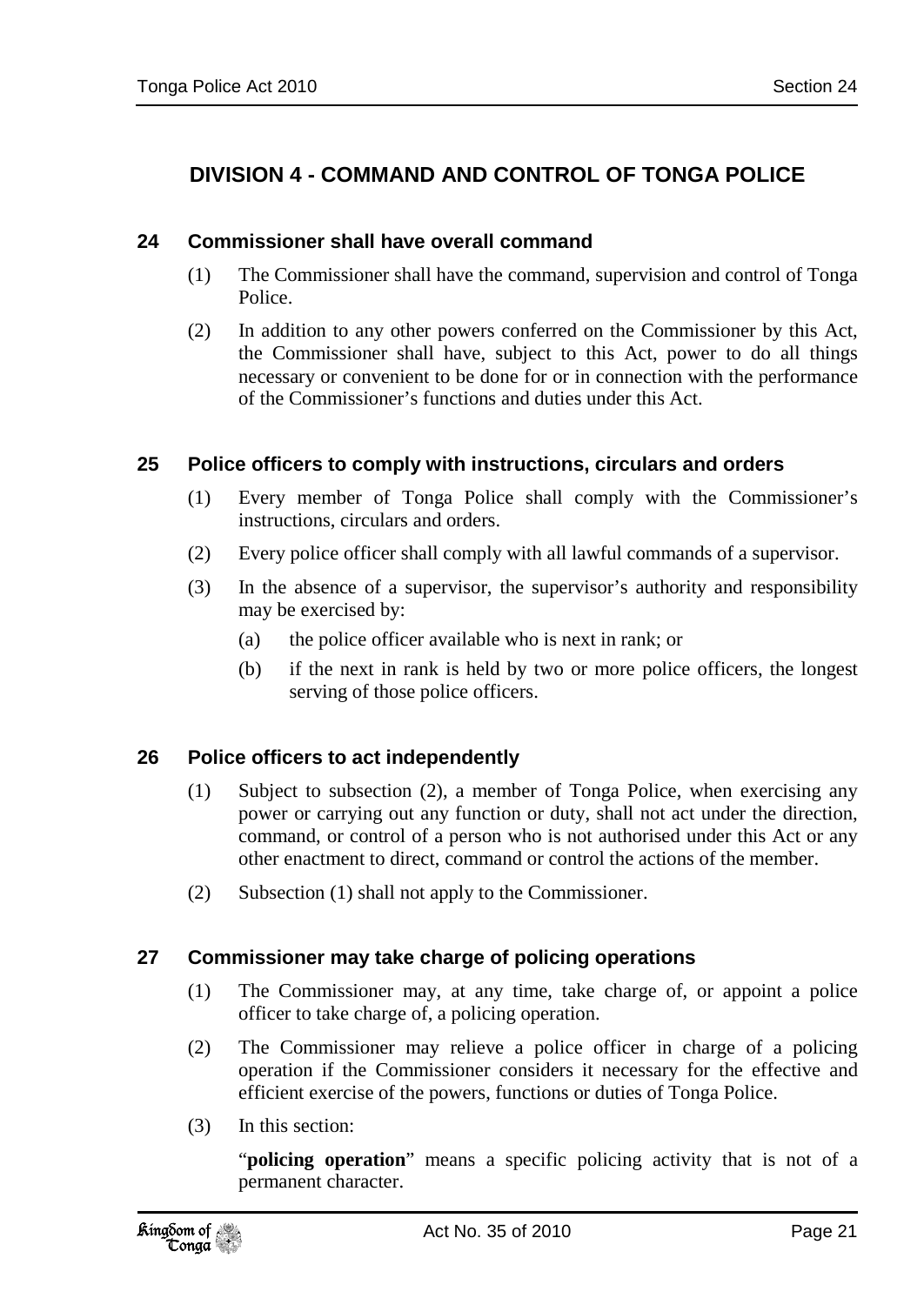## DIVISION 4 - COMMAND AND CONTROL OF TONGA POLICE

### 24 Commissioner shall have overall command

(1) The Commissioner shall have the command, supervision and control of Tonga Police.

(2) In addition to any other powers conferred on the Commissioner by this Act, the Commissioner shall have, subject to this Act, power to do all things necessary or convenient to be done for or in connection with the performance of the Commissioner's functions and duties under this Act.

### 25 Police officers to comply with instructions, circulars and orders

(1) Every member of Tonga Police shall comply with the Commissioner's instructions, circulars and orders.

(2) Every police officer shall comply with all lawful commands of a supervisor.

(3) In the absence of a supervisor, the supervisor's authority and responsibility may be exercised by:

- (a) the police officer available who is next in rank; or
- (b) if the next in rank is held by two or more police officers, the longest serving of those police officers.

### 26 Police officers to act independently

(1) Subject to subsection (2), a member of Tonga Police, when exercising any power or carrying out any function or duty, shall not act under the direction, command, or control of a person who is not authorised under this Act or any other enactment to direct, command or control the actions of the member.

(2) Subsection (1) shall not apply to the Commissioner.

### 27 Commissioner may take charge of policing operations

(1) The Commissioner may, at any time, take charge of, or appoint a police officer to take charge of, a policing operation.

(2) The Commissioner may relieve a police officer in charge of a policing operation if the Commissioner considers it necessary for the effective and efficient exercise of the powers, functions or duties of Tonga Police.

(3) In this section:

"**policing operation**" means a specific policing activity that is not of a permanent character.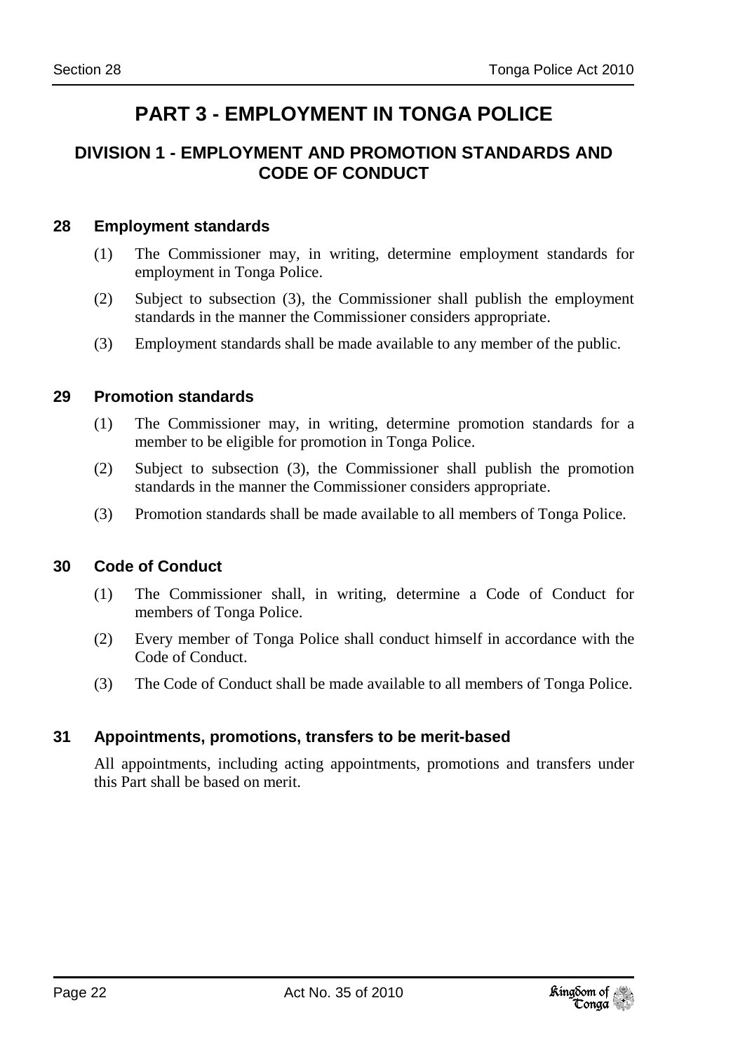# PART 3 - EMPLOYMENT IN TONGA POLICE

## DIVISION 1 - EMPLOYMENT AND PROMOTION STANDARDS AND CODE OF CONDUCT

### 28 Employment standards

(1) The Commissioner may, in writing, determine employment standards for employment in Tonga Police.

(2) Subject to subsection (3), the Commissioner shall publish the employment standards in the manner the Commissioner considers appropriate.

(3) Employment standards shall be made available to any member of the public.

### 29 Promotion standards

(1) The Commissioner may, in writing, determine promotion standards for a member to be eligible for promotion in Tonga Police.

(2) Subject to subsection (3), the Commissioner shall publish the promotion standards in the manner the Commissioner considers appropriate.

(3) Promotion standards shall be made available to all members of Tonga Police.

### 30 Code of Conduct

(1) The Commissioner shall, in writing, determine a Code of Conduct for members of Tonga Police.

(2) Every member of Tonga Police shall conduct himself in accordance with the Code of Conduct.

(3) The Code of Conduct shall be made available to all members of Tonga Police.

### 31 Appointments, promotions, transfers to be merit-based

All appointments, including acting appointments, promotions and transfers under this Part shall be based on merit.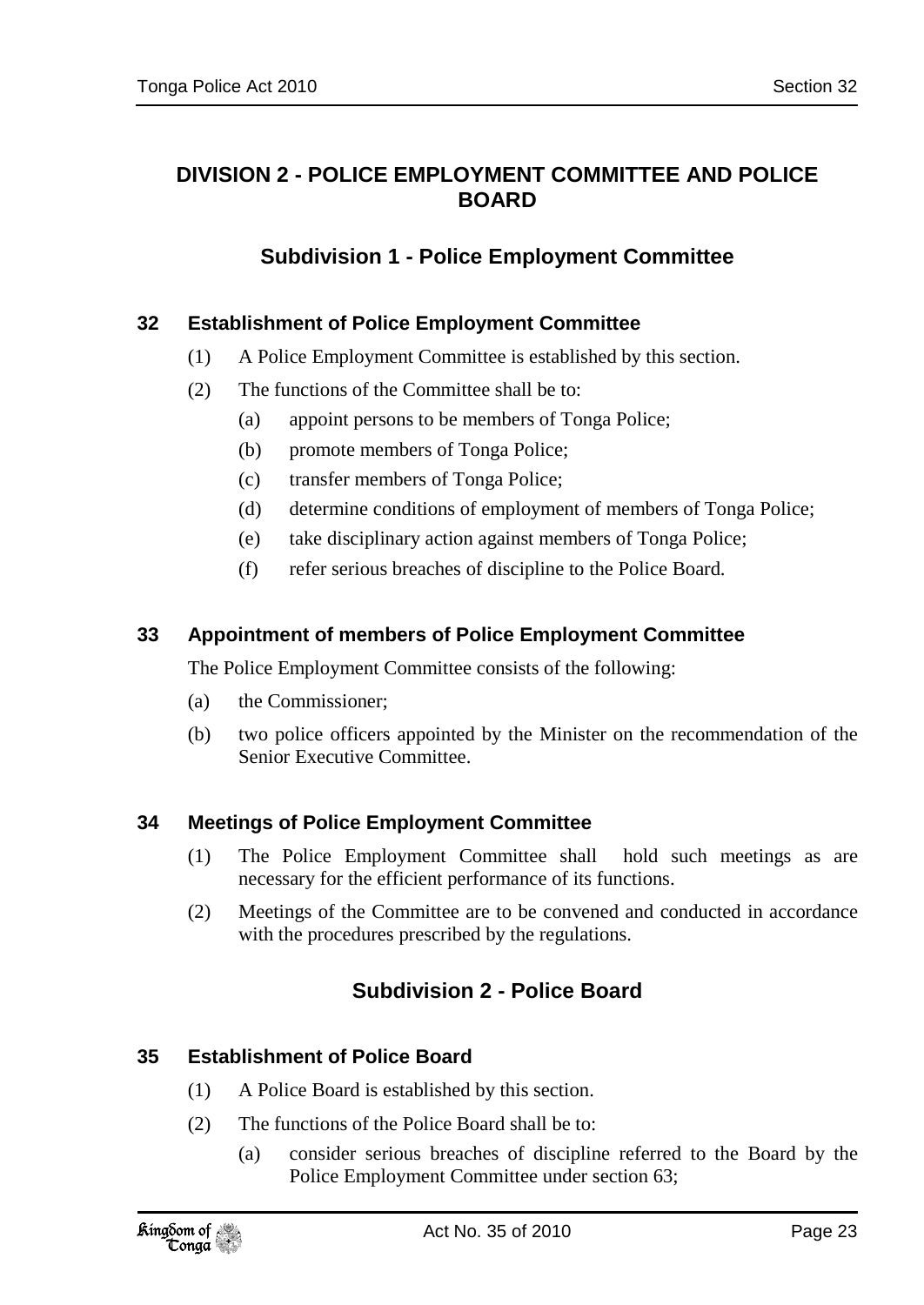## DIVISION 2 - POLICE EMPLOYMENT COMMITTEE AND POLICE BOARD

### Subdivision 1 - Police Employment Committee

#### 32 Establishment of Police Employment Committee

(1) A Police Employment Committee is established by this section.

(2) The functions of the Committee shall be to:

(a) appoint persons to be members of Tonga Police;

(b) promote members of Tonga Police;

(c) transfer members of Tonga Police;

(d) determine conditions of employment of members of Tonga Police;

(e) take disciplinary action against members of Tonga Police;

(f) refer serious breaches of discipline to the Police Board.

#### 33 Appointment of members of Police Employment Committee

The Police Employment Committee consists of the following:

(a) the Commissioner;

(b) two police officers appointed by the Minister on the recommendation of the Senior Executive Committee.

#### 34 Meetings of Police Employment Committee

(1) The Police Employment Committee shall hold such meetings as are necessary for the efficient performance of its functions.

(2) Meetings of the Committee are to be convened and conducted in accordance with the procedures prescribed by the regulations.

### Subdivision 2 - Police Board

#### 35 Establishment of Police Board

(1) A Police Board is established by this section.

(2) The functions of the Police Board shall be to:

(a) consider serious breaches of discipline referred to the Board by the Police Employment Committee under section 63;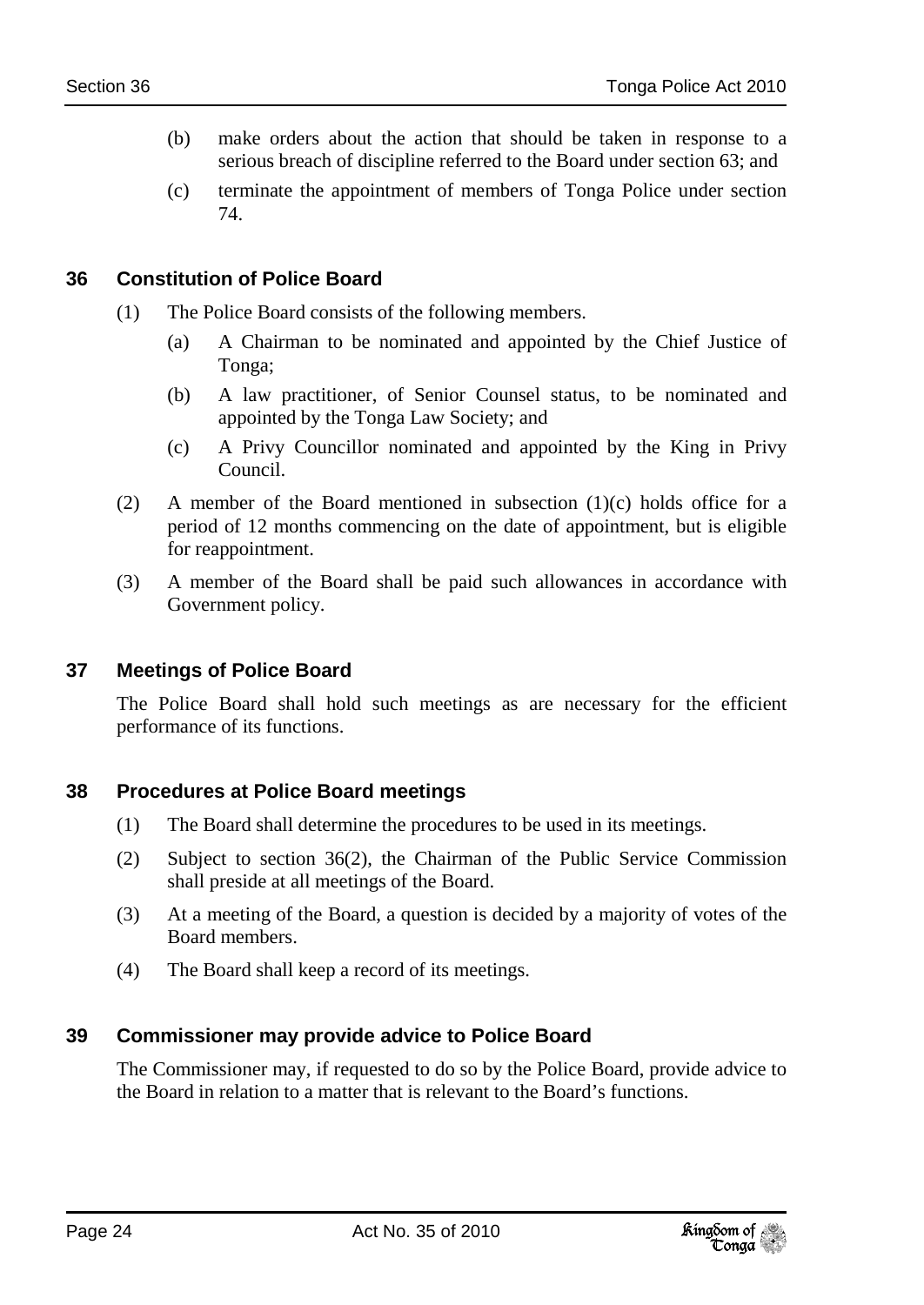(b) make orders about the action that should be taken in response to a serious breach of discipline referred to the Board under section 63; and

(c) terminate the appointment of members of Tonga Police under section 74.

### 36 Constitution of Police Board

(1) The Police Board consists of the following members.

(a) A Chairman to be nominated and appointed by the Chief Justice of Tonga;

(b) A law practitioner, of Senior Counsel status, to be nominated and appointed by the Tonga Law Society; and

(c) A Privy Councillor nominated and appointed by the King in Privy Council.

(2) A member of the Board mentioned in subsection (1)(c) holds office for a period of 12 months commencing on the date of appointment, but is eligible for reappointment.

(3) A member of the Board shall be paid such allowances in accordance with Government policy.

### 37 Meetings of Police Board

The Police Board shall hold such meetings as are necessary for the efficient performance of its functions.

### 38 Procedures at Police Board meetings

(1) The Board shall determine the procedures to be used in its meetings.

(2) Subject to section 36(2), the Chairman of the Public Service Commission shall preside at all meetings of the Board.

(3) At a meeting of the Board, a question is decided by a majority of votes of the Board members.

(4) The Board shall keep a record of its meetings.

### 39 Commissioner may provide advice to Police Board

The Commissioner may, if requested to do so by the Police Board, provide advice to the Board in relation to a matter that is relevant to the Board's functions.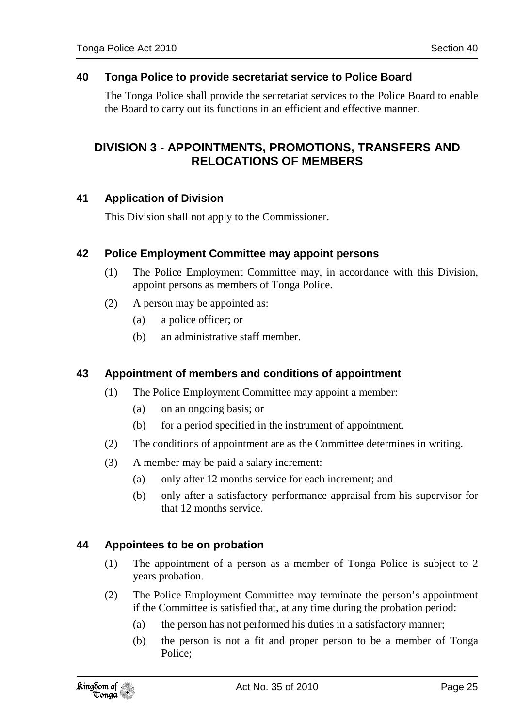### 40 Tonga Police to provide secretariat service to Police Board

The Tonga Police shall provide the secretariat services to the Police Board to enable the Board to carry out its functions in an efficient and effective manner.

## DIVISION 3 - APPOINTMENTS, PROMOTIONS, TRANSFERS AND RELOCATIONS OF MEMBERS

### 41 Application of Division

This Division shall not apply to the Commissioner.

### 42 Police Employment Committee may appoint persons

(1) The Police Employment Committee may, in accordance with this Division, appoint persons as members of Tonga Police.

(2) A person may be appointed as:

- (a) a police officer; or
- (b) an administrative staff member.

### 43 Appointment of members and conditions of appointment

(1) The Police Employment Committee may appoint a member:

- (a) on an ongoing basis; or
- (b) for a period specified in the instrument of appointment.

(2) The conditions of appointment are as the Committee determines in writing.

(3) A member may be paid a salary increment:

- (a) only after 12 months service for each increment; and
- (b) only after a satisfactory performance appraisal from his supervisor for that 12 months service.

### 44 Appointees to be on probation

(1) The appointment of a person as a member of Tonga Police is subject to 2 years probation.

(2) The Police Employment Committee may terminate the person's appointment if the Committee is satisfied that, at any time during the probation period:

- (a) the person has not performed his duties in a satisfactory manner;
- (b) the person is not a fit and proper person to be a member of Tonga Police;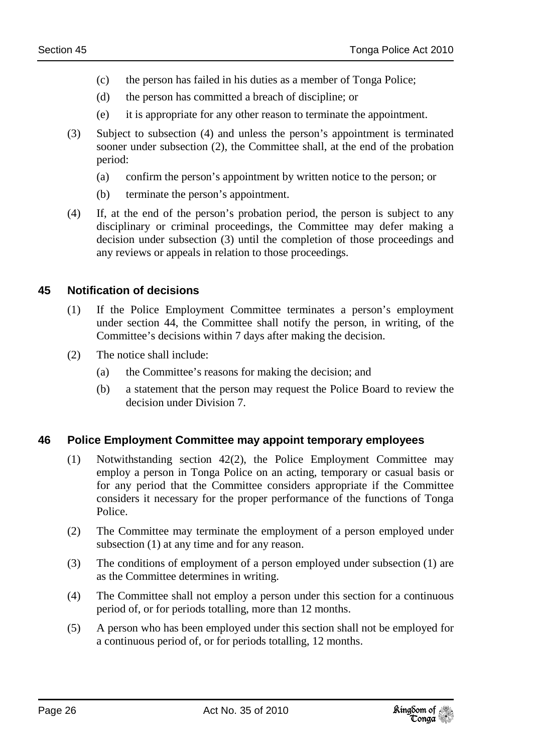(c) the person has failed in his duties as a member of Tonga Police;

(d) the person has committed a breach of discipline; or

(e) it is appropriate for any other reason to terminate the appointment.

(3) Subject to subsection (4) and unless the person's appointment is terminated sooner under subsection (2), the Committee shall, at the end of the probation period:

(a) confirm the person's appointment by written notice to the person; or

(b) terminate the person's appointment.

(4) If, at the end of the person's probation period, the person is subject to any disciplinary or criminal proceedings, the Committee may defer making a decision under subsection (3) until the completion of those proceedings and any reviews or appeals in relation to those proceedings.

## 45 Notification of decisions

(1) If the Police Employment Committee terminates a person's employment under section 44, the Committee shall notify the person, in writing, of the Committee's decisions within 7 days after making the decision.

(2) The notice shall include:

(a) the Committee's reasons for making the decision; and

(b) a statement that the person may request the Police Board to review the decision under Division 7.

## 46 Police Employment Committee may appoint temporary employees

(1) Notwithstanding section 42(2), the Police Employment Committee may employ a person in Tonga Police on an acting, temporary or casual basis or for any period that the Committee considers appropriate if the Committee considers it necessary for the proper performance of the functions of Tonga Police.

(2) The Committee may terminate the employment of a person employed under subsection (1) at any time and for any reason.

(3) The conditions of employment of a person employed under subsection (1) are as the Committee determines in writing.

(4) The Committee shall not employ a person under this section for a continuous period of, or for periods totalling, more than 12 months.

(5) A person who has been employed under this section shall not be employed for a continuous period of, or for periods totalling, 12 months.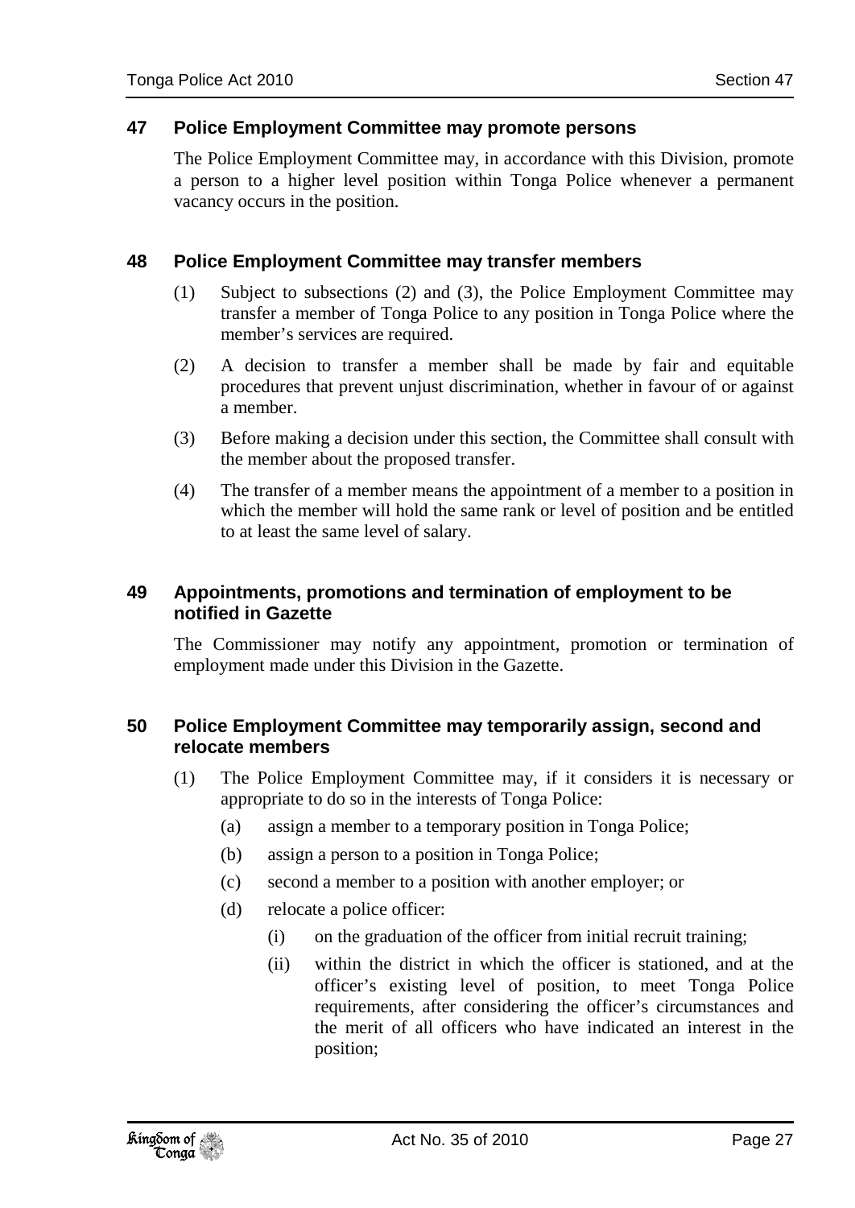### 47 Police Employment Committee may promote persons

The Police Employment Committee may, in accordance with this Division, promote a person to a higher level position within Tonga Police whenever a permanent vacancy occurs in the position.

### 48 Police Employment Committee may transfer members

(1) Subject to subsections (2) and (3), the Police Employment Committee may transfer a member of Tonga Police to any position in Tonga Police where the member's services are required.

(2) A decision to transfer a member shall be made by fair and equitable procedures that prevent unjust discrimination, whether in favour of or against a member.

(3) Before making a decision under this section, the Committee shall consult with the member about the proposed transfer.

(4) The transfer of a member means the appointment of a member to a position in which the member will hold the same rank or level of position and be entitled to at least the same level of salary.

### 49 Appointments, promotions and termination of employment to be notified in Gazette

The Commissioner may notify any appointment, promotion or termination of employment made under this Division in the Gazette.

### 50 Police Employment Committee may temporarily assign, second and relocate members

(1) The Police Employment Committee may, if it considers it is necessary or appropriate to do so in the interests of Tonga Police:

- (a) assign a member to a temporary position in Tonga Police;
- (b) assign a person to a position in Tonga Police;
- (c) second a member to a position with another employer; or
- (d) relocate a police officer:
  - (i) on the graduation of the officer from initial recruit training;
  - (ii) within the district in which the officer is stationed, and at the officer's existing level of position, to meet Tonga Police requirements, after considering the officer's circumstances and the merit of all officers who have indicated an interest in the position;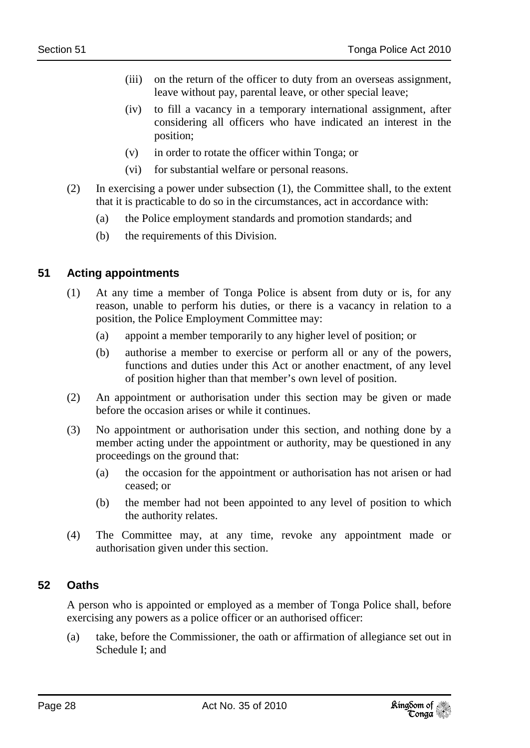(iii) on the return of the officer to duty from an overseas assignment, leave without pay, parental leave, or other special leave;

(iv) to fill a vacancy in a temporary international assignment, after considering all officers who have indicated an interest in the position;

(v) in order to rotate the officer within Tonga; or

(vi) for substantial welfare or personal reasons.

(2) In exercising a power under subsection (1), the Committee shall, to the extent that it is practicable to do so in the circumstances, act in accordance with:

(a) the Police employment standards and promotion standards; and

(b) the requirements of this Division.

## 51 Acting appointments

(1) At any time a member of Tonga Police is absent from duty or is, for any reason, unable to perform his duties, or there is a vacancy in relation to a position, the Police Employment Committee may:

(a) appoint a member temporarily to any higher level of position; or

(b) authorise a member to exercise or perform all or any of the powers, functions and duties under this Act or another enactment, of any level of position higher than that member's own level of position.

(2) An appointment or authorisation under this section may be given or made before the occasion arises or while it continues.

(3) No appointment or authorisation under this section, and nothing done by a member acting under the appointment or authority, may be questioned in any proceedings on the ground that:

(a) the occasion for the appointment or authorisation has not arisen or had ceased; or

(b) the member had not been appointed to any level of position to which the authority relates.

(4) The Committee may, at any time, revoke any appointment made or authorisation given under this section.

## 52 Oaths

A person who is appointed or employed as a member of Tonga Police shall, before exercising any powers as a police officer or an authorised officer:

(a) take, before the Commissioner, the oath or affirmation of allegiance set out in Schedule I; and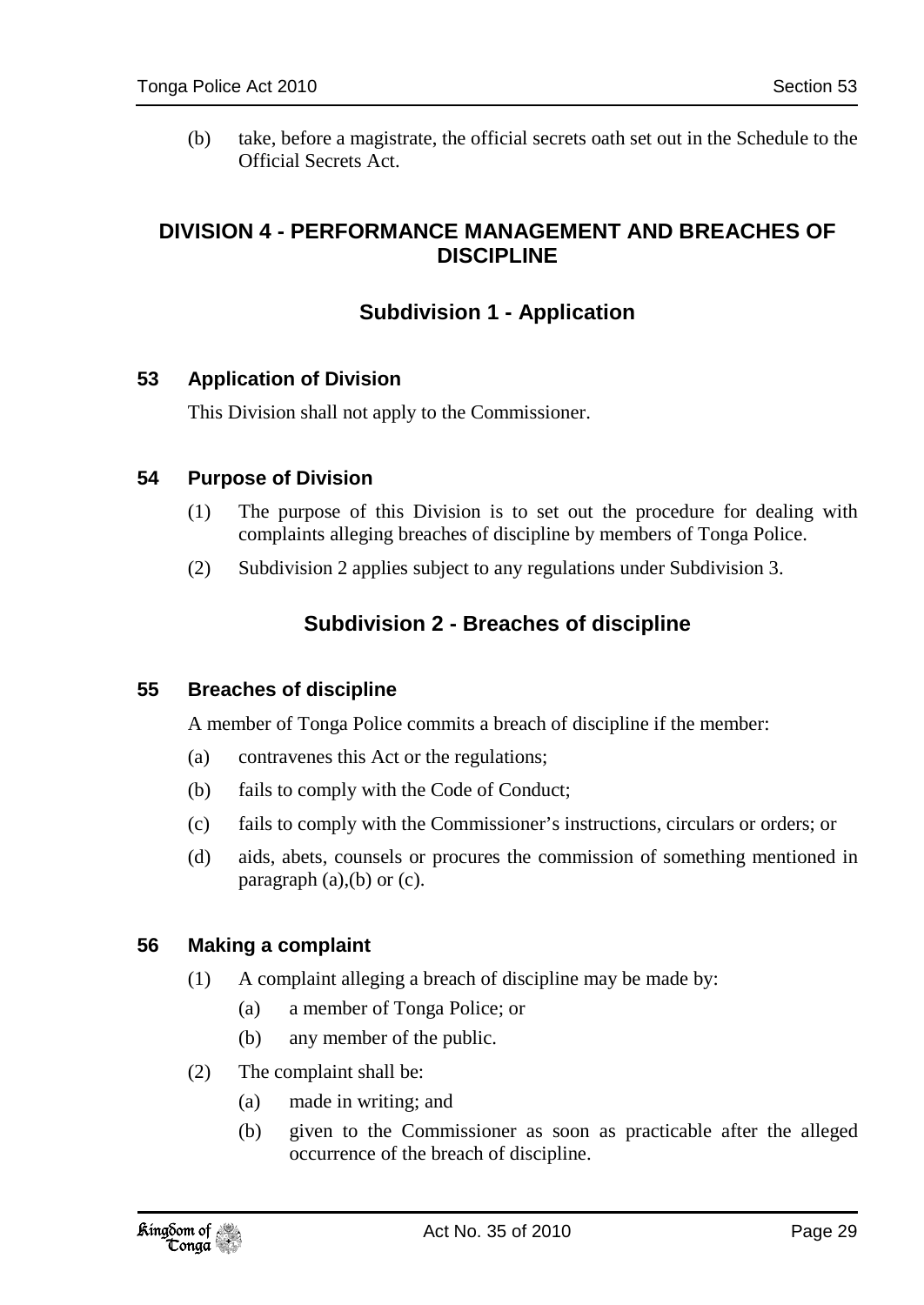(b) take, before a magistrate, the official secrets oath set out in the Schedule to the Official Secrets Act.

## DIVISION 4 - PERFORMANCE MANAGEMENT AND BREACHES OF DISCIPLINE

### Subdivision 1 - Application

#### 53 Application of Division

This Division shall not apply to the Commissioner.

#### 54 Purpose of Division

(1) The purpose of this Division is to set out the procedure for dealing with complaints alleging breaches of discipline by members of Tonga Police.

(2) Subdivision 2 applies subject to any regulations under Subdivision 3.

### Subdivision 2 - Breaches of discipline

#### 55 Breaches of discipline

A member of Tonga Police commits a breach of discipline if the member:

(a) contravenes this Act or the regulations;

(b) fails to comply with the Code of Conduct;

(c) fails to comply with the Commissioner's instructions, circulars or orders; or

(d) aids, abets, counsels or procures the commission of something mentioned in paragraph (a),(b) or (c).

#### 56 Making a complaint

(1) A complaint alleging a breach of discipline may be made by:

- (a) a member of Tonga Police; or
- (b) any member of the public.

(2) The complaint shall be:

- (a) made in writing; and
- (b) given to the Commissioner as soon as practicable after the alleged occurrence of the breach of discipline.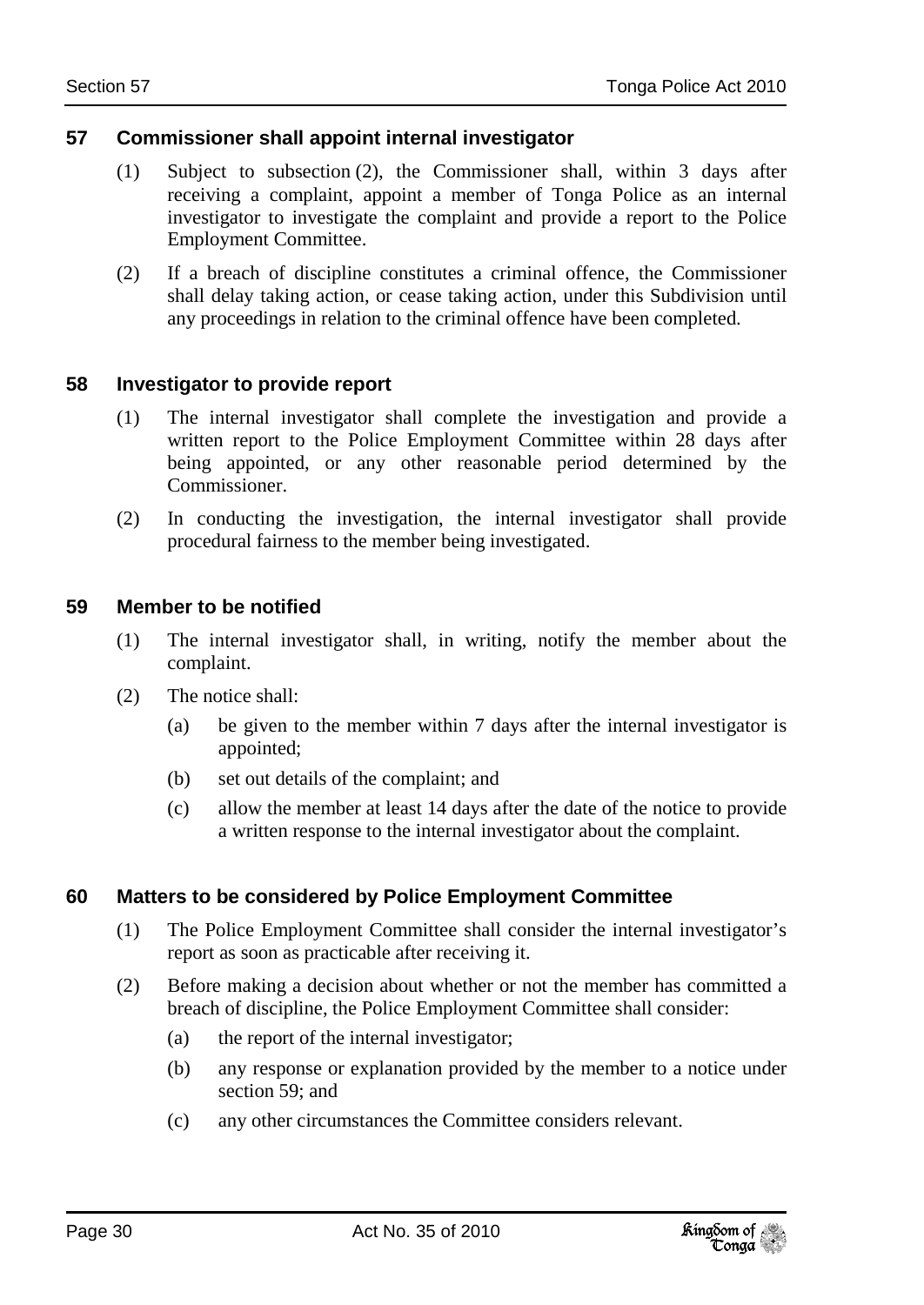## 57 Commissioner shall appoint internal investigator

(1) Subject to subsection (2), the Commissioner shall, within 3 days after receiving a complaint, appoint a member of Tonga Police as an internal investigator to investigate the complaint and provide a report to the Police Employment Committee.

(2) If a breach of discipline constitutes a criminal offence, the Commissioner shall delay taking action, or cease taking action, under this Subdivision until any proceedings in relation to the criminal offence have been completed.

## 58 Investigator to provide report

(1) The internal investigator shall complete the investigation and provide a written report to the Police Employment Committee within 28 days after being appointed, or any other reasonable period determined by the Commissioner.

(2) In conducting the investigation, the internal investigator shall provide procedural fairness to the member being investigated.

## 59 Member to be notified

(1) The internal investigator shall, in writing, notify the member about the complaint.

(2) The notice shall:

- (a) be given to the member within 7 days after the internal investigator is appointed;
- (b) set out details of the complaint; and
- (c) allow the member at least 14 days after the date of the notice to provide a written response to the internal investigator about the complaint.

## 60 Matters to be considered by Police Employment Committee

(1) The Police Employment Committee shall consider the internal investigator's report as soon as practicable after receiving it.

(2) Before making a decision about whether or not the member has committed a breach of discipline, the Police Employment Committee shall consider:

- (a) the report of the internal investigator;
- (b) any response or explanation provided by the member to a notice under section 59; and
- (c) any other circumstances the Committee considers relevant.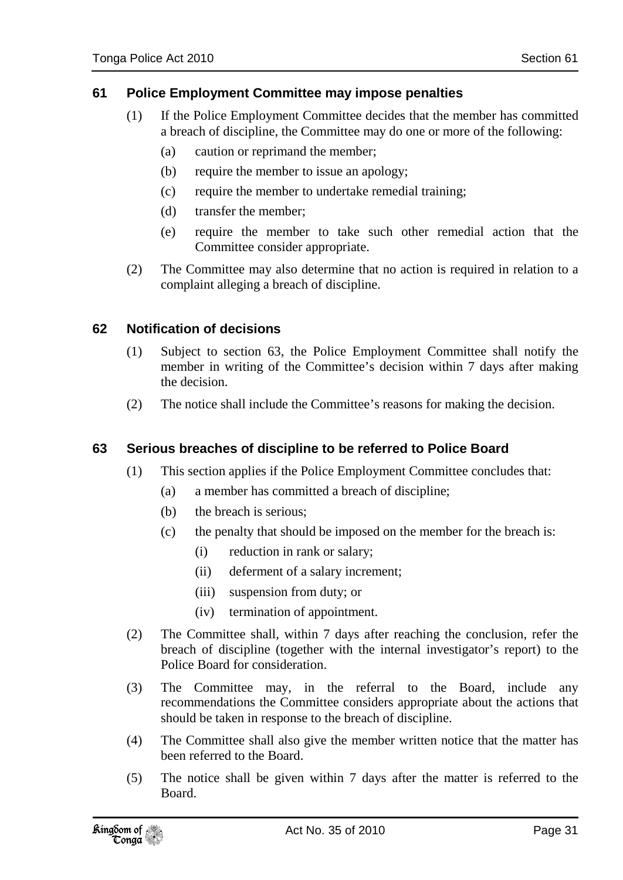## 61 Police Employment Committee may impose penalties

(1) If the Police Employment Committee decides that the member has committed a breach of discipline, the Committee may do one or more of the following:

- (a) caution or reprimand the member;
- (b) require the member to issue an apology;
- (c) require the member to undertake remedial training;
- (d) transfer the member;
- (e) require the member to take such other remedial action that the Committee consider appropriate.

(2) The Committee may also determine that no action is required in relation to a complaint alleging a breach of discipline.

## 62 Notification of decisions

(1) Subject to section 63, the Police Employment Committee shall notify the member in writing of the Committee's decision within 7 days after making the decision.

(2) The notice shall include the Committee's reasons for making the decision.

## 63 Serious breaches of discipline to be referred to Police Board

(1) This section applies if the Police Employment Committee concludes that:

- (a) a member has committed a breach of discipline;
- (b) the breach is serious;
- (c) the penalty that should be imposed on the member for the breach is:
  - (i) reduction in rank or salary;
  - (ii) deferment of a salary increment;
  - (iii) suspension from duty; or
  - (iv) termination of appointment.

(2) The Committee shall, within 7 days after reaching the conclusion, refer the breach of discipline (together with the internal investigator's report) to the Police Board for consideration.

(3) The Committee may, in the referral to the Board, include any recommendations the Committee considers appropriate about the actions that should be taken in response to the breach of discipline.

(4) The Committee shall also give the member written notice that the matter has been referred to the Board.

(5) The notice shall be given within 7 days after the matter is referred to the Board.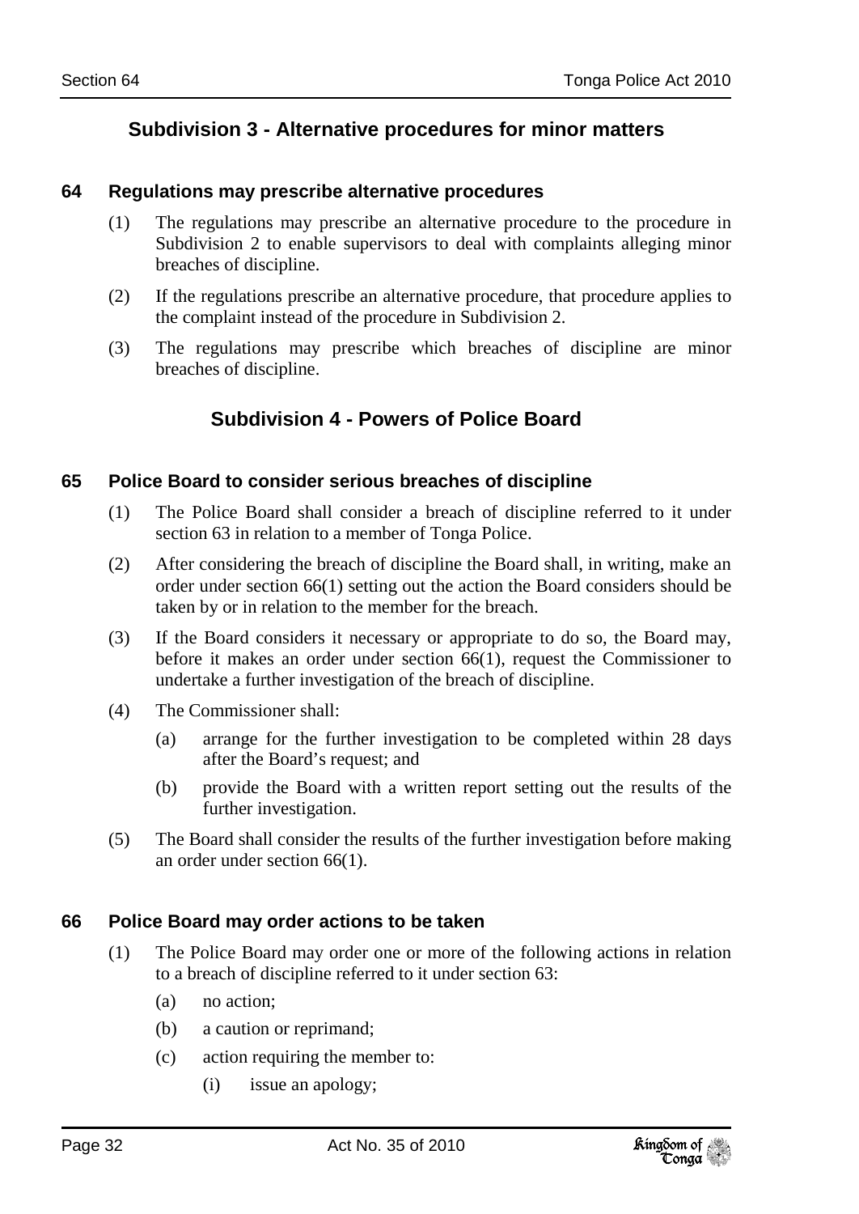## Subdivision 3 - Alternative procedures for minor matters

### 64 Regulations may prescribe alternative procedures

(1) The regulations may prescribe an alternative procedure to the procedure in Subdivision 2 to enable supervisors to deal with complaints alleging minor breaches of discipline.

(2) If the regulations prescribe an alternative procedure, that procedure applies to the complaint instead of the procedure in Subdivision 2.

(3) The regulations may prescribe which breaches of discipline are minor breaches of discipline.

## Subdivision 4 - Powers of Police Board

### 65 Police Board to consider serious breaches of discipline

(1) The Police Board shall consider a breach of discipline referred to it under section 63 in relation to a member of Tonga Police.

(2) After considering the breach of discipline the Board shall, in writing, make an order under section 66(1) setting out the action the Board considers should be taken by or in relation to the member for the breach.

(3) If the Board considers it necessary or appropriate to do so, the Board may, before it makes an order under section 66(1), request the Commissioner to undertake a further investigation of the breach of discipline.

(4) The Commissioner shall:

- (a) arrange for the further investigation to be completed within 28 days after the Board's request; and
- (b) provide the Board with a written report setting out the results of the further investigation.

(5) The Board shall consider the results of the further investigation before making an order under section 66(1).

### 66 Police Board may order actions to be taken

(1) The Police Board may order one or more of the following actions in relation to a breach of discipline referred to it under section 63:

- (a) no action;
- (b) a caution or reprimand;
- (c) action requiring the member to:
  - (i) issue an apology;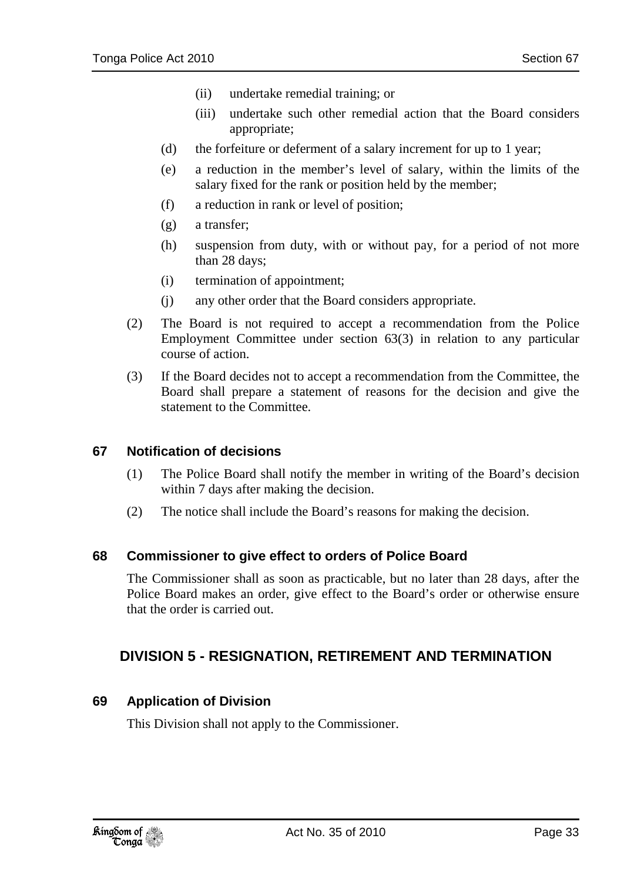(ii) undertake remedial training; or

(iii) undertake such other remedial action that the Board considers appropriate;

(d) the forfeiture or deferment of a salary increment for up to 1 year;

(e) a reduction in the member's level of salary, within the limits of the salary fixed for the rank or position held by the member;

(f) a reduction in rank or level of position;

(g) a transfer;

(h) suspension from duty, with or without pay, for a period of not more than 28 days;

(i) termination of appointment;

(j) any other order that the Board considers appropriate.

(2) The Board is not required to accept a recommendation from the Police Employment Committee under section 63(3) in relation to any particular course of action.

(3) If the Board decides not to accept a recommendation from the Committee, the Board shall prepare a statement of reasons for the decision and give the statement to the Committee.

### 67 Notification of decisions

(1) The Police Board shall notify the member in writing of the Board's decision within 7 days after making the decision.

(2) The notice shall include the Board's reasons for making the decision.

### 68 Commissioner to give effect to orders of Police Board

The Commissioner shall as soon as practicable, but no later than 28 days, after the Police Board makes an order, give effect to the Board's order or otherwise ensure that the order is carried out.

## DIVISION 5 - RESIGNATION, RETIREMENT AND TERMINATION

### 69 Application of Division

This Division shall not apply to the Commissioner.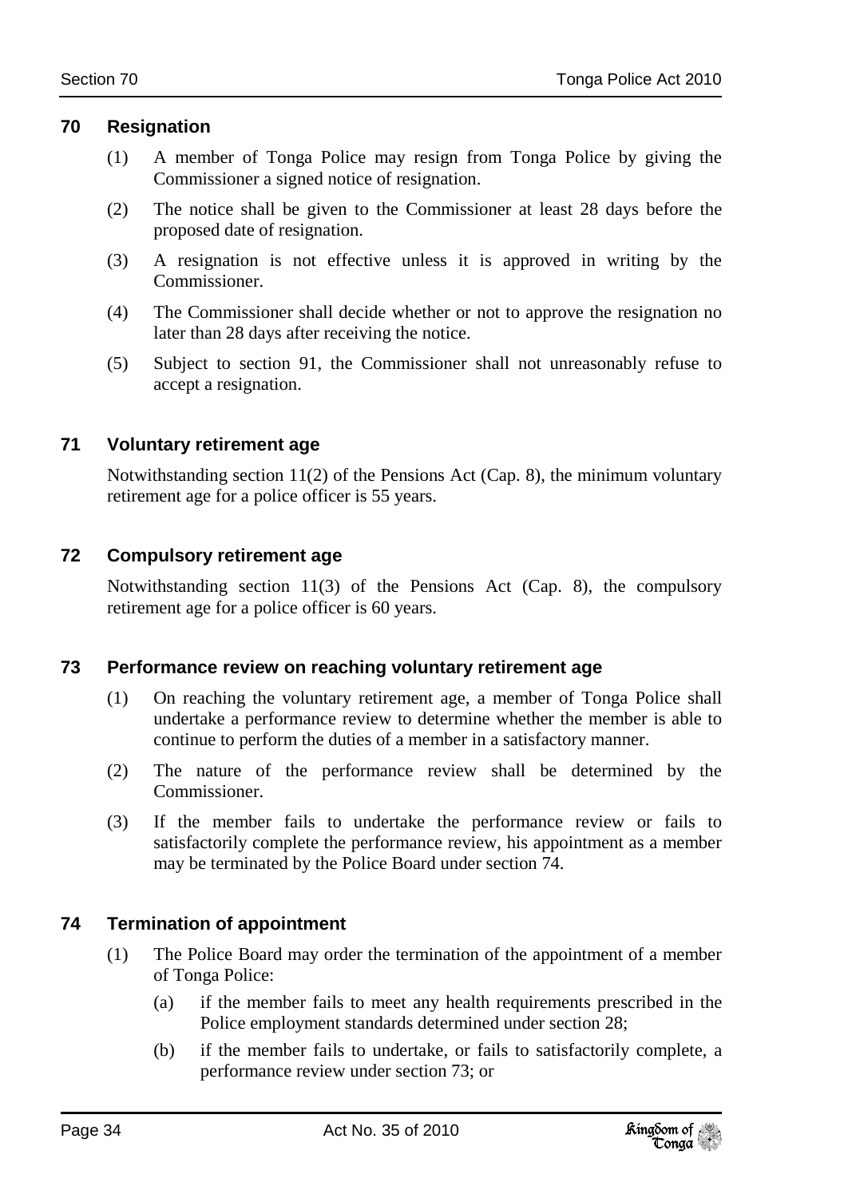## 70 Resignation

(1) A member of Tonga Police may resign from Tonga Police by giving the Commissioner a signed notice of resignation.

(2) The notice shall be given to the Commissioner at least 28 days before the proposed date of resignation.

(3) A resignation is not effective unless it is approved in writing by the Commissioner.

(4) The Commissioner shall decide whether or not to approve the resignation no later than 28 days after receiving the notice.

(5) Subject to section 91, the Commissioner shall not unreasonably refuse to accept a resignation.

## 71 Voluntary retirement age

Notwithstanding section 11(2) of the Pensions Act (Cap. 8), the minimum voluntary retirement age for a police officer is 55 years.

## 72 Compulsory retirement age

Notwithstanding section 11(3) of the Pensions Act (Cap. 8), the compulsory retirement age for a police officer is 60 years.

## 73 Performance review on reaching voluntary retirement age

(1) On reaching the voluntary retirement age, a member of Tonga Police shall undertake a performance review to determine whether the member is able to continue to perform the duties of a member in a satisfactory manner.

(2) The nature of the performance review shall be determined by the Commissioner.

(3) If the member fails to undertake the performance review or fails to satisfactorily complete the performance review, his appointment as a member may be terminated by the Police Board under section 74.

## 74 Termination of appointment

(1) The Police Board may order the termination of the appointment of a member of Tonga Police:

(a) if the member fails to meet any health requirements prescribed in the Police employment standards determined under section 28;

(b) if the member fails to undertake, or fails to satisfactorily complete, a performance review under section 73; or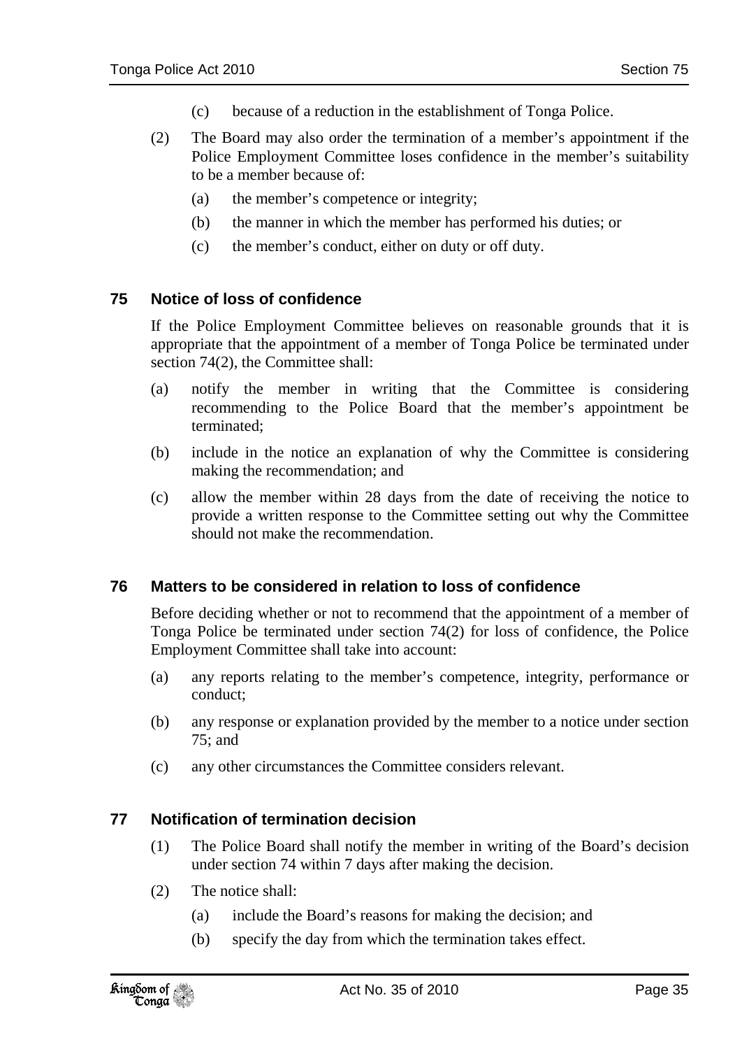(c) because of a reduction in the establishment of Tonga Police.

(2) The Board may also order the termination of a member's appointment if the Police Employment Committee loses confidence in the member's suitability to be a member because of:

(a) the member's competence or integrity;

(b) the manner in which the member has performed his duties; or

(c) the member's conduct, either on duty or off duty.

## 75 Notice of loss of confidence

If the Police Employment Committee believes on reasonable grounds that it is appropriate that the appointment of a member of Tonga Police be terminated under section 74(2), the Committee shall:

(a) notify the member in writing that the Committee is considering recommending to the Police Board that the member's appointment be terminated;

(b) include in the notice an explanation of why the Committee is considering making the recommendation; and

(c) allow the member within 28 days from the date of receiving the notice to provide a written response to the Committee setting out why the Committee should not make the recommendation.

## 76 Matters to be considered in relation to loss of confidence

Before deciding whether or not to recommend that the appointment of a member of Tonga Police be terminated under section 74(2) for loss of confidence, the Police Employment Committee shall take into account:

(a) any reports relating to the member's competence, integrity, performance or conduct;

(b) any response or explanation provided by the member to a notice under section 75; and

(c) any other circumstances the Committee considers relevant.

## 77 Notification of termination decision

(1) The Police Board shall notify the member in writing of the Board's decision under section 74 within 7 days after making the decision.

(2) The notice shall:

(a) include the Board's reasons for making the decision; and

(b) specify the day from which the termination takes effect.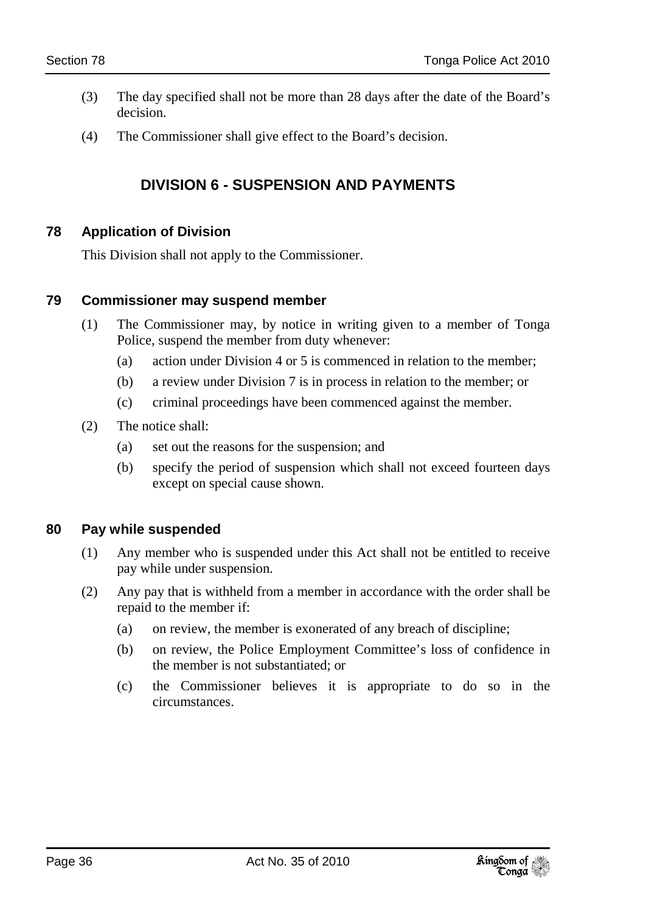(3) The day specified shall not be more than 28 days after the date of the Board's decision.

(4) The Commissioner shall give effect to the Board's decision.

## DIVISION 6 - SUSPENSION AND PAYMENTS

### 78 Application of Division

This Division shall not apply to the Commissioner.

### 79 Commissioner may suspend member

(1) The Commissioner may, by notice in writing given to a member of Tonga Police, suspend the member from duty whenever:

   (a) action under Division 4 or 5 is commenced in relation to the member;

   (b) a review under Division 7 is in process in relation to the member; or

   (c) criminal proceedings have been commenced against the member.

(2) The notice shall:

   (a) set out the reasons for the suspension; and

   (b) specify the period of suspension which shall not exceed fourteen days except on special cause shown.

### 80 Pay while suspended

(1) Any member who is suspended under this Act shall not be entitled to receive pay while under suspension.

(2) Any pay that is withheld from a member in accordance with the order shall be repaid to the member if:

   (a) on review, the member is exonerated of any breach of discipline;

   (b) on review, the Police Employment Committee's loss of confidence in the member is not substantiated; or

   (c) the Commissioner believes it is appropriate to do so in the circumstances.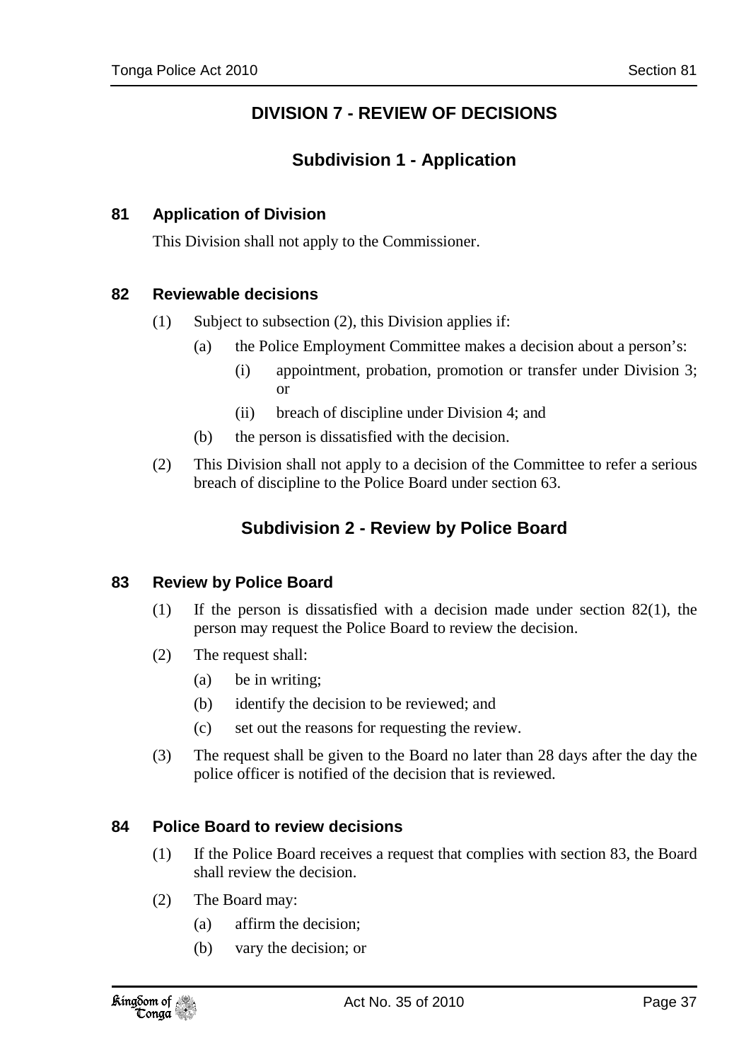## DIVISION 7 - REVIEW OF DECISIONS

### Subdivision 1 - Application

**81 Application of Division**

This Division shall not apply to the Commissioner.

**82 Reviewable decisions**

(1) Subject to subsection (2), this Division applies if:

- (a) the Police Employment Committee makes a decision about a person's:
  - (i) appointment, probation, promotion or transfer under Division 3; or
  - (ii) breach of discipline under Division 4; and
- (b) the person is dissatisfied with the decision.

(2) This Division shall not apply to a decision of the Committee to refer a serious breach of discipline to the Police Board under section 63.

### Subdivision 2 - Review by Police Board

**83 Review by Police Board**

(1) If the person is dissatisfied with a decision made under section 82(1), the person may request the Police Board to review the decision.

(2) The request shall:

- (a) be in writing;
- (b) identify the decision to be reviewed; and
- (c) set out the reasons for requesting the review.

(3) The request shall be given to the Board no later than 28 days after the day the police officer is notified of the decision that is reviewed.

**84 Police Board to review decisions**

(1) If the Police Board receives a request that complies with section 83, the Board shall review the decision.

(2) The Board may:

- (a) affirm the decision;
- (b) vary the decision; or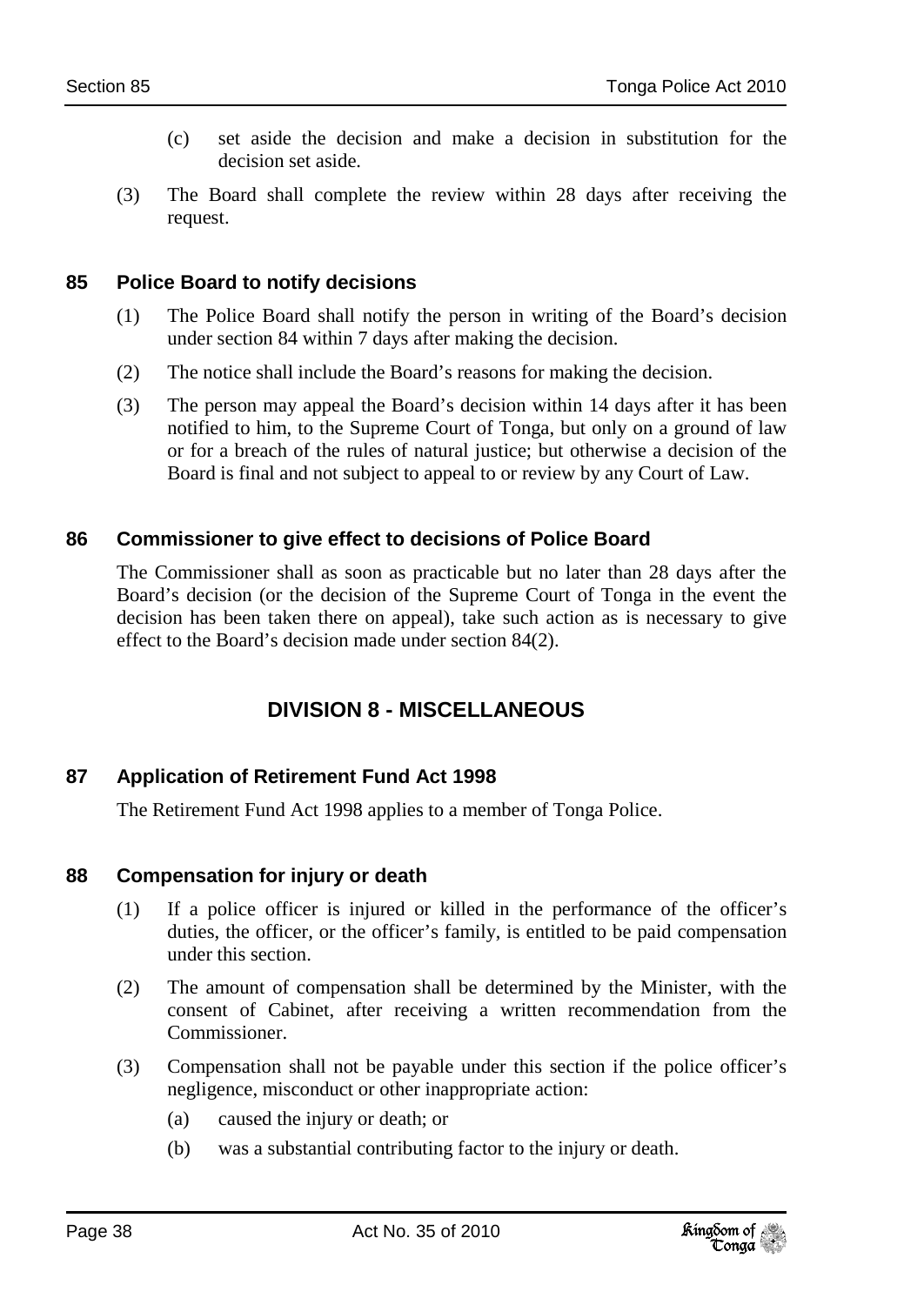(c) set aside the decision and make a decision in substitution for the decision set aside.

(3) The Board shall complete the review within 28 days after receiving the request.

### 85 Police Board to notify decisions

(1) The Police Board shall notify the person in writing of the Board's decision under section 84 within 7 days after making the decision.

(2) The notice shall include the Board's reasons for making the decision.

(3) The person may appeal the Board's decision within 14 days after it has been notified to him, to the Supreme Court of Tonga, but only on a ground of law or for a breach of the rules of natural justice; but otherwise a decision of the Board is final and not subject to appeal to or review by any Court of Law.

### 86 Commissioner to give effect to decisions of Police Board

The Commissioner shall as soon as practicable but no later than 28 days after the Board's decision (or the decision of the Supreme Court of Tonga in the event the decision has been taken there on appeal), take such action as is necessary to give effect to the Board's decision made under section 84(2).

## DIVISION 8 - MISCELLANEOUS

### 87 Application of Retirement Fund Act 1998

The Retirement Fund Act 1998 applies to a member of Tonga Police.

### 88 Compensation for injury or death

(1) If a police officer is injured or killed in the performance of the officer's duties, the officer, or the officer's family, is entitled to be paid compensation under this section.

(2) The amount of compensation shall be determined by the Minister, with the consent of Cabinet, after receiving a written recommendation from the Commissioner.

(3) Compensation shall not be payable under this section if the police officer's negligence, misconduct or other inappropriate action:

(a) caused the injury or death; or

(b) was a substantial contributing factor to the injury or death.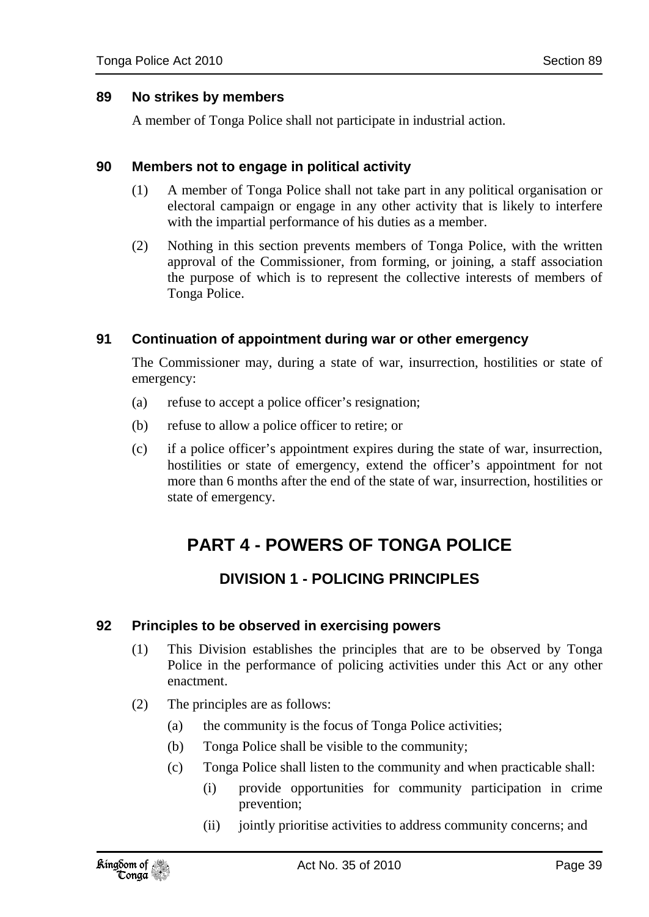### 89 No strikes by members

A member of Tonga Police shall not participate in industrial action.

### 90 Members not to engage in political activity

(1) A member of Tonga Police shall not take part in any political organisation or electoral campaign or engage in any other activity that is likely to interfere with the impartial performance of his duties as a member.

(2) Nothing in this section prevents members of Tonga Police, with the written approval of the Commissioner, from forming, or joining, a staff association the purpose of which is to represent the collective interests of members of Tonga Police.

### 91 Continuation of appointment during war or other emergency

The Commissioner may, during a state of war, insurrection, hostilities or state of emergency:

(a) refuse to accept a police officer's resignation;

(b) refuse to allow a police officer to retire; or

(c) if a police officer's appointment expires during the state of war, insurrection, hostilities or state of emergency, extend the officer's appointment for not more than 6 months after the end of the state of war, insurrection, hostilities or state of emergency.

# PART 4 - POWERS OF TONGA POLICE

## DIVISION 1 - POLICING PRINCIPLES

### 92 Principles to be observed in exercising powers

(1) This Division establishes the principles that are to be observed by Tonga Police in the performance of policing activities under this Act or any other enactment.

(2) The principles are as follows:

- (a) the community is the focus of Tonga Police activities;
- (b) Tonga Police shall be visible to the community;
- (c) Tonga Police shall listen to the community and when practicable shall:
  - (i) provide opportunities for community participation in crime prevention;
  - (ii) jointly prioritise activities to address community concerns; and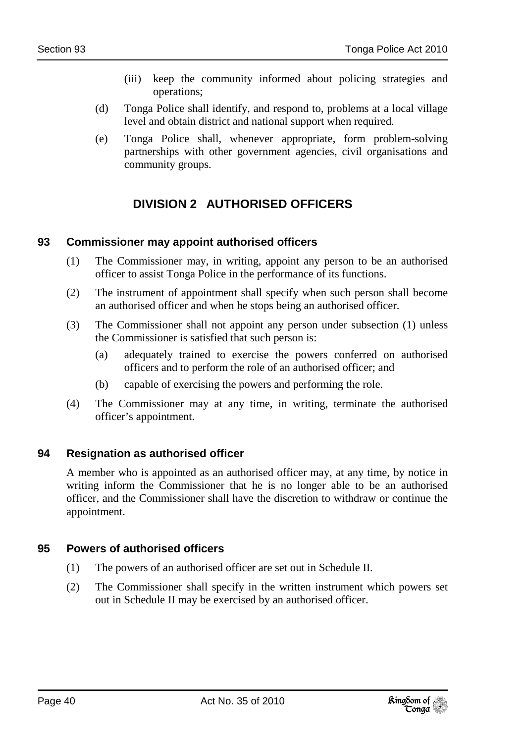(iii) keep the community informed about policing strategies and operations;

(d) Tonga Police shall identify, and respond to, problems at a local village level and obtain district and national support when required.

(e) Tonga Police shall, whenever appropriate, form problem-solving partnerships with other government agencies, civil organisations and community groups.

## DIVISION 2 AUTHORISED OFFICERS

### 93 Commissioner may appoint authorised officers

(1) The Commissioner may, in writing, appoint any person to be an authorised officer to assist Tonga Police in the performance of its functions.

(2) The instrument of appointment shall specify when such person shall become an authorised officer and when he stops being an authorised officer.

(3) The Commissioner shall not appoint any person under subsection (1) unless the Commissioner is satisfied that such person is:

(a) adequately trained to exercise the powers conferred on authorised officers and to perform the role of an authorised officer; and

(b) capable of exercising the powers and performing the role.

(4) The Commissioner may at any time, in writing, terminate the authorised officer's appointment.

### 94 Resignation as authorised officer

A member who is appointed as an authorised officer may, at any time, by notice in writing inform the Commissioner that he is no longer able to be an authorised officer, and the Commissioner shall have the discretion to withdraw or continue the appointment.

### 95 Powers of authorised officers

(1) The powers of an authorised officer are set out in Schedule II.

(2) The Commissioner shall specify in the written instrument which powers set out in Schedule II may be exercised by an authorised officer.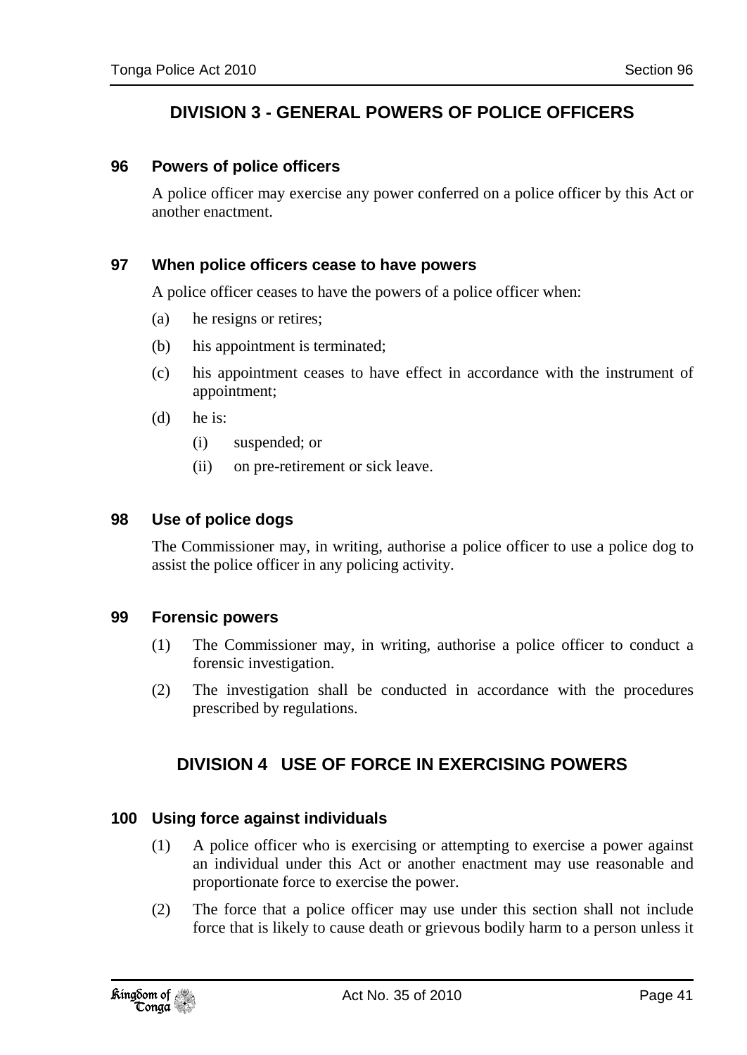## DIVISION 3 - GENERAL POWERS OF POLICE OFFICERS

### 96 Powers of police officers

A police officer may exercise any power conferred on a police officer by this Act or another enactment.

### 97 When police officers cease to have powers

A police officer ceases to have the powers of a police officer when:

(a) he resigns or retires;

(b) his appointment is terminated;

(c) his appointment ceases to have effect in accordance with the instrument of appointment;

(d) he is:

  (i) suspended; or

  (ii) on pre-retirement or sick leave.

### 98 Use of police dogs

The Commissioner may, in writing, authorise a police officer to use a police dog to assist the police officer in any policing activity.

### 99 Forensic powers

(1) The Commissioner may, in writing, authorise a police officer to conduct a forensic investigation.

(2) The investigation shall be conducted in accordance with the procedures prescribed by regulations.

## DIVISION 4 USE OF FORCE IN EXERCISING POWERS

### 100 Using force against individuals

(1) A police officer who is exercising or attempting to exercise a power against an individual under this Act or another enactment may use reasonable and proportionate force to exercise the power.

(2) The force that a police officer may use under this section shall not include force that is likely to cause death or grievous bodily harm to a person unless it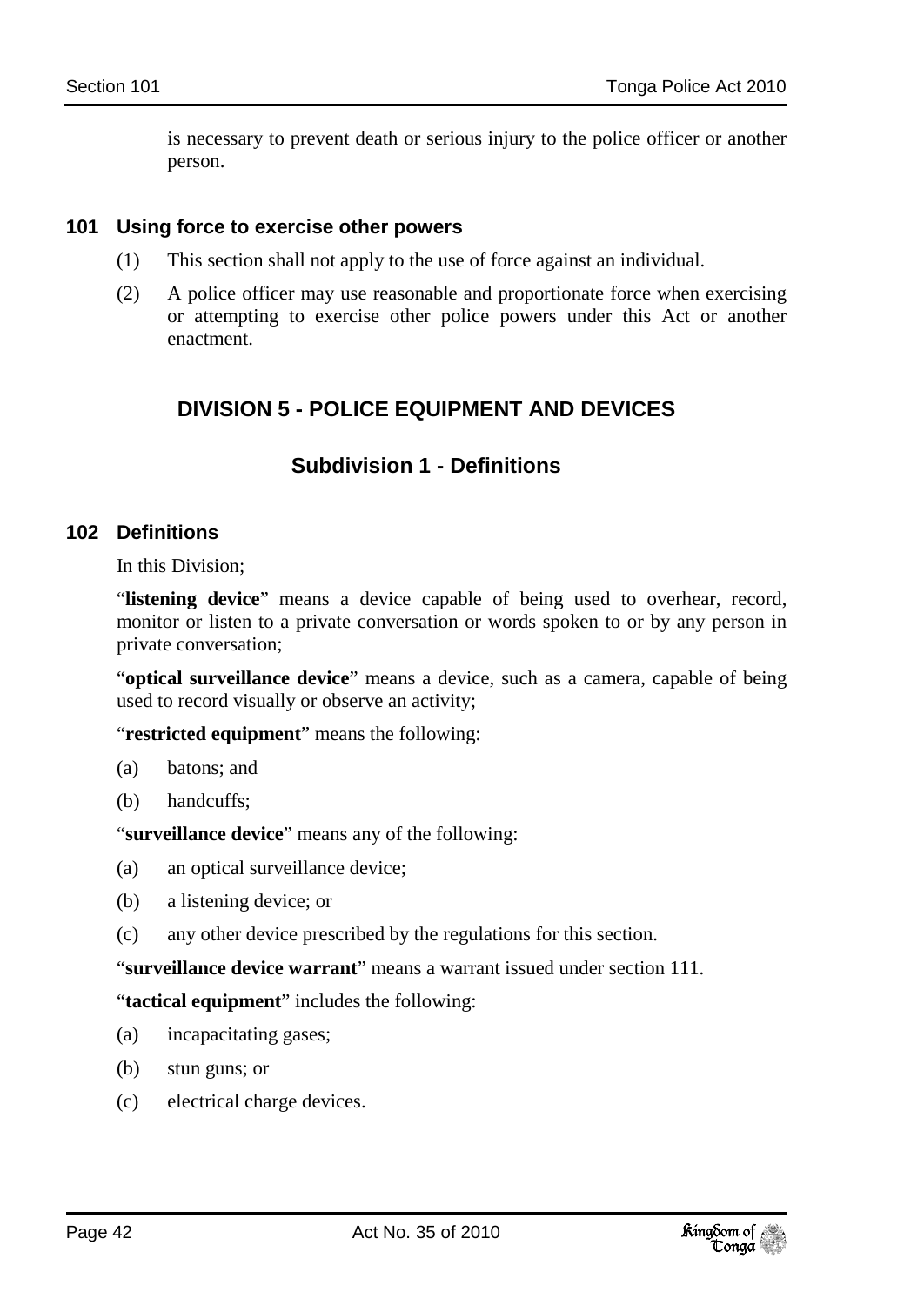is necessary to prevent death or serious injury to the police officer or another person.

### 101 Using force to exercise other powers

(1) This section shall not apply to the use of force against an individual.

(2) A police officer may use reasonable and proportionate force when exercising or attempting to exercise other police powers under this Act or another enactment.

## DIVISION 5 - POLICE EQUIPMENT AND DEVICES

## Subdivision 1 - Definitions

### 102 Definitions

In this Division;

"**listening device**" means a device capable of being used to overhear, record, monitor or listen to a private conversation or words spoken to or by any person in private conversation;

"**optical surveillance device**" means a device, such as a camera, capable of being used to record visually or observe an activity;

"**restricted equipment**" means the following:

(a) batons; and

(b) handcuffs;

"**surveillance device**" means any of the following:

(a) an optical surveillance device;

(b) a listening device; or

(c) any other device prescribed by the regulations for this section.

"**surveillance device warrant**" means a warrant issued under section 111.

"**tactical equipment**" includes the following:

(a) incapacitating gases;

(b) stun guns; or

(c) electrical charge devices.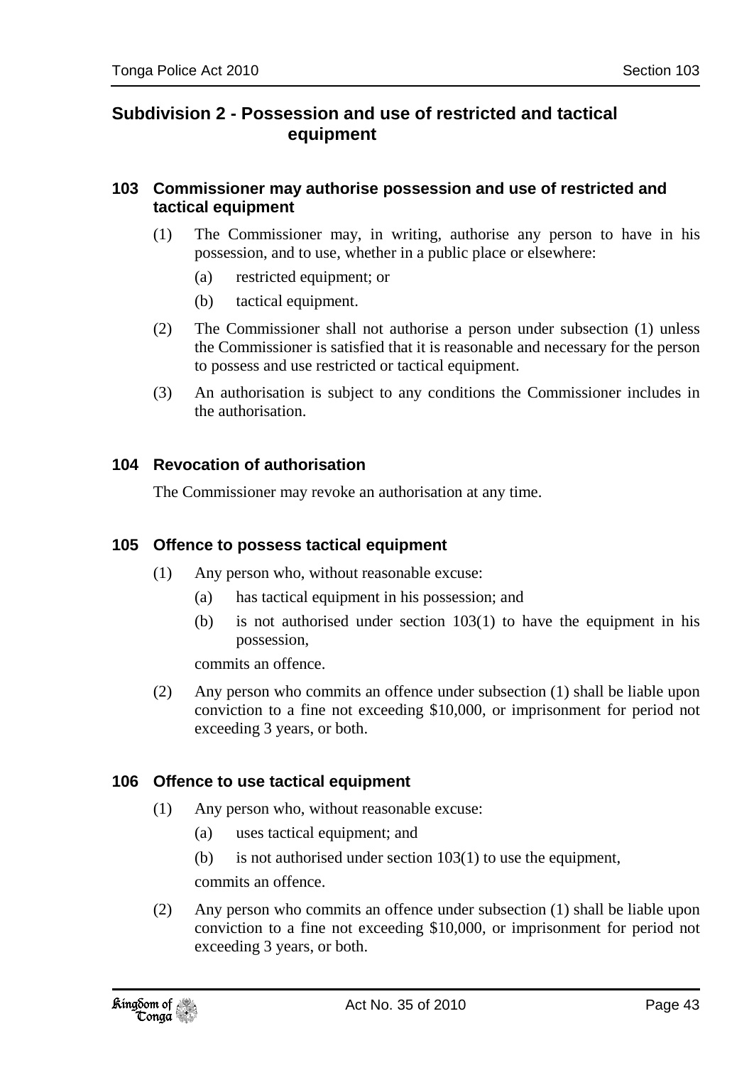## Subdivision 2 - Possession and use of restricted and tactical equipment

### 103 Commissioner may authorise possession and use of restricted and tactical equipment

(1) The Commissioner may, in writing, authorise any person to have in his possession, and to use, whether in a public place or elsewhere:

(a) restricted equipment; or

(b) tactical equipment.

(2) The Commissioner shall not authorise a person under subsection (1) unless the Commissioner is satisfied that it is reasonable and necessary for the person to possess and use restricted or tactical equipment.

(3) An authorisation is subject to any conditions the Commissioner includes in the authorisation.

### 104 Revocation of authorisation

The Commissioner may revoke an authorisation at any time.

### 105 Offence to possess tactical equipment

(1) Any person who, without reasonable excuse:

(a) has tactical equipment in his possession; and

(b) is not authorised under section 103(1) to have the equipment in his possession,

commits an offence.

(2) Any person who commits an offence under subsection (1) shall be liable upon conviction to a fine not exceeding $10,000, or imprisonment for period not exceeding 3 years, or both.

### 106 Offence to use tactical equipment

(1) Any person who, without reasonable excuse:

(a) uses tactical equipment; and

(b) is not authorised under section 103(1) to use the equipment,

commits an offence.

(2) Any person who commits an offence under subsection (1) shall be liable upon conviction to a fine not exceeding $10,000, or imprisonment for period not exceeding 3 years, or both.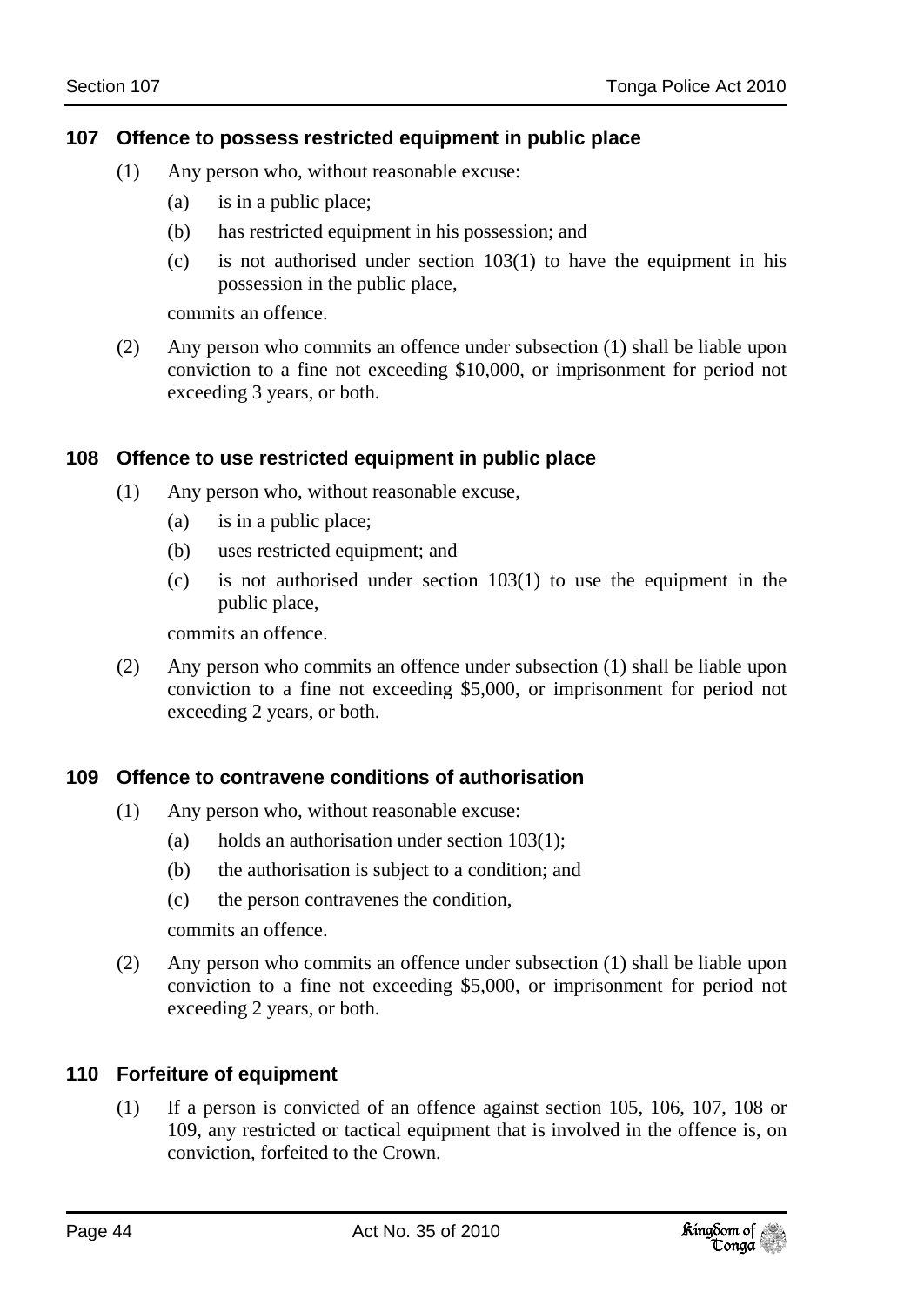### 107 Offence to possess restricted equipment in public place

(1) Any person who, without reasonable excuse:

  (a) is in a public place;

  (b) has restricted equipment in his possession; and

  (c) is not authorised under section 103(1) to have the equipment in his possession in the public place,

  commits an offence.

(2) Any person who commits an offence under subsection (1) shall be liable upon conviction to a fine not exceeding $10,000, or imprisonment for period not exceeding 3 years, or both.

### 108 Offence to use restricted equipment in public place

(1) Any person who, without reasonable excuse,

  (a) is in a public place;

  (b) uses restricted equipment; and

  (c) is not authorised under section 103(1) to use the equipment in the public place,

  commits an offence.

(2) Any person who commits an offence under subsection (1) shall be liable upon conviction to a fine not exceeding $5,000, or imprisonment for period not exceeding 2 years, or both.

### 109 Offence to contravene conditions of authorisation

(1) Any person who, without reasonable excuse:

  (a) holds an authorisation under section 103(1);

  (b) the authorisation is subject to a condition; and

  (c) the person contravenes the condition,

  commits an offence.

(2) Any person who commits an offence under subsection (1) shall be liable upon conviction to a fine not exceeding $5,000, or imprisonment for period not exceeding 2 years, or both.

### 110 Forfeiture of equipment

(1) If a person is convicted of an offence against section 105, 106, 107, 108 or 109, any restricted or tactical equipment that is involved in the offence is, on conviction, forfeited to the Crown.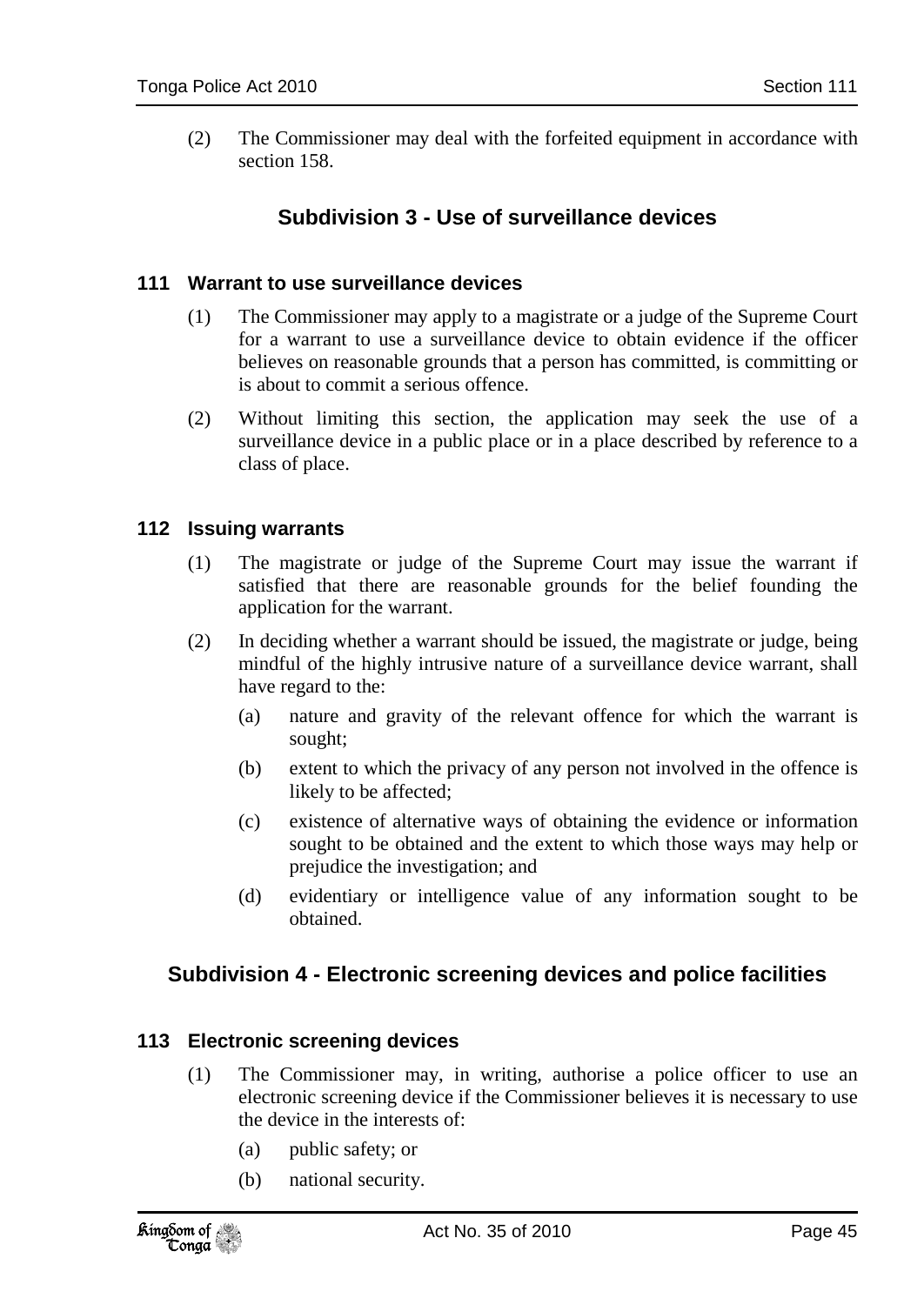(2) The Commissioner may deal with the forfeited equipment in accordance with section 158.

## Subdivision 3 - Use of surveillance devices

### 111 Warrant to use surveillance devices

(1) The Commissioner may apply to a magistrate or a judge of the Supreme Court for a warrant to use a surveillance device to obtain evidence if the officer believes on reasonable grounds that a person has committed, is committing or is about to commit a serious offence.

(2) Without limiting this section, the application may seek the use of a surveillance device in a public place or in a place described by reference to a class of place.

### 112 Issuing warrants

(1) The magistrate or judge of the Supreme Court may issue the warrant if satisfied that there are reasonable grounds for the belief founding the application for the warrant.

(2) In deciding whether a warrant should be issued, the magistrate or judge, being mindful of the highly intrusive nature of a surveillance device warrant, shall have regard to the:

- (a) nature and gravity of the relevant offence for which the warrant is sought;
- (b) extent to which the privacy of any person not involved in the offence is likely to be affected;
- (c) existence of alternative ways of obtaining the evidence or information sought to be obtained and the extent to which those ways may help or prejudice the investigation; and
- (d) evidentiary or intelligence value of any information sought to be obtained.

## Subdivision 4 - Electronic screening devices and police facilities

### 113 Electronic screening devices

(1) The Commissioner may, in writing, authorise a police officer to use an electronic screening device if the Commissioner believes it is necessary to use the device in the interests of:

- (a) public safety; or
- (b) national security.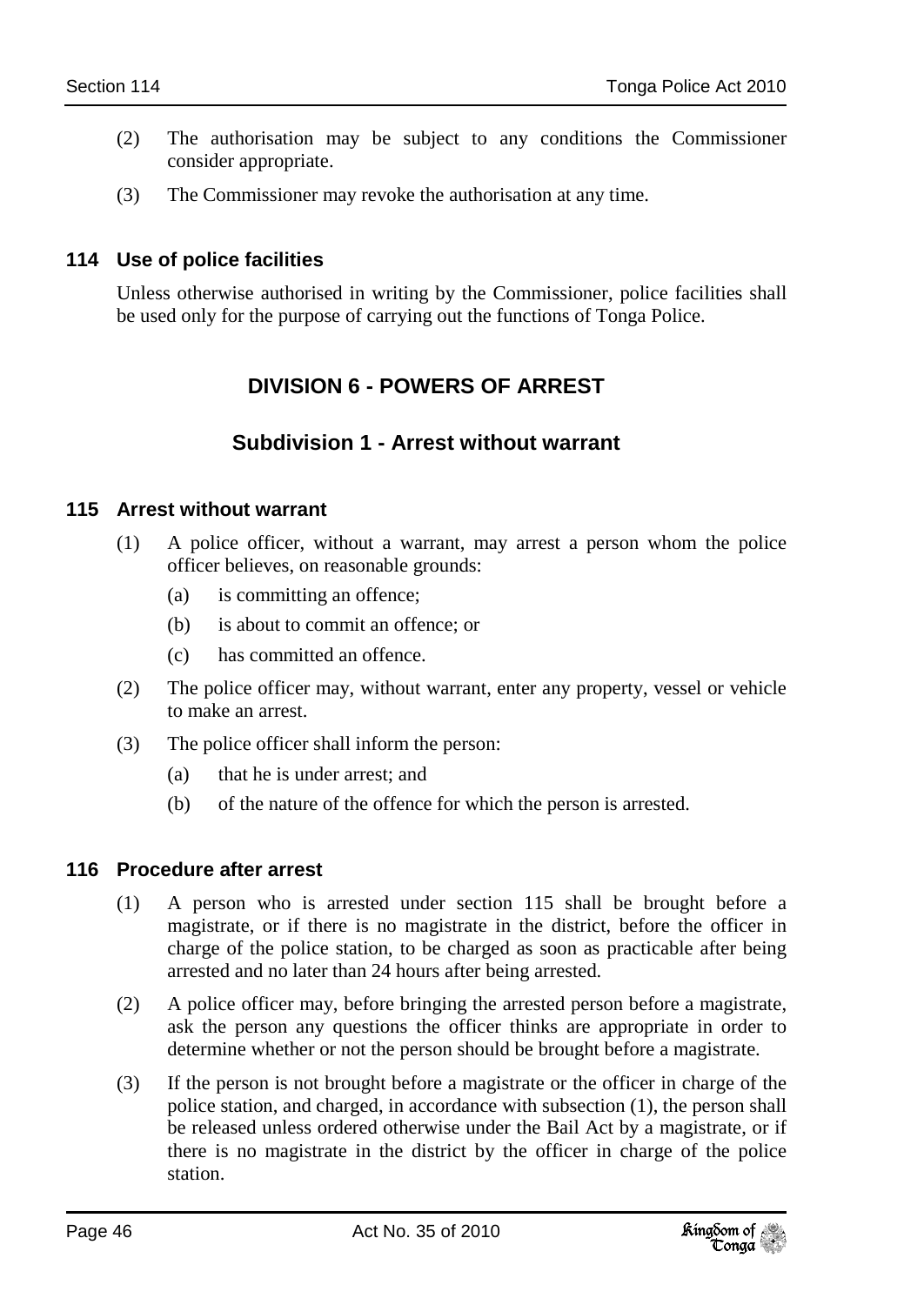(2) The authorisation may be subject to any conditions the Commissioner consider appropriate.

(3) The Commissioner may revoke the authorisation at any time.

### 114 Use of police facilities

Unless otherwise authorised in writing by the Commissioner, police facilities shall be used only for the purpose of carrying out the functions of Tonga Police.

## DIVISION 6 - POWERS OF ARREST

## Subdivision 1 - Arrest without warrant

### 115 Arrest without warrant

(1) A police officer, without a warrant, may arrest a person whom the police officer believes, on reasonable grounds:

   (a) is committing an offence;

   (b) is about to commit an offence; or

   (c) has committed an offence.

(2) The police officer may, without warrant, enter any property, vessel or vehicle to make an arrest.

(3) The police officer shall inform the person:

   (a) that he is under arrest; and

   (b) of the nature of the offence for which the person is arrested.

### 116 Procedure after arrest

(1) A person who is arrested under section 115 shall be brought before a magistrate, or if there is no magistrate in the district, before the officer in charge of the police station, to be charged as soon as practicable after being arrested and no later than 24 hours after being arrested.

(2) A police officer may, before bringing the arrested person before a magistrate, ask the person any questions the officer thinks are appropriate in order to determine whether or not the person should be brought before a magistrate.

(3) If the person is not brought before a magistrate or the officer in charge of the police station, and charged, in accordance with subsection (1), the person shall be released unless ordered otherwise under the Bail Act by a magistrate, or if there is no magistrate in the district by the officer in charge of the police station.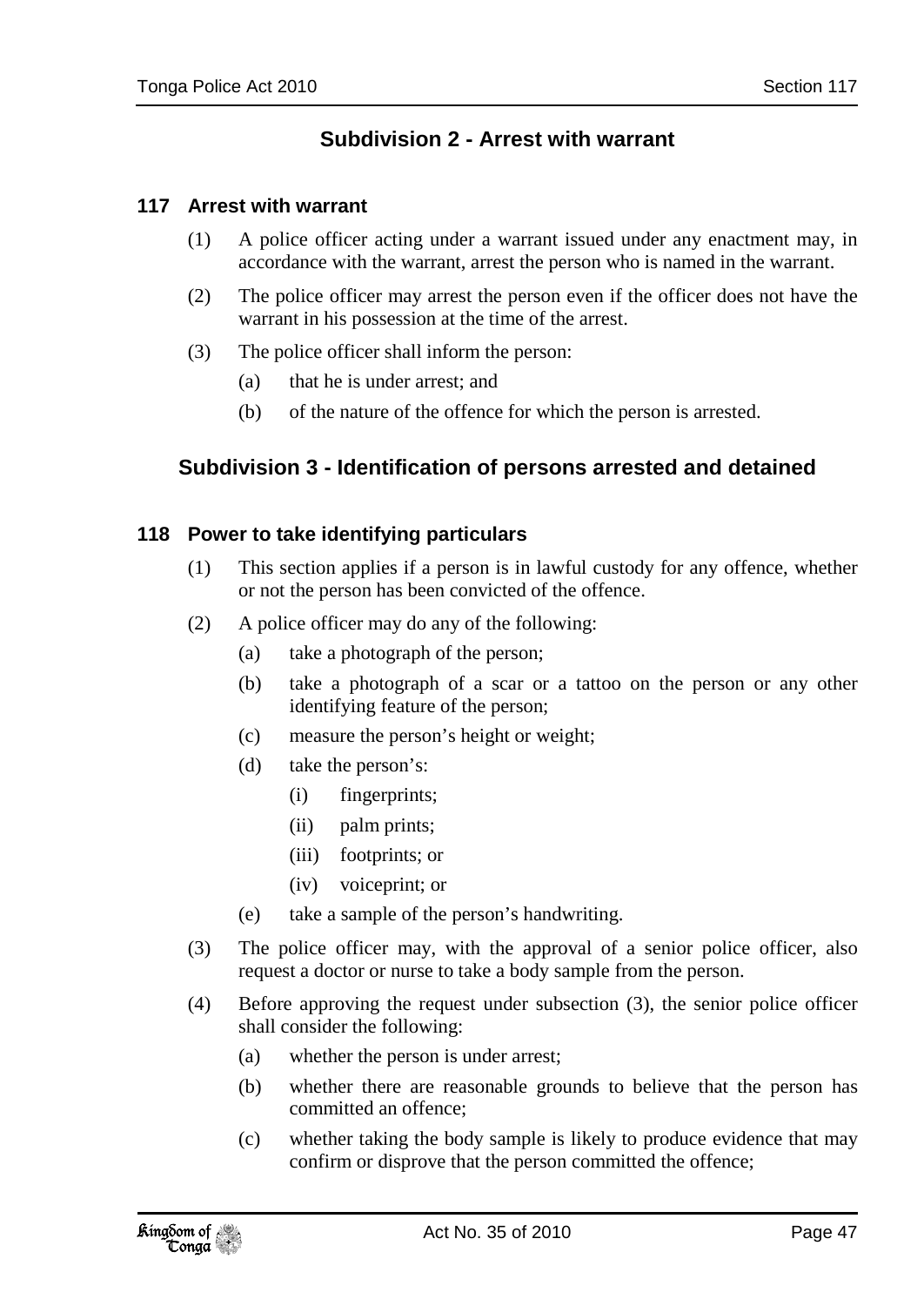## Subdivision 2 - Arrest with warrant

### 117 Arrest with warrant

(1) A police officer acting under a warrant issued under any enactment may, in accordance with the warrant, arrest the person who is named in the warrant.

(2) The police officer may arrest the person even if the officer does not have the warrant in his possession at the time of the arrest.

(3) The police officer shall inform the person:

(a) that he is under arrest; and

(b) of the nature of the offence for which the person is arrested.

## Subdivision 3 - Identification of persons arrested and detained

### 118 Power to take identifying particulars

(1) This section applies if a person is in lawful custody for any offence, whether or not the person has been convicted of the offence.

(2) A police officer may do any of the following:

(a) take a photograph of the person;

(b) take a photograph of a scar or a tattoo on the person or any other identifying feature of the person;

(c) measure the person's height or weight;

(d) take the person's:

(i) fingerprints;

(ii) palm prints;

(iii) footprints; or

(iv) voiceprint; or

(e) take a sample of the person's handwriting.

(3) The police officer may, with the approval of a senior police officer, also request a doctor or nurse to take a body sample from the person.

(4) Before approving the request under subsection (3), the senior police officer shall consider the following:

(a) whether the person is under arrest;

(b) whether there are reasonable grounds to believe that the person has committed an offence;

(c) whether taking the body sample is likely to produce evidence that may confirm or disprove that the person committed the offence;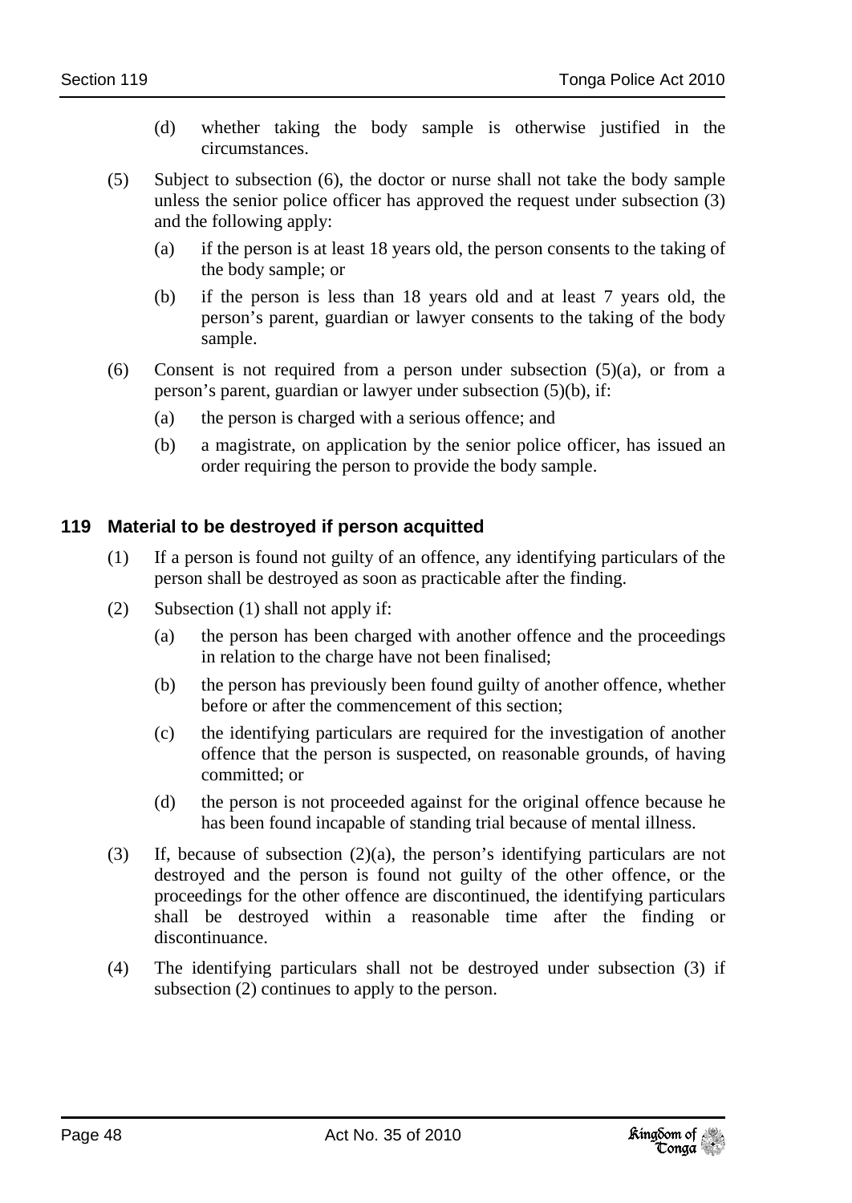(d) whether taking the body sample is otherwise justified in the circumstances.

(5) Subject to subsection (6), the doctor or nurse shall not take the body sample unless the senior police officer has approved the request under subsection (3) and the following apply:

(a) if the person is at least 18 years old, the person consents to the taking of the body sample; or

(b) if the person is less than 18 years old and at least 7 years old, the person's parent, guardian or lawyer consents to the taking of the body sample.

(6) Consent is not required from a person under subsection (5)(a), or from a person's parent, guardian or lawyer under subsection (5)(b), if:

(a) the person is charged with a serious offence; and

(b) a magistrate, on application by the senior police officer, has issued an order requiring the person to provide the body sample.

## 119 Material to be destroyed if person acquitted

(1) If a person is found not guilty of an offence, any identifying particulars of the person shall be destroyed as soon as practicable after the finding.

(2) Subsection (1) shall not apply if:

(a) the person has been charged with another offence and the proceedings in relation to the charge have not been finalised;

(b) the person has previously been found guilty of another offence, whether before or after the commencement of this section;

(c) the identifying particulars are required for the investigation of another offence that the person is suspected, on reasonable grounds, of having committed; or

(d) the person is not proceeded against for the original offence because he has been found incapable of standing trial because of mental illness.

(3) If, because of subsection (2)(a), the person's identifying particulars are not destroyed and the person is found not guilty of the other offence, or the proceedings for the other offence are discontinued, the identifying particulars shall be destroyed within a reasonable time after the finding or discontinuance.

(4) The identifying particulars shall not be destroyed under subsection (3) if subsection (2) continues to apply to the person.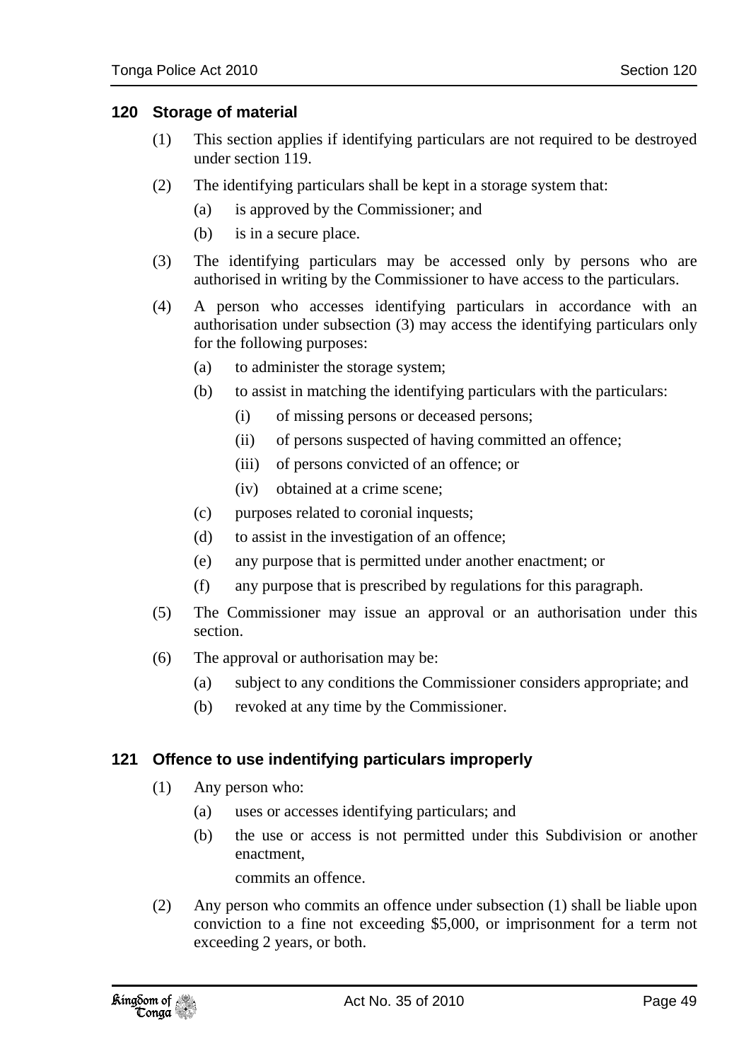### 120 Storage of material

(1) This section applies if identifying particulars are not required to be destroyed under section 119.

(2) The identifying particulars shall be kept in a storage system that:

- (a) is approved by the Commissioner; and
- (b) is in a secure place.

(3) The identifying particulars may be accessed only by persons who are authorised in writing by the Commissioner to have access to the particulars.

(4) A person who accesses identifying particulars in accordance with an authorisation under subsection (3) may access the identifying particulars only for the following purposes:

- (a) to administer the storage system;
- (b) to assist in matching the identifying particulars with the particulars:
  - (i) of missing persons or deceased persons;
  - (ii) of persons suspected of having committed an offence;
  - (iii) of persons convicted of an offence; or
  - (iv) obtained at a crime scene;
- (c) purposes related to coronial inquests;
- (d) to assist in the investigation of an offence;
- (e) any purpose that is permitted under another enactment; or
- (f) any purpose that is prescribed by regulations for this paragraph.

(5) The Commissioner may issue an approval or an authorisation under this section.

(6) The approval or authorisation may be:

- (a) subject to any conditions the Commissioner considers appropriate; and
- (b) revoked at any time by the Commissioner.

### 121 Offence to use indentifying particulars improperly

(1) Any person who:

- (a) uses or accesses identifying particulars; and
- (b) the use or access is not permitted under this Subdivision or another enactment,

commits an offence.

(2) Any person who commits an offence under subsection (1) shall be liable upon conviction to a fine not exceeding \$5,000, or imprisonment for a term not exceeding 2 years, or both.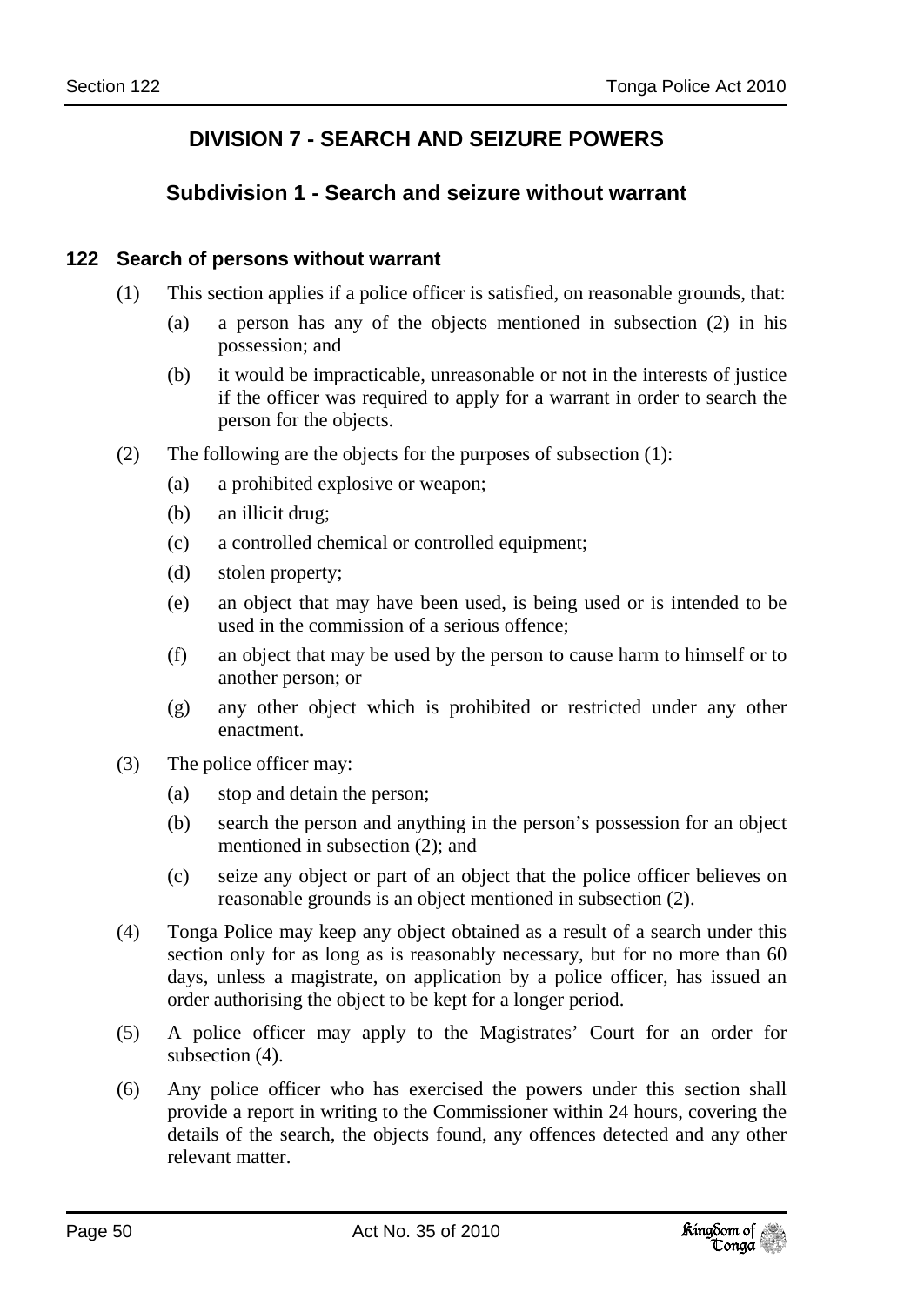## DIVISION 7 - SEARCH AND SEIZURE POWERS

### Subdivision 1 - Search and seizure without warrant

#### 122 Search of persons without warrant

(1) This section applies if a police officer is satisfied, on reasonable grounds, that:

(a) a person has any of the objects mentioned in subsection (2) in his possession; and

(b) it would be impracticable, unreasonable or not in the interests of justice if the officer was required to apply for a warrant in order to search the person for the objects.

(2) The following are the objects for the purposes of subsection (1):

(a) a prohibited explosive or weapon;

(b) an illicit drug;

(c) a controlled chemical or controlled equipment;

(d) stolen property;

(e) an object that may have been used, is being used or is intended to be used in the commission of a serious offence;

(f) an object that may be used by the person to cause harm to himself or to another person; or

(g) any other object which is prohibited or restricted under any other enactment.

(3) The police officer may:

(a) stop and detain the person;

(b) search the person and anything in the person's possession for an object mentioned in subsection (2); and

(c) seize any object or part of an object that the police officer believes on reasonable grounds is an object mentioned in subsection (2).

(4) Tonga Police may keep any object obtained as a result of a search under this section only for as long as is reasonably necessary, but for no more than 60 days, unless a magistrate, on application by a police officer, has issued an order authorising the object to be kept for a longer period.

(5) A police officer may apply to the Magistrates' Court for an order for subsection (4).

(6) Any police officer who has exercised the powers under this section shall provide a report in writing to the Commissioner within 24 hours, covering the details of the search, the objects found, any offences detected and any other relevant matter.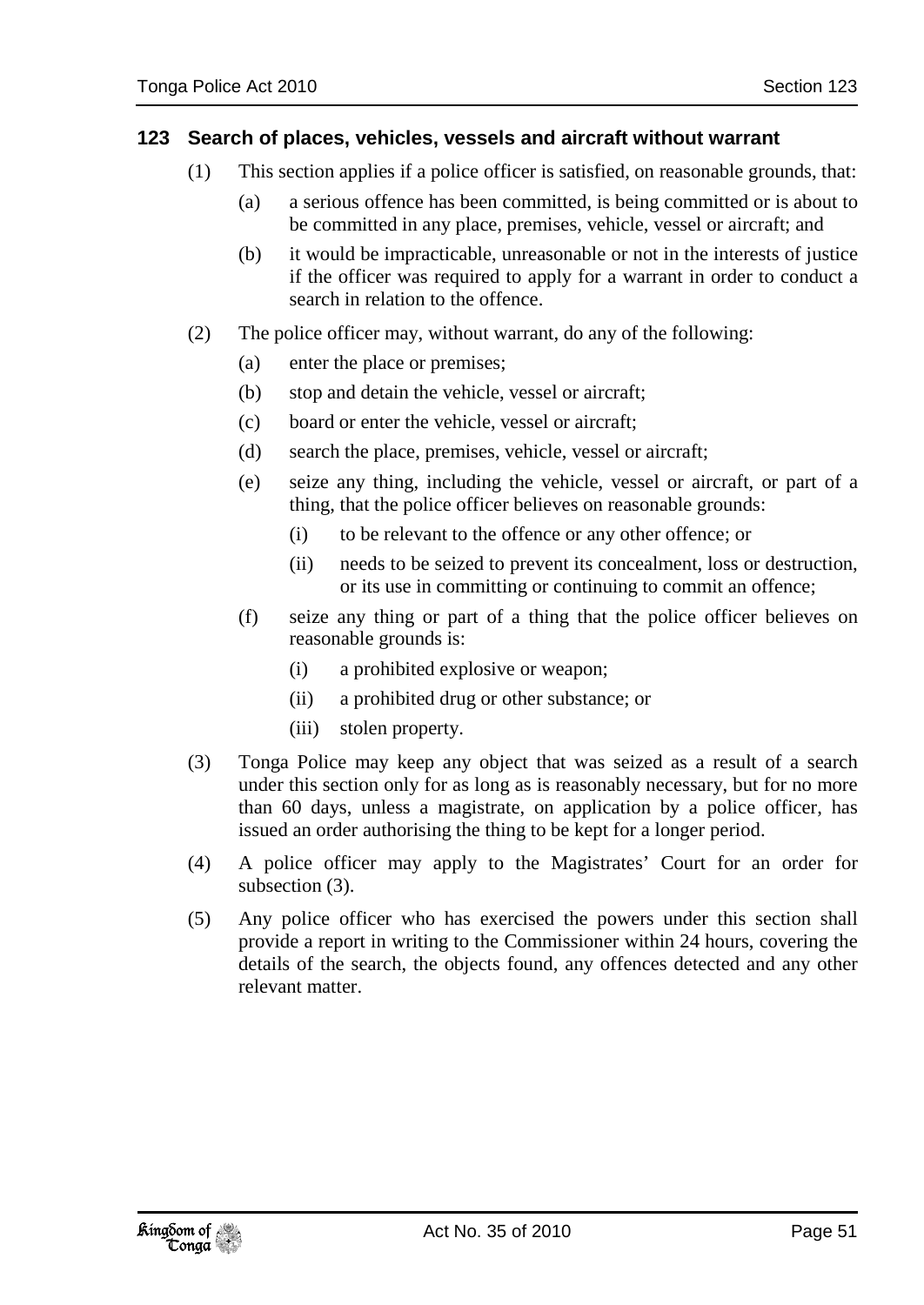### 123 Search of places, vehicles, vessels and aircraft without warrant

(1) This section applies if a police officer is satisfied, on reasonable grounds, that:

  (a) a serious offence has been committed, is being committed or is about to be committed in any place, premises, vehicle, vessel or aircraft; and

  (b) it would be impracticable, unreasonable or not in the interests of justice if the officer was required to apply for a warrant in order to conduct a search in relation to the offence.

(2) The police officer may, without warrant, do any of the following:

  (a) enter the place or premises;

  (b) stop and detain the vehicle, vessel or aircraft;

  (c) board or enter the vehicle, vessel or aircraft;

  (d) search the place, premises, vehicle, vessel or aircraft;

  (e) seize any thing, including the vehicle, vessel or aircraft, or part of a thing, that the police officer believes on reasonable grounds:

    (i) to be relevant to the offence or any other offence; or

    (ii) needs to be seized to prevent its concealment, loss or destruction, or its use in committing or continuing to commit an offence;

  (f) seize any thing or part of a thing that the police officer believes on reasonable grounds is:

    (i) a prohibited explosive or weapon;

    (ii) a prohibited drug or other substance; or

    (iii) stolen property.

(3) Tonga Police may keep any object that was seized as a result of a search under this section only for as long as is reasonably necessary, but for no more than 60 days, unless a magistrate, on application by a police officer, has issued an order authorising the thing to be kept for a longer period.

(4) A police officer may apply to the Magistrates' Court for an order for subsection (3).

(5) Any police officer who has exercised the powers under this section shall provide a report in writing to the Commissioner within 24 hours, covering the details of the search, the objects found, any offences detected and any other relevant matter.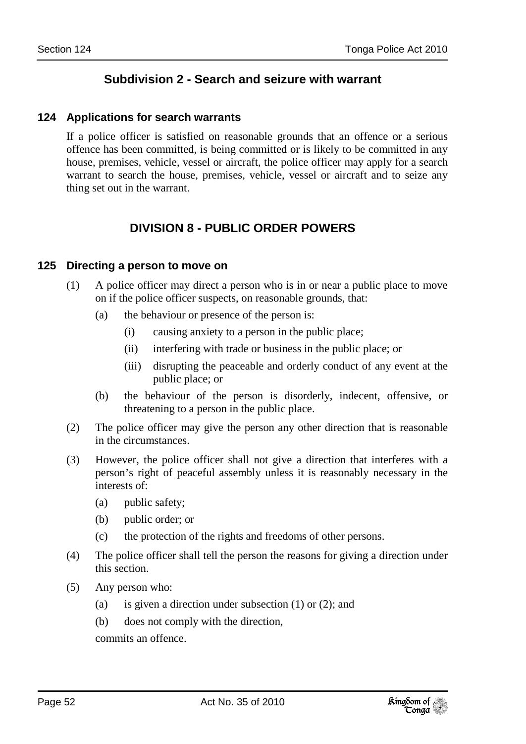## Subdivision 2 - Search and seizure with warrant

### 124 Applications for search warrants

If a police officer is satisfied on reasonable grounds that an offence or a serious offence has been committed, is being committed or is likely to be committed in any house, premises, vehicle, vessel or aircraft, the police officer may apply for a search warrant to search the house, premises, vehicle, vessel or aircraft and to seize any thing set out in the warrant.

## DIVISION 8 - PUBLIC ORDER POWERS

### 125 Directing a person to move on

(1) A police officer may direct a person who is in or near a public place to move on if the police officer suspects, on reasonable grounds, that:

(a) the behaviour or presence of the person is:

(i) causing anxiety to a person in the public place;

(ii) interfering with trade or business in the public place; or

(iii) disrupting the peaceable and orderly conduct of any event at the public place; or

(b) the behaviour of the person is disorderly, indecent, offensive, or threatening to a person in the public place.

(2) The police officer may give the person any other direction that is reasonable in the circumstances.

(3) However, the police officer shall not give a direction that interferes with a person's right of peaceful assembly unless it is reasonably necessary in the interests of:

(a) public safety;

(b) public order; or

(c) the protection of the rights and freedoms of other persons.

(4) The police officer shall tell the person the reasons for giving a direction under this section.

(5) Any person who:

(a) is given a direction under subsection (1) or (2); and

(b) does not comply with the direction,

commits an offence.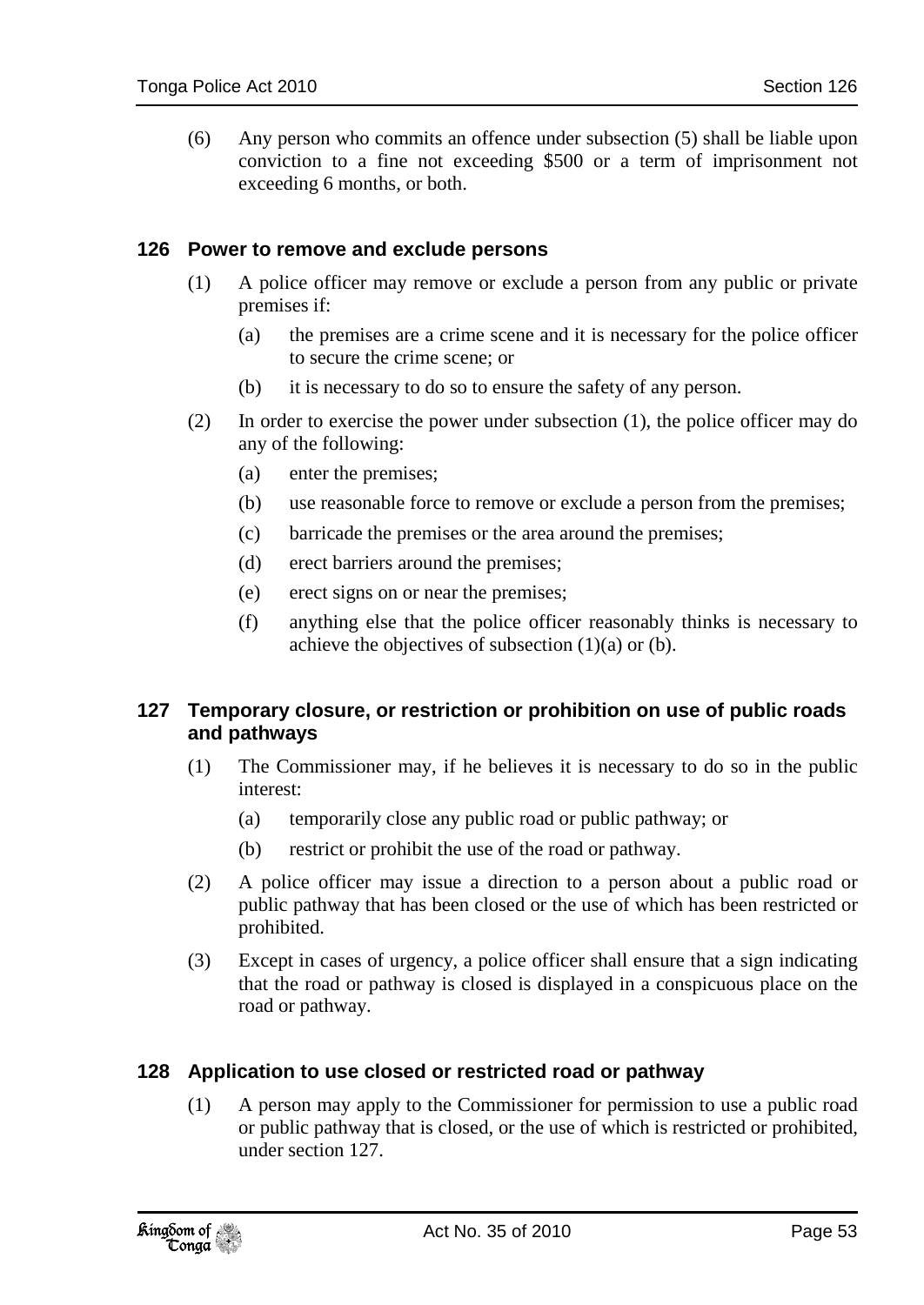(6) Any person who commits an offence under subsection (5) shall be liable upon conviction to a fine not exceeding $500 or a term of imprisonment not exceeding 6 months, or both.

## 126 Power to remove and exclude persons

(1) A police officer may remove or exclude a person from any public or private premises if:

(a) the premises are a crime scene and it is necessary for the police officer to secure the crime scene; or

(b) it is necessary to do so to ensure the safety of any person.

(2) In order to exercise the power under subsection (1), the police officer may do any of the following:

(a) enter the premises;

(b) use reasonable force to remove or exclude a person from the premises;

(c) barricade the premises or the area around the premises;

(d) erect barriers around the premises;

(e) erect signs on or near the premises;

(f) anything else that the police officer reasonably thinks is necessary to achieve the objectives of subsection (1)(a) or (b).

## 127 Temporary closure, or restriction or prohibition on use of public roads and pathways

(1) The Commissioner may, if he believes it is necessary to do so in the public interest:

(a) temporarily close any public road or public pathway; or

(b) restrict or prohibit the use of the road or pathway.

(2) A police officer may issue a direction to a person about a public road or public pathway that has been closed or the use of which has been restricted or prohibited.

(3) Except in cases of urgency, a police officer shall ensure that a sign indicating that the road or pathway is closed is displayed in a conspicuous place on the road or pathway.

## 128 Application to use closed or restricted road or pathway

(1) A person may apply to the Commissioner for permission to use a public road or public pathway that is closed, or the use of which is restricted or prohibited, under section 127.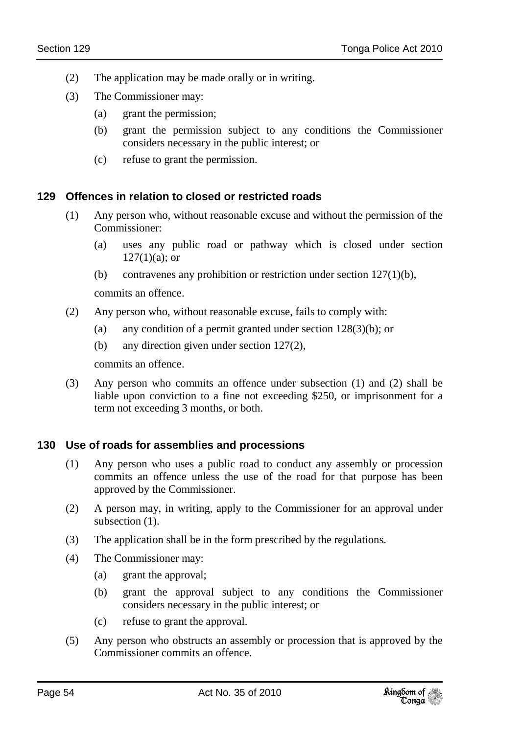(2) The application may be made orally or in writing.

(3) The Commissioner may:

(a) grant the permission;

(b) grant the permission subject to any conditions the Commissioner considers necessary in the public interest; or

(c) refuse to grant the permission.

### 129 Offences in relation to closed or restricted roads

(1) Any person who, without reasonable excuse and without the permission of the Commissioner:

(a) uses any public road or pathway which is closed under section 127(1)(a); or

(b) contravenes any prohibition or restriction under section 127(1)(b),

commits an offence.

(2) Any person who, without reasonable excuse, fails to comply with:

(a) any condition of a permit granted under section 128(3)(b); or

(b) any direction given under section 127(2),

commits an offence.

(3) Any person who commits an offence under subsection (1) and (2) shall be liable upon conviction to a fine not exceeding $250, or imprisonment for a term not exceeding 3 months, or both.

### 130 Use of roads for assemblies and processions

(1) Any person who uses a public road to conduct any assembly or procession commits an offence unless the use of the road for that purpose has been approved by the Commissioner.

(2) A person may, in writing, apply to the Commissioner for an approval under subsection (1).

(3) The application shall be in the form prescribed by the regulations.

(4) The Commissioner may:

(a) grant the approval;

(b) grant the approval subject to any conditions the Commissioner considers necessary in the public interest; or

(c) refuse to grant the approval.

(5) Any person who obstructs an assembly or procession that is approved by the Commissioner commits an offence.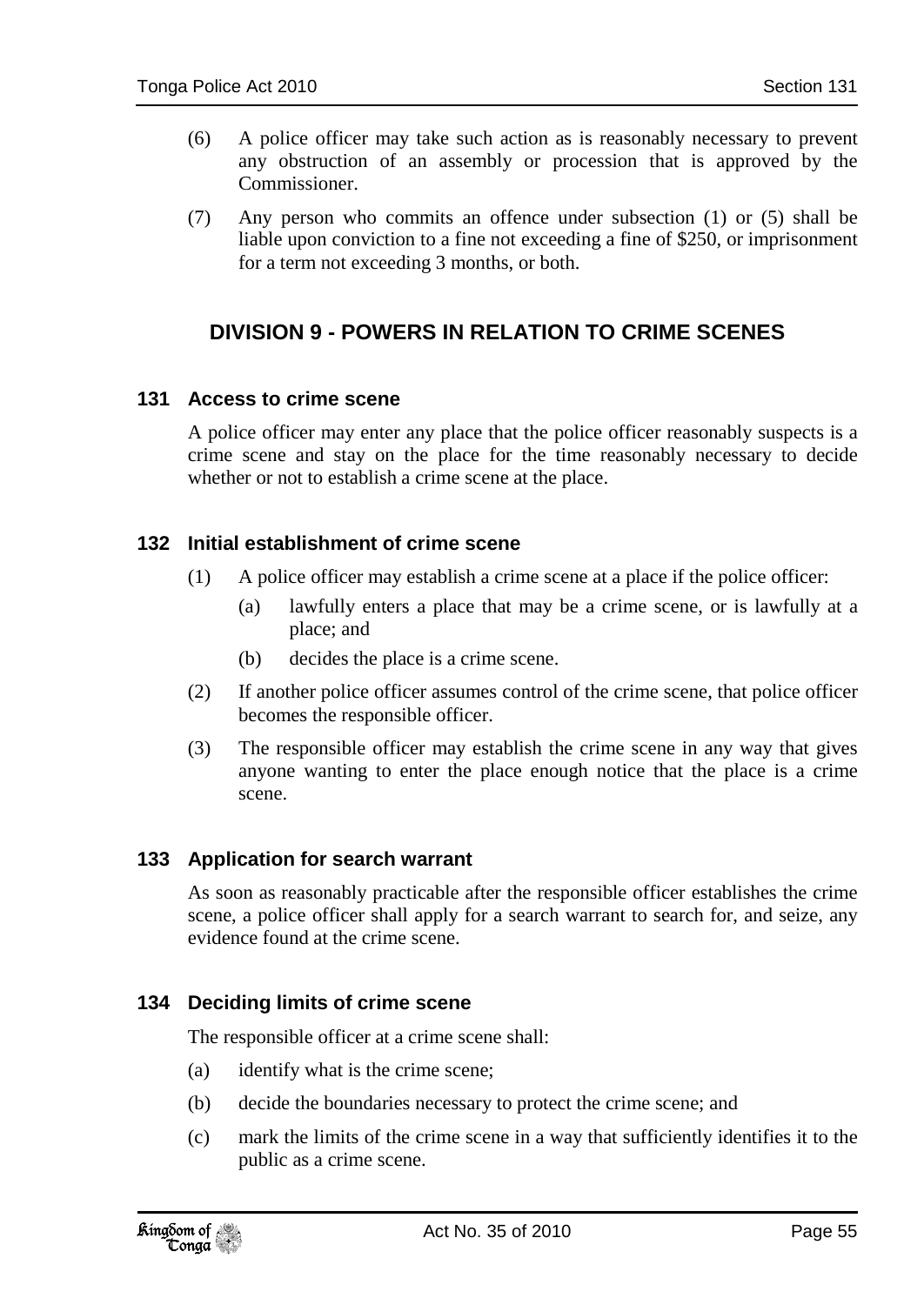(6) A police officer may take such action as is reasonably necessary to prevent any obstruction of an assembly or procession that is approved by the Commissioner.

(7) Any person who commits an offence under subsection (1) or (5) shall be liable upon conviction to a fine not exceeding a fine of $250, or imprisonment for a term not exceeding 3 months, or both.

## DIVISION 9 - POWERS IN RELATION TO CRIME SCENES

### 131 Access to crime scene

A police officer may enter any place that the police officer reasonably suspects is a crime scene and stay on the place for the time reasonably necessary to decide whether or not to establish a crime scene at the place.

### 132 Initial establishment of crime scene

(1) A police officer may establish a crime scene at a place if the police officer:

- (a) lawfully enters a place that may be a crime scene, or is lawfully at a place; and
- (b) decides the place is a crime scene.

(2) If another police officer assumes control of the crime scene, that police officer becomes the responsible officer.

(3) The responsible officer may establish the crime scene in any way that gives anyone wanting to enter the place enough notice that the place is a crime scene.

### 133 Application for search warrant

As soon as reasonably practicable after the responsible officer establishes the crime scene, a police officer shall apply for a search warrant to search for, and seize, any evidence found at the crime scene.

### 134 Deciding limits of crime scene

The responsible officer at a crime scene shall:

- (a) identify what is the crime scene;
- (b) decide the boundaries necessary to protect the crime scene; and
- (c) mark the limits of the crime scene in a way that sufficiently identifies it to the public as a crime scene.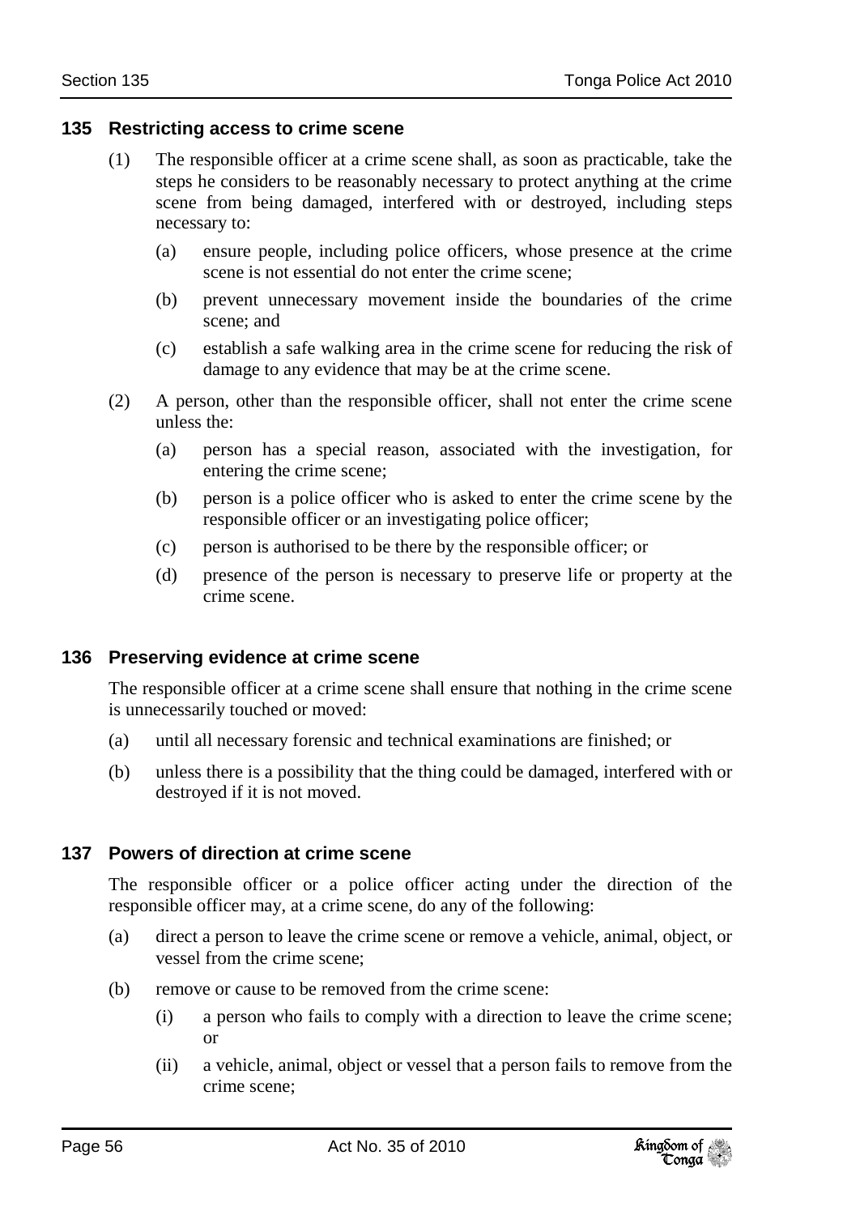### 135 Restricting access to crime scene

(1) The responsible officer at a crime scene shall, as soon as practicable, take the steps he considers to be reasonably necessary to protect anything at the crime scene from being damaged, interfered with or destroyed, including steps necessary to:

   (a) ensure people, including police officers, whose presence at the crime scene is not essential do not enter the crime scene;

   (b) prevent unnecessary movement inside the boundaries of the crime scene; and

   (c) establish a safe walking area in the crime scene for reducing the risk of damage to any evidence that may be at the crime scene.

(2) A person, other than the responsible officer, shall not enter the crime scene unless the:

   (a) person has a special reason, associated with the investigation, for entering the crime scene;

   (b) person is a police officer who is asked to enter the crime scene by the responsible officer or an investigating police officer;

   (c) person is authorised to be there by the responsible officer; or

   (d) presence of the person is necessary to preserve life or property at the crime scene.

### 136 Preserving evidence at crime scene

The responsible officer at a crime scene shall ensure that nothing in the crime scene is unnecessarily touched or moved:

(a) until all necessary forensic and technical examinations are finished; or

(b) unless there is a possibility that the thing could be damaged, interfered with or destroyed if it is not moved.

### 137 Powers of direction at crime scene

The responsible officer or a police officer acting under the direction of the responsible officer may, at a crime scene, do any of the following:

(a) direct a person to leave the crime scene or remove a vehicle, animal, object, or vessel from the crime scene;

(b) remove or cause to be removed from the crime scene:

   (i) a person who fails to comply with a direction to leave the crime scene; or

   (ii) a vehicle, animal, object or vessel that a person fails to remove from the crime scene;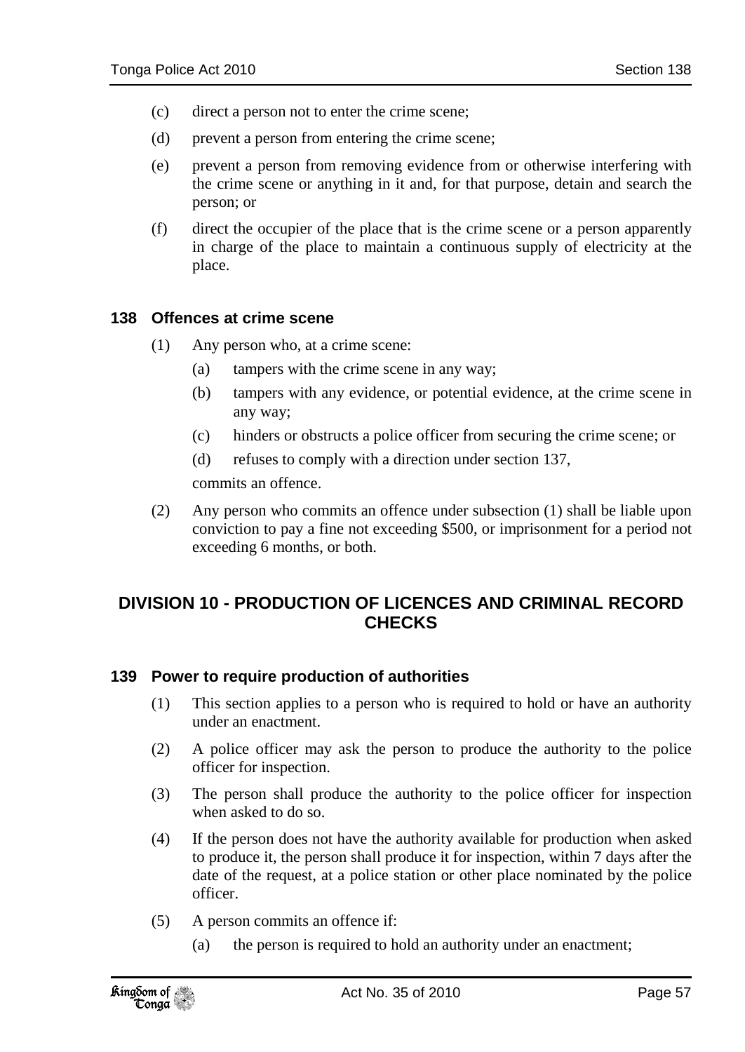(c) direct a person not to enter the crime scene;

(d) prevent a person from entering the crime scene;

(e) prevent a person from removing evidence from or otherwise interfering with the crime scene or anything in it and, for that purpose, detain and search the person; or

(f) direct the occupier of the place that is the crime scene or a person apparently in charge of the place to maintain a continuous supply of electricity at the place.

### 138 Offences at crime scene

(1) Any person who, at a crime scene:

(a) tampers with the crime scene in any way;

(b) tampers with any evidence, or potential evidence, at the crime scene in any way;

(c) hinders or obstructs a police officer from securing the crime scene; or

(d) refuses to comply with a direction under section 137,

commits an offence.

(2) Any person who commits an offence under subsection (1) shall be liable upon conviction to pay a fine not exceeding $500, or imprisonment for a period not exceeding 6 months, or both.

## DIVISION 10 - PRODUCTION OF LICENCES AND CRIMINAL RECORD CHECKS

### 139 Power to require production of authorities

(1) This section applies to a person who is required to hold or have an authority under an enactment.

(2) A police officer may ask the person to produce the authority to the police officer for inspection.

(3) The person shall produce the authority to the police officer for inspection when asked to do so.

(4) If the person does not have the authority available for production when asked to produce it, the person shall produce it for inspection, within 7 days after the date of the request, at a police station or other place nominated by the police officer.

(5) A person commits an offence if:

(a) the person is required to hold an authority under an enactment;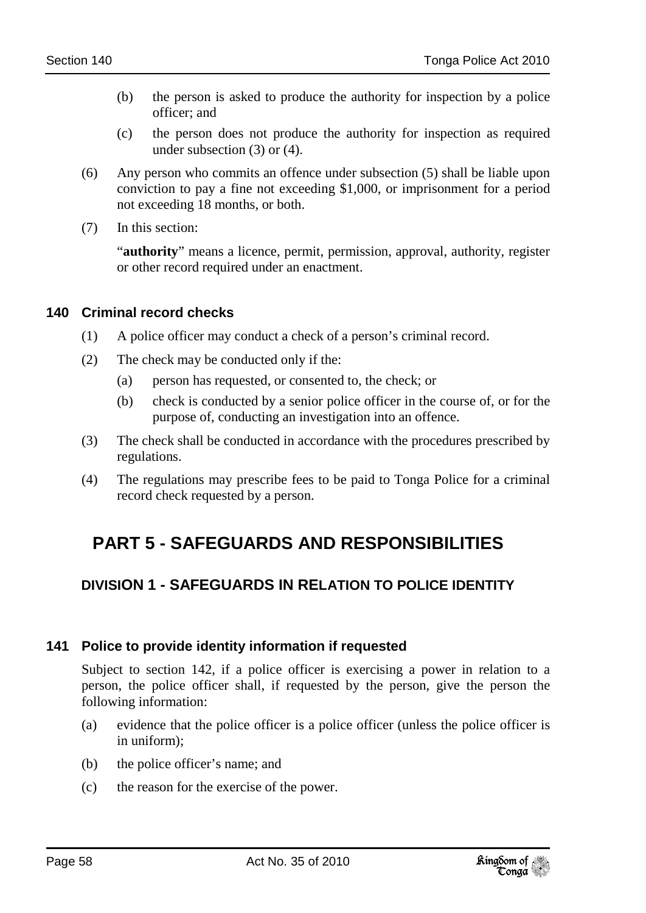(b) the person is asked to produce the authority for inspection by a police officer; and

(c) the person does not produce the authority for inspection as required under subsection (3) or (4).

(6) Any person who commits an offence under subsection (5) shall be liable upon conviction to pay a fine not exceeding $1,000, or imprisonment for a period not exceeding 18 months, or both.

(7) In this section:

"**authority**" means a licence, permit, permission, approval, authority, register or other record required under an enactment.

### 140 Criminal record checks

(1) A police officer may conduct a check of a person's criminal record.

(2) The check may be conducted only if the:

(a) person has requested, or consented to, the check; or

(b) check is conducted by a senior police officer in the course of, or for the purpose of, conducting an investigation into an offence.

(3) The check shall be conducted in accordance with the procedures prescribed by regulations.

(4) The regulations may prescribe fees to be paid to Tonga Police for a criminal record check requested by a person.

# PART 5 - SAFEGUARDS AND RESPONSIBILITIES

## DIVISION 1 - SAFEGUARDS IN RELATION TO POLICE IDENTITY

### 141 Police to provide identity information if requested

Subject to section 142, if a police officer is exercising a power in relation to a person, the police officer shall, if requested by the person, give the person the following information:

(a) evidence that the police officer is a police officer (unless the police officer is in uniform);

(b) the police officer's name; and

(c) the reason for the exercise of the power.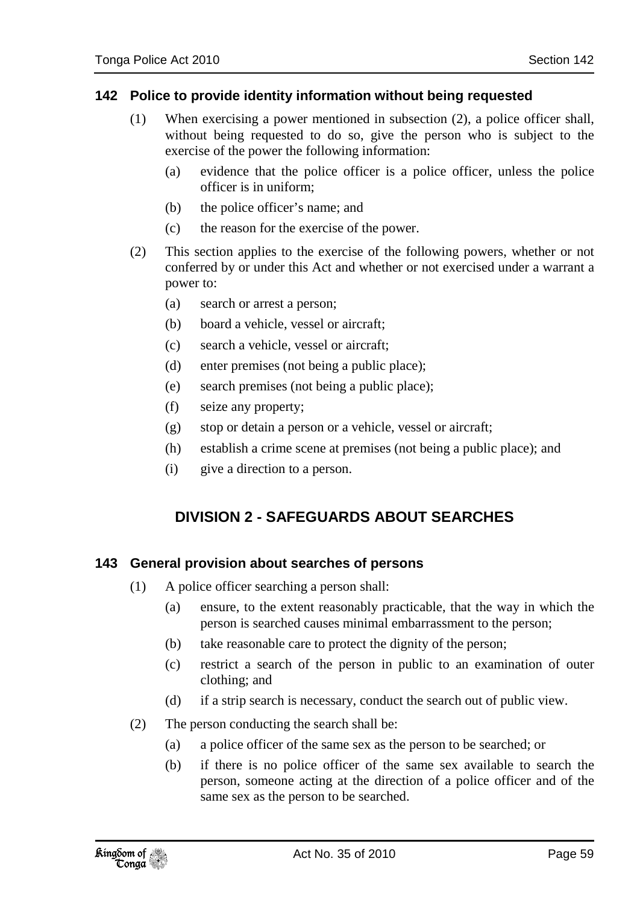### 142 Police to provide identity information without being requested

(1) When exercising a power mentioned in subsection (2), a police officer shall, without being requested to do so, give the person who is subject to the exercise of the power the following information:

  (a) evidence that the police officer is a police officer, unless the police officer is in uniform;

  (b) the police officer's name; and

  (c) the reason for the exercise of the power.

(2) This section applies to the exercise of the following powers, whether or not conferred by or under this Act and whether or not exercised under a warrant a power to:

  (a) search or arrest a person;

  (b) board a vehicle, vessel or aircraft;

  (c) search a vehicle, vessel or aircraft;

  (d) enter premises (not being a public place);

  (e) search premises (not being a public place);

  (f) seize any property;

  (g) stop or detain a person or a vehicle, vessel or aircraft;

  (h) establish a crime scene at premises (not being a public place); and

  (i) give a direction to a person.

## DIVISION 2 - SAFEGUARDS ABOUT SEARCHES

### 143 General provision about searches of persons

(1) A police officer searching a person shall:

  (a) ensure, to the extent reasonably practicable, that the way in which the person is searched causes minimal embarrassment to the person;

  (b) take reasonable care to protect the dignity of the person;

  (c) restrict a search of the person in public to an examination of outer clothing; and

  (d) if a strip search is necessary, conduct the search out of public view.

(2) The person conducting the search shall be:

  (a) a police officer of the same sex as the person to be searched; or

  (b) if there is no police officer of the same sex available to search the person, someone acting at the direction of a police officer and of the same sex as the person to be searched.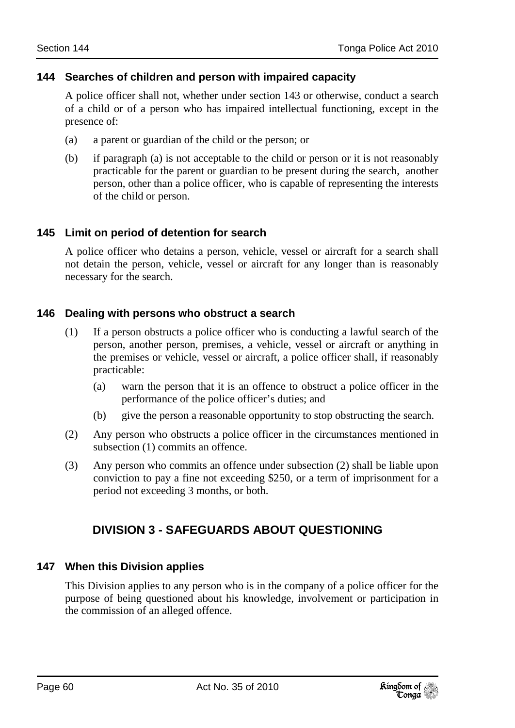### 144 Searches of children and person with impaired capacity

A police officer shall not, whether under section 143 or otherwise, conduct a search of a child or of a person who has impaired intellectual functioning, except in the presence of:

(a) a parent or guardian of the child or the person; or

(b) if paragraph (a) is not acceptable to the child or person or it is not reasonably practicable for the parent or guardian to be present during the search, another person, other than a police officer, who is capable of representing the interests of the child or person.

### 145 Limit on period of detention for search

A police officer who detains a person, vehicle, vessel or aircraft for a search shall not detain the person, vehicle, vessel or aircraft for any longer than is reasonably necessary for the search.

### 146 Dealing with persons who obstruct a search

(1) If a person obstructs a police officer who is conducting a lawful search of the person, another person, premises, a vehicle, vessel or aircraft or anything in the premises or vehicle, vessel or aircraft, a police officer shall, if reasonably practicable:

(a) warn the person that it is an offence to obstruct a police officer in the performance of the police officer's duties; and

(b) give the person a reasonable opportunity to stop obstructing the search.

(2) Any person who obstructs a police officer in the circumstances mentioned in subsection (1) commits an offence.

(3) Any person who commits an offence under subsection (2) shall be liable upon conviction to pay a fine not exceeding $250, or a term of imprisonment for a period not exceeding 3 months, or both.

## DIVISION 3 - SAFEGUARDS ABOUT QUESTIONING

### 147 When this Division applies

This Division applies to any person who is in the company of a police officer for the purpose of being questioned about his knowledge, involvement or participation in the commission of an alleged offence.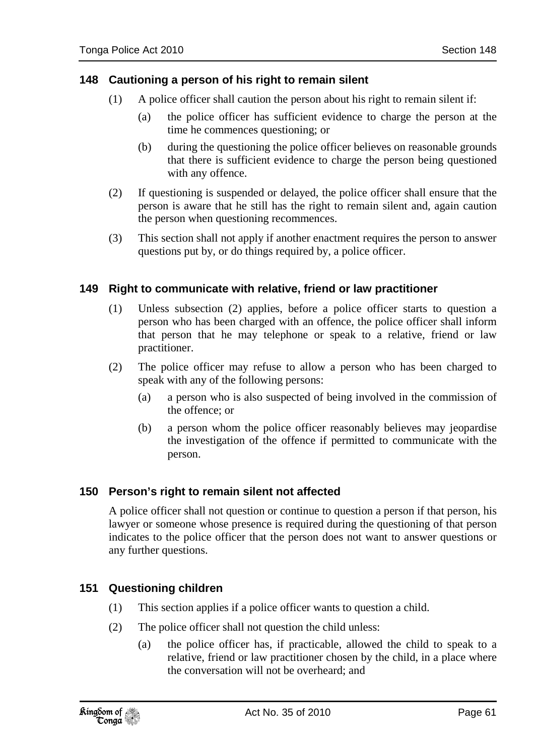## 148 Cautioning a person of his right to remain silent

(1) A police officer shall caution the person about his right to remain silent if:

(a) the police officer has sufficient evidence to charge the person at the time he commences questioning; or

(b) during the questioning the police officer believes on reasonable grounds that there is sufficient evidence to charge the person being questioned with any offence.

(2) If questioning is suspended or delayed, the police officer shall ensure that the person is aware that he still has the right to remain silent and, again caution the person when questioning recommences.

(3) This section shall not apply if another enactment requires the person to answer questions put by, or do things required by, a police officer.

## 149 Right to communicate with relative, friend or law practitioner

(1) Unless subsection (2) applies, before a police officer starts to question a person who has been charged with an offence, the police officer shall inform that person that he may telephone or speak to a relative, friend or law practitioner.

(2) The police officer may refuse to allow a person who has been charged to speak with any of the following persons:

(a) a person who is also suspected of being involved in the commission of the offence; or

(b) a person whom the police officer reasonably believes may jeopardise the investigation of the offence if permitted to communicate with the person.

## 150 Person's right to remain silent not affected

A police officer shall not question or continue to question a person if that person, his lawyer or someone whose presence is required during the questioning of that person indicates to the police officer that the person does not want to answer questions or any further questions.

## 151 Questioning children

(1) This section applies if a police officer wants to question a child.

(2) The police officer shall not question the child unless:

(a) the police officer has, if practicable, allowed the child to speak to a relative, friend or law practitioner chosen by the child, in a place where the conversation will not be overheard; and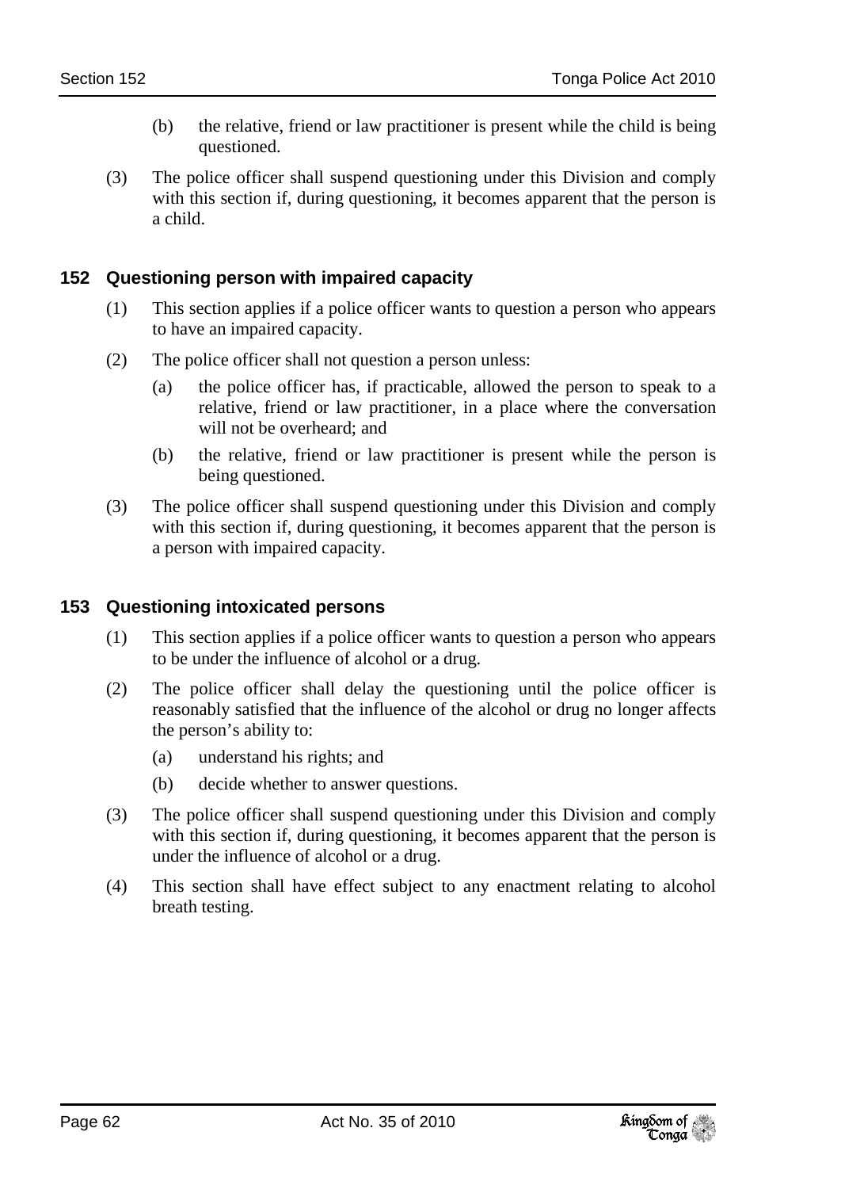(b) the relative, friend or law practitioner is present while the child is being questioned.

(3) The police officer shall suspend questioning under this Division and comply with this section if, during questioning, it becomes apparent that the person is a child.

## 152 Questioning person with impaired capacity

(1) This section applies if a police officer wants to question a person who appears to have an impaired capacity.

(2) The police officer shall not question a person unless:

(a) the police officer has, if practicable, allowed the person to speak to a relative, friend or law practitioner, in a place where the conversation will not be overheard; and

(b) the relative, friend or law practitioner is present while the person is being questioned.

(3) The police officer shall suspend questioning under this Division and comply with this section if, during questioning, it becomes apparent that the person is a person with impaired capacity.

## 153 Questioning intoxicated persons

(1) This section applies if a police officer wants to question a person who appears to be under the influence of alcohol or a drug.

(2) The police officer shall delay the questioning until the police officer is reasonably satisfied that the influence of the alcohol or drug no longer affects the person's ability to:

(a) understand his rights; and

(b) decide whether to answer questions.

(3) The police officer shall suspend questioning under this Division and comply with this section if, during questioning, it becomes apparent that the person is under the influence of alcohol or a drug.

(4) This section shall have effect subject to any enactment relating to alcohol breath testing.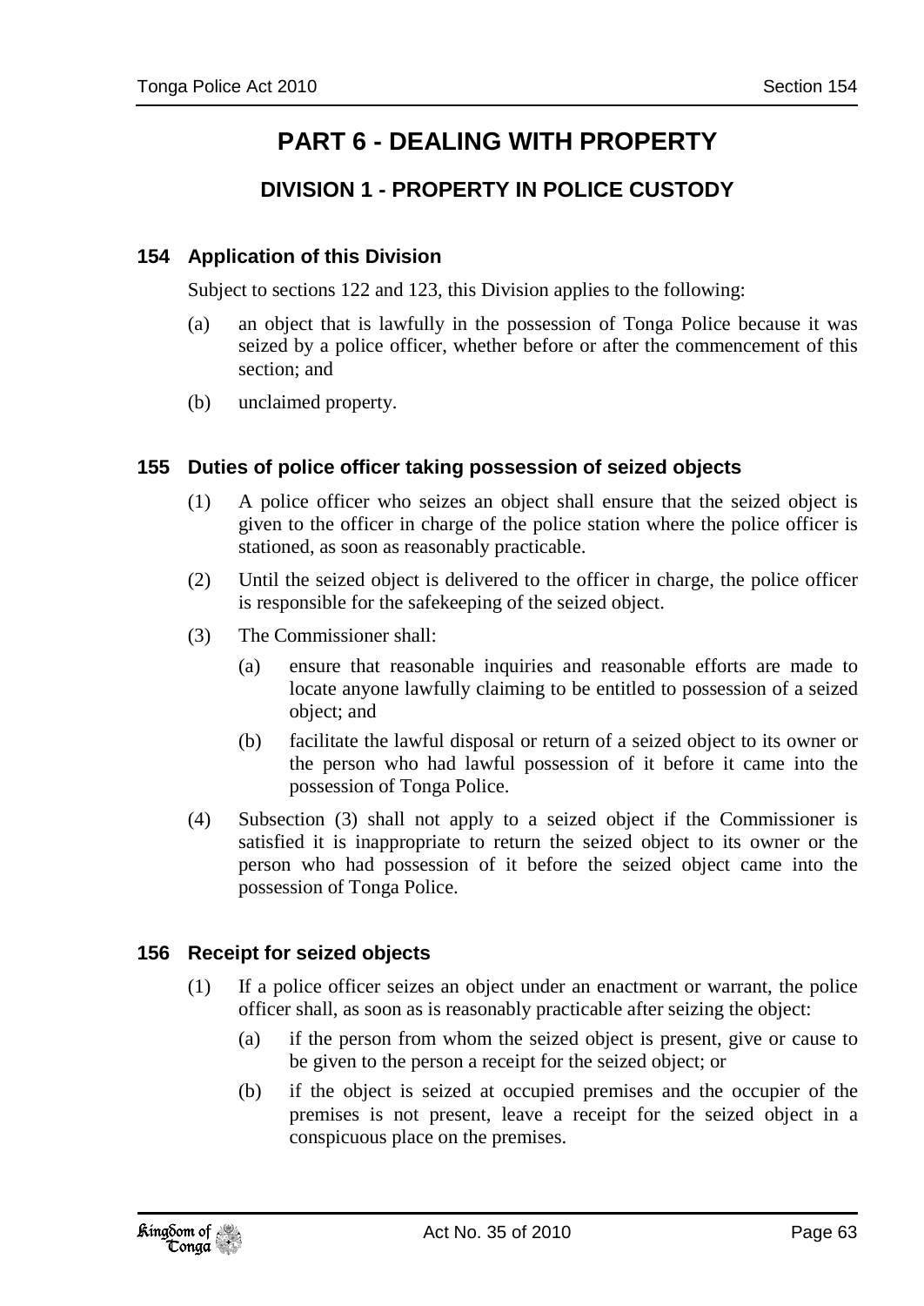# PART 6 - DEALING WITH PROPERTY

## DIVISION 1 - PROPERTY IN POLICE CUSTODY

### 154 Application of this Division

Subject to sections 122 and 123, this Division applies to the following:

(a) an object that is lawfully in the possession of Tonga Police because it was seized by a police officer, whether before or after the commencement of this section; and

(b) unclaimed property.

### 155 Duties of police officer taking possession of seized objects

(1) A police officer who seizes an object shall ensure that the seized object is given to the officer in charge of the police station where the police officer is stationed, as soon as reasonably practicable.

(2) Until the seized object is delivered to the officer in charge, the police officer is responsible for the safekeeping of the seized object.

(3) The Commissioner shall:

(a) ensure that reasonable inquiries and reasonable efforts are made to locate anyone lawfully claiming to be entitled to possession of a seized object; and

(b) facilitate the lawful disposal or return of a seized object to its owner or the person who had lawful possession of it before it came into the possession of Tonga Police.

(4) Subsection (3) shall not apply to a seized object if the Commissioner is satisfied it is inappropriate to return the seized object to its owner or the person who had possession of it before the seized object came into the possession of Tonga Police.

### 156 Receipt for seized objects

(1) If a police officer seizes an object under an enactment or warrant, the police officer shall, as soon as is reasonably practicable after seizing the object:

(a) if the person from whom the seized object is present, give or cause to be given to the person a receipt for the seized object; or

(b) if the object is seized at occupied premises and the occupier of the premises is not present, leave a receipt for the seized object in a conspicuous place on the premises.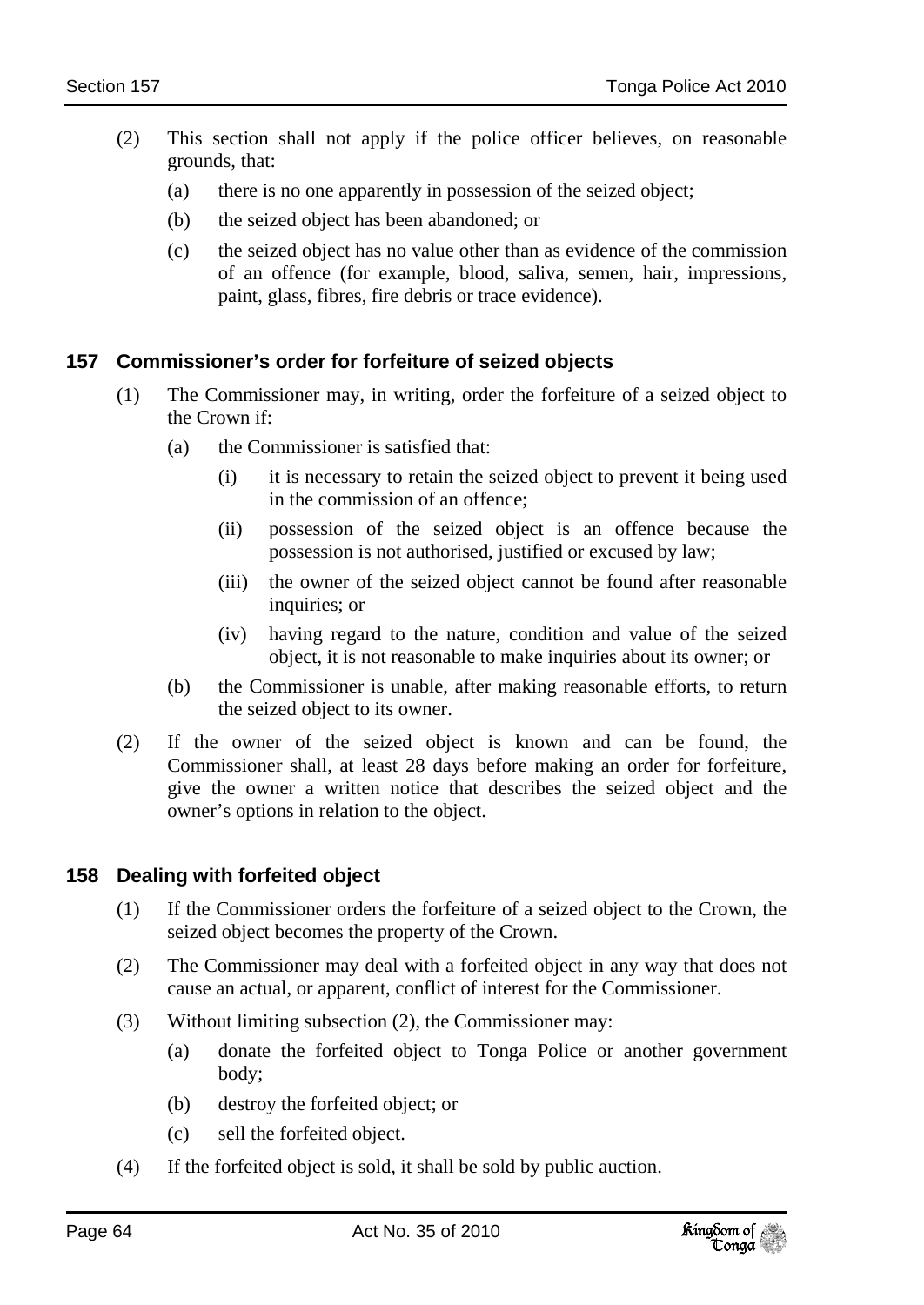(2) This section shall not apply if the police officer believes, on reasonable grounds, that:

(a) there is no one apparently in possession of the seized object;

(b) the seized object has been abandoned; or

(c) the seized object has no value other than as evidence of the commission of an offence (for example, blood, saliva, semen, hair, impressions, paint, glass, fibres, fire debris or trace evidence).

## 157 Commissioner's order for forfeiture of seized objects

(1) The Commissioner may, in writing, order the forfeiture of a seized object to the Crown if:

(a) the Commissioner is satisfied that:

(i) it is necessary to retain the seized object to prevent it being used in the commission of an offence;

(ii) possession of the seized object is an offence because the possession is not authorised, justified or excused by law;

(iii) the owner of the seized object cannot be found after reasonable inquiries; or

(iv) having regard to the nature, condition and value of the seized object, it is not reasonable to make inquiries about its owner; or

(b) the Commissioner is unable, after making reasonable efforts, to return the seized object to its owner.

(2) If the owner of the seized object is known and can be found, the Commissioner shall, at least 28 days before making an order for forfeiture, give the owner a written notice that describes the seized object and the owner's options in relation to the object.

## 158 Dealing with forfeited object

(1) If the Commissioner orders the forfeiture of a seized object to the Crown, the seized object becomes the property of the Crown.

(2) The Commissioner may deal with a forfeited object in any way that does not cause an actual, or apparent, conflict of interest for the Commissioner.

(3) Without limiting subsection (2), the Commissioner may:

(a) donate the forfeited object to Tonga Police or another government body;

(b) destroy the forfeited object; or

(c) sell the forfeited object.

(4) If the forfeited object is sold, it shall be sold by public auction.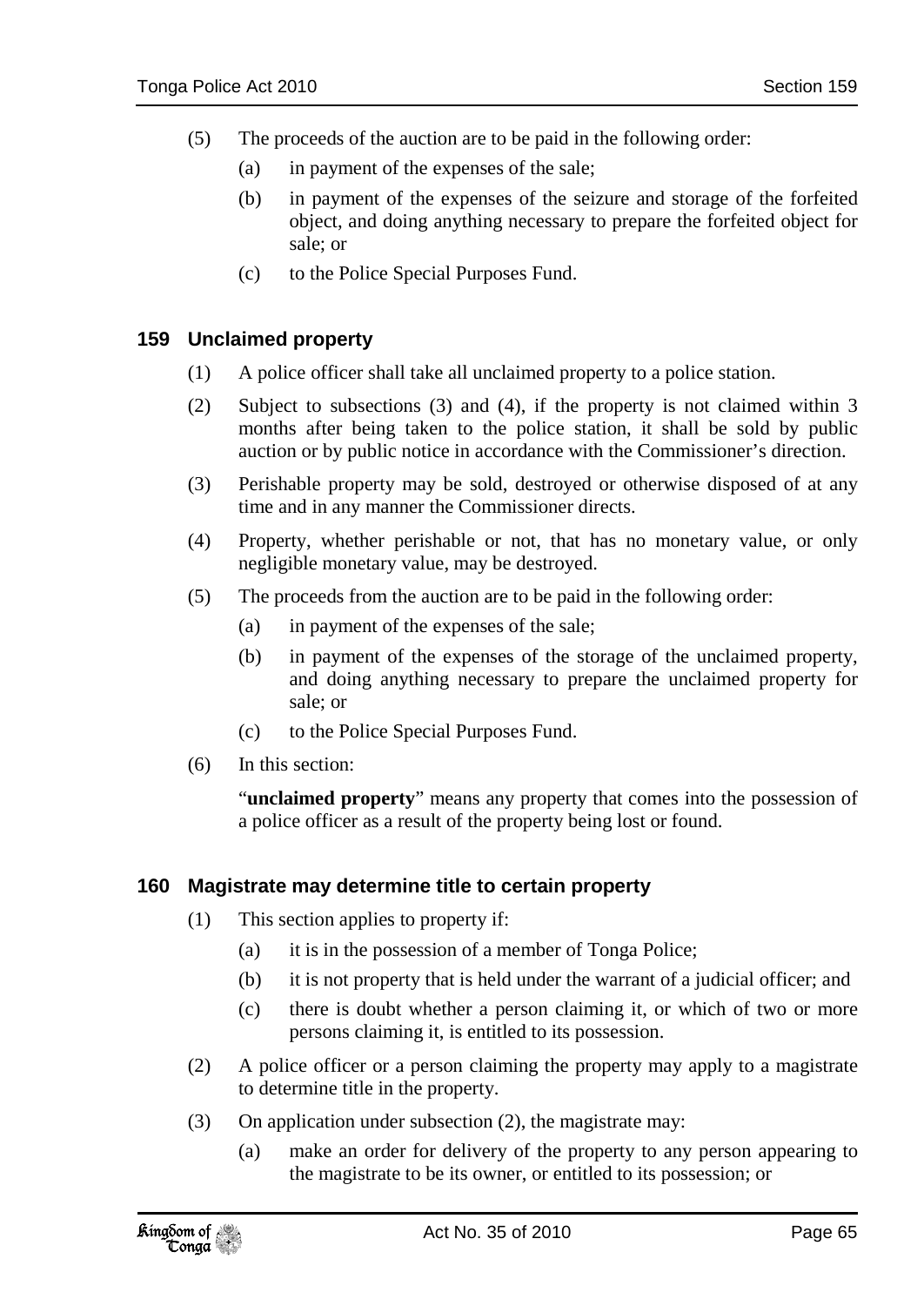(5) The proceeds of the auction are to be paid in the following order:

  (a) in payment of the expenses of the sale;

  (b) in payment of the expenses of the seizure and storage of the forfeited object, and doing anything necessary to prepare the forfeited object for sale; or

  (c) to the Police Special Purposes Fund.

## 159 Unclaimed property

(1) A police officer shall take all unclaimed property to a police station.

(2) Subject to subsections (3) and (4), if the property is not claimed within 3 months after being taken to the police station, it shall be sold by public auction or by public notice in accordance with the Commissioner's direction.

(3) Perishable property may be sold, destroyed or otherwise disposed of at any time and in any manner the Commissioner directs.

(4) Property, whether perishable or not, that has no monetary value, or only negligible monetary value, may be destroyed.

(5) The proceeds from the auction are to be paid in the following order:

  (a) in payment of the expenses of the sale;

  (b) in payment of the expenses of the storage of the unclaimed property, and doing anything necessary to prepare the unclaimed property for sale; or

  (c) to the Police Special Purposes Fund.

(6) In this section:

  "**unclaimed property**" means any property that comes into the possession of a police officer as a result of the property being lost or found.

## 160 Magistrate may determine title to certain property

(1) This section applies to property if:

  (a) it is in the possession of a member of Tonga Police;

  (b) it is not property that is held under the warrant of a judicial officer; and

  (c) there is doubt whether a person claiming it, or which of two or more persons claiming it, is entitled to its possession.

(2) A police officer or a person claiming the property may apply to a magistrate to determine title in the property.

(3) On application under subsection (2), the magistrate may:

  (a) make an order for delivery of the property to any person appearing to the magistrate to be its owner, or entitled to its possession; or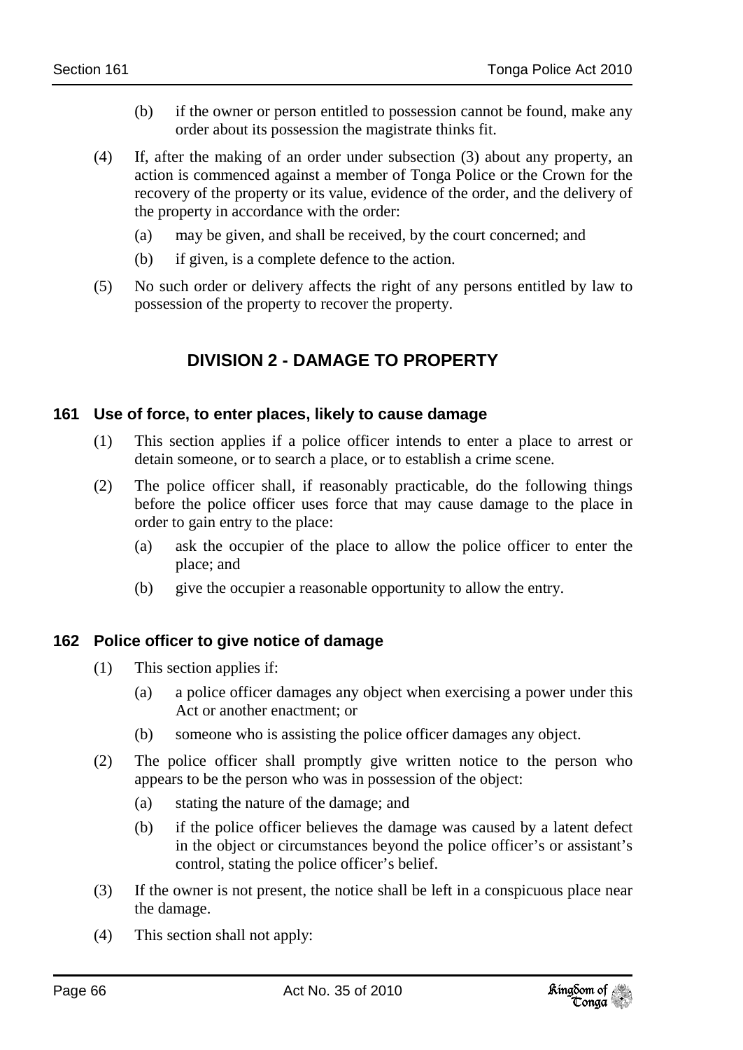(b) if the owner or person entitled to possession cannot be found, make any order about its possession the magistrate thinks fit.

(4) If, after the making of an order under subsection (3) about any property, an action is commenced against a member of Tonga Police or the Crown for the recovery of the property or its value, evidence of the order, and the delivery of the property in accordance with the order:

(a) may be given, and shall be received, by the court concerned; and

(b) if given, is a complete defence to the action.

(5) No such order or delivery affects the right of any persons entitled by law to possession of the property to recover the property.

## DIVISION 2 - DAMAGE TO PROPERTY

### 161 Use of force, to enter places, likely to cause damage

(1) This section applies if a police officer intends to enter a place to arrest or detain someone, or to search a place, or to establish a crime scene.

(2) The police officer shall, if reasonably practicable, do the following things before the police officer uses force that may cause damage to the place in order to gain entry to the place:

(a) ask the occupier of the place to allow the police officer to enter the place; and

(b) give the occupier a reasonable opportunity to allow the entry.

### 162 Police officer to give notice of damage

(1) This section applies if:

(a) a police officer damages any object when exercising a power under this Act or another enactment; or

(b) someone who is assisting the police officer damages any object.

(2) The police officer shall promptly give written notice to the person who appears to be the person who was in possession of the object:

(a) stating the nature of the damage; and

(b) if the police officer believes the damage was caused by a latent defect in the object or circumstances beyond the police officer's or assistant's control, stating the police officer's belief.

(3) If the owner is not present, the notice shall be left in a conspicuous place near the damage.

(4) This section shall not apply: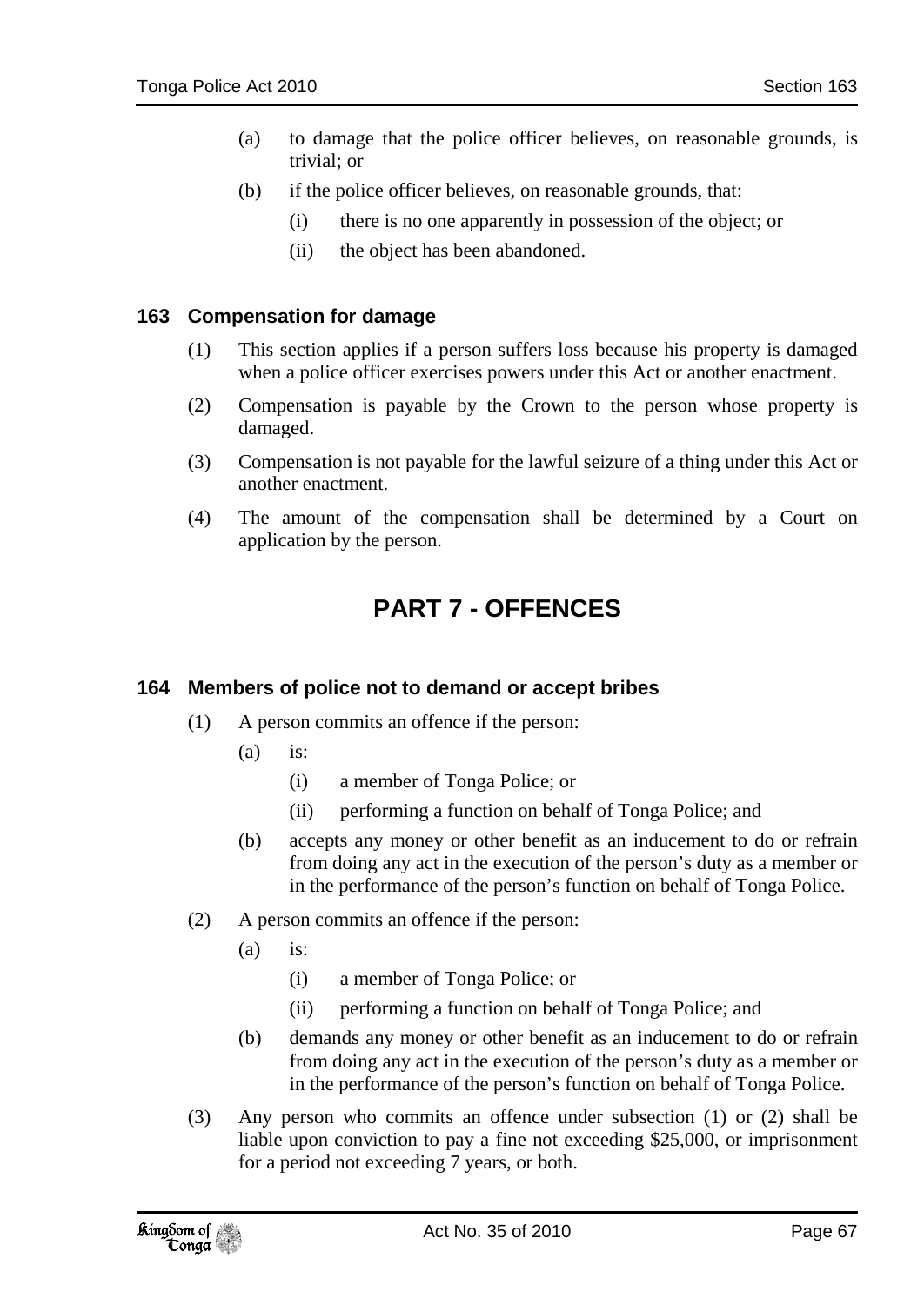(a) to damage that the police officer believes, on reasonable grounds, is trivial; or

(b) if the police officer believes, on reasonable grounds, that:

(i) there is no one apparently in possession of the object; or

(ii) the object has been abandoned.

### 163 Compensation for damage

(1) This section applies if a person suffers loss because his property is damaged when a police officer exercises powers under this Act or another enactment.

(2) Compensation is payable by the Crown to the person whose property is damaged.

(3) Compensation is not payable for the lawful seizure of a thing under this Act or another enactment.

(4) The amount of the compensation shall be determined by a Court on application by the person.

# PART 7 - OFFENCES

### 164 Members of police not to demand or accept bribes

(1) A person commits an offence if the person:

(a) is:

(i) a member of Tonga Police; or

(ii) performing a function on behalf of Tonga Police; and

(b) accepts any money or other benefit as an inducement to do or refrain from doing any act in the execution of the person's duty as a member or in the performance of the person's function on behalf of Tonga Police.

(2) A person commits an offence if the person:

(a) is:

(i) a member of Tonga Police; or

(ii) performing a function on behalf of Tonga Police; and

(b) demands any money or other benefit as an inducement to do or refrain from doing any act in the execution of the person's duty as a member or in the performance of the person's function on behalf of Tonga Police.

(3) Any person who commits an offence under subsection (1) or (2) shall be liable upon conviction to pay a fine not exceeding $25,000, or imprisonment for a period not exceeding 7 years, or both.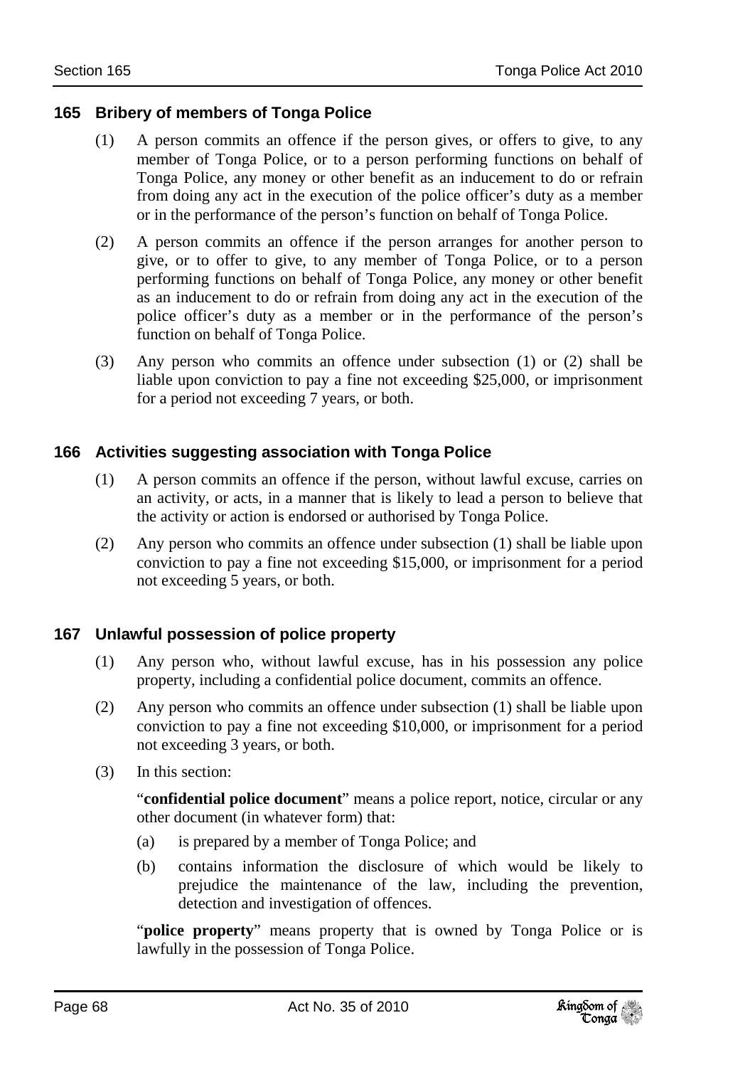## 165 Bribery of members of Tonga Police

(1) A person commits an offence if the person gives, or offers to give, to any member of Tonga Police, or to a person performing functions on behalf of Tonga Police, any money or other benefit as an inducement to do or refrain from doing any act in the execution of the police officer's duty as a member or in the performance of the person's function on behalf of Tonga Police.

(2) A person commits an offence if the person arranges for another person to give, or to offer to give, to any member of Tonga Police, or to a person performing functions on behalf of Tonga Police, any money or other benefit as an inducement to do or refrain from doing any act in the execution of the police officer's duty as a member or in the performance of the person's function on behalf of Tonga Police.

(3) Any person who commits an offence under subsection (1) or (2) shall be liable upon conviction to pay a fine not exceeding $25,000, or imprisonment for a period not exceeding 7 years, or both.

## 166 Activities suggesting association with Tonga Police

(1) A person commits an offence if the person, without lawful excuse, carries on an activity, or acts, in a manner that is likely to lead a person to believe that the activity or action is endorsed or authorised by Tonga Police.

(2) Any person who commits an offence under subsection (1) shall be liable upon conviction to pay a fine not exceeding $15,000, or imprisonment for a period not exceeding 5 years, or both.

## 167 Unlawful possession of police property

(1) Any person who, without lawful excuse, has in his possession any police property, including a confidential police document, commits an offence.

(2) Any person who commits an offence under subsection (1) shall be liable upon conviction to pay a fine not exceeding $10,000, or imprisonment for a period not exceeding 3 years, or both.

(3) In this section:

"**confidential police document**" means a police report, notice, circular or any other document (in whatever form) that:

(a) is prepared by a member of Tonga Police; and

(b) contains information the disclosure of which would be likely to prejudice the maintenance of the law, including the prevention, detection and investigation of offences.

"**police property**" means property that is owned by Tonga Police or is lawfully in the possession of Tonga Police.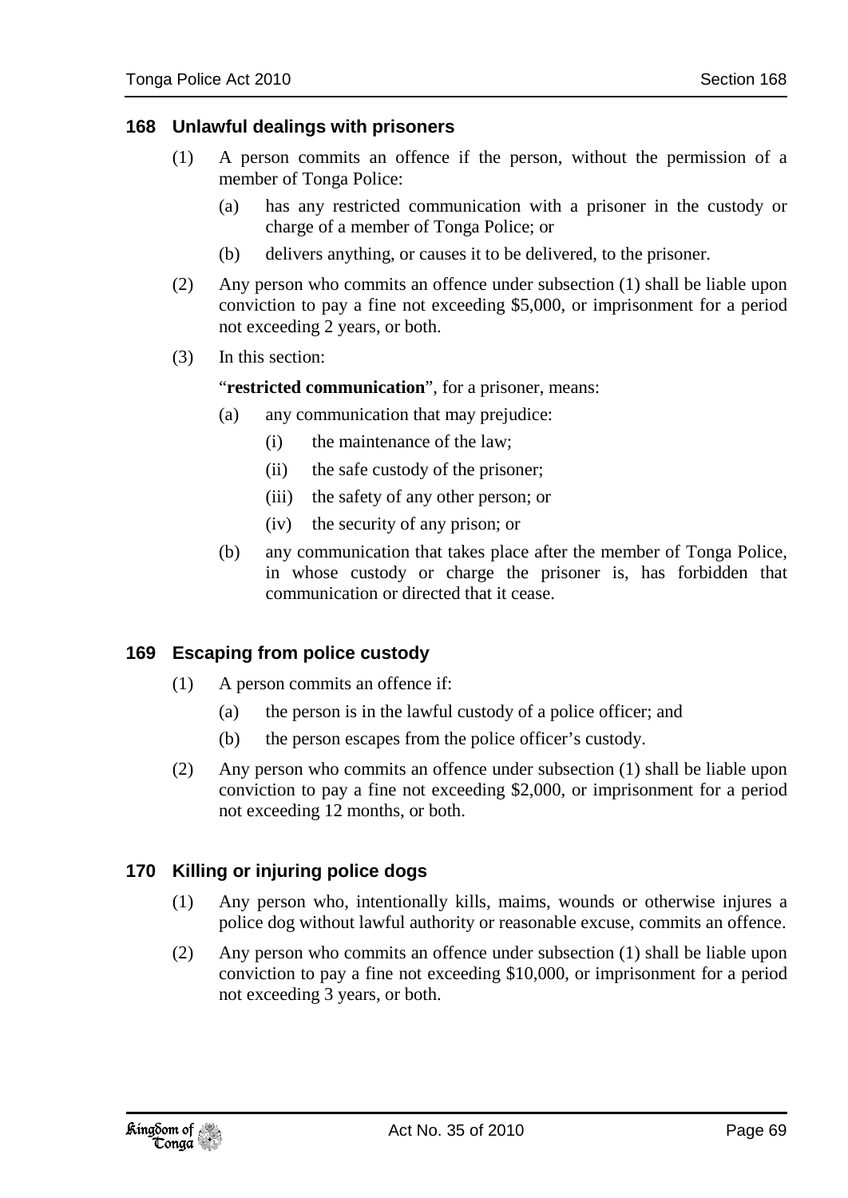### 168 Unlawful dealings with prisoners

(1) A person commits an offence if the person, without the permission of a member of Tonga Police:

(a) has any restricted communication with a prisoner in the custody or charge of a member of Tonga Police; or

(b) delivers anything, or causes it to be delivered, to the prisoner.

(2) Any person who commits an offence under subsection (1) shall be liable upon conviction to pay a fine not exceeding $5,000, or imprisonment for a period not exceeding 2 years, or both.

(3) In this section:

"**restricted communication**", for a prisoner, means:

(a) any communication that may prejudice:

(i) the maintenance of the law;

(ii) the safe custody of the prisoner;

(iii) the safety of any other person; or

(iv) the security of any prison; or

(b) any communication that takes place after the member of Tonga Police, in whose custody or charge the prisoner is, has forbidden that communication or directed that it cease.

### 169 Escaping from police custody

(1) A person commits an offence if:

(a) the person is in the lawful custody of a police officer; and

(b) the person escapes from the police officer's custody.

(2) Any person who commits an offence under subsection (1) shall be liable upon conviction to pay a fine not exceeding $2,000, or imprisonment for a period not exceeding 12 months, or both.

### 170 Killing or injuring police dogs

(1) Any person who, intentionally kills, maims, wounds or otherwise injures a police dog without lawful authority or reasonable excuse, commits an offence.

(2) Any person who commits an offence under subsection (1) shall be liable upon conviction to pay a fine not exceeding $10,000, or imprisonment for a period not exceeding 3 years, or both.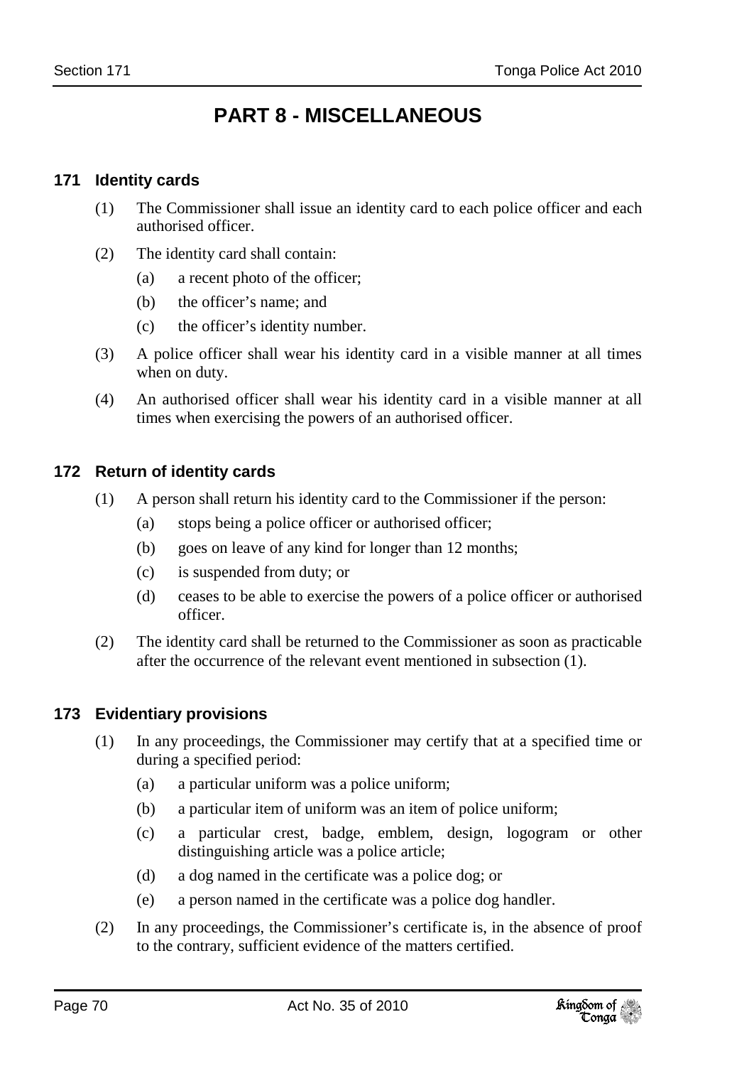# PART 8 - MISCELLANEOUS

### 171 Identity cards

(1) The Commissioner shall issue an identity card to each police officer and each authorised officer.

(2) The identity card shall contain:

   (a) a recent photo of the officer;

   (b) the officer's name; and

   (c) the officer's identity number.

(3) A police officer shall wear his identity card in a visible manner at all times when on duty.

(4) An authorised officer shall wear his identity card in a visible manner at all times when exercising the powers of an authorised officer.

### 172 Return of identity cards

(1) A person shall return his identity card to the Commissioner if the person:

   (a) stops being a police officer or authorised officer;

   (b) goes on leave of any kind for longer than 12 months;

   (c) is suspended from duty; or

   (d) ceases to be able to exercise the powers of a police officer or authorised officer.

(2) The identity card shall be returned to the Commissioner as soon as practicable after the occurrence of the relevant event mentioned in subsection (1).

### 173 Evidentiary provisions

(1) In any proceedings, the Commissioner may certify that at a specified time or during a specified period:

   (a) a particular uniform was a police uniform;

   (b) a particular item of uniform was an item of police uniform;

   (c) a particular crest, badge, emblem, design, logogram or other distinguishing article was a police article;

   (d) a dog named in the certificate was a police dog; or

   (e) a person named in the certificate was a police dog handler.

(2) In any proceedings, the Commissioner's certificate is, in the absence of proof to the contrary, sufficient evidence of the matters certified.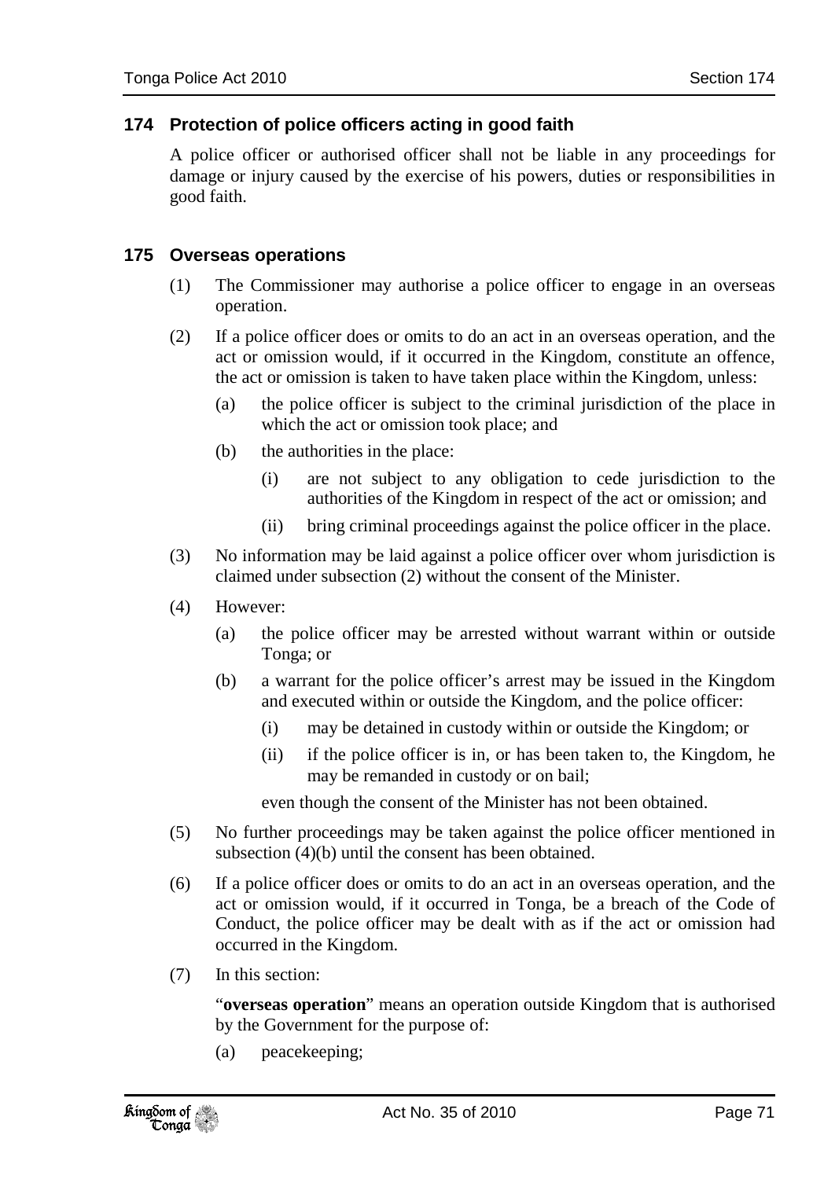### 174 Protection of police officers acting in good faith

A police officer or authorised officer shall not be liable in any proceedings for damage or injury caused by the exercise of his powers, duties or responsibilities in good faith.

### 175 Overseas operations

(1) The Commissioner may authorise a police officer to engage in an overseas operation.

(2) If a police officer does or omits to do an act in an overseas operation, and the act or omission would, if it occurred in the Kingdom, constitute an offence, the act or omission is taken to have taken place within the Kingdom, unless:

- (a) the police officer is subject to the criminal jurisdiction of the place in which the act or omission took place; and
- (b) the authorities in the place:
  - (i) are not subject to any obligation to cede jurisdiction to the authorities of the Kingdom in respect of the act or omission; and
  - (ii) bring criminal proceedings against the police officer in the place.

(3) No information may be laid against a police officer over whom jurisdiction is claimed under subsection (2) without the consent of the Minister.

(4) However:

- (a) the police officer may be arrested without warrant within or outside Tonga; or
- (b) a warrant for the police officer's arrest may be issued in the Kingdom and executed within or outside the Kingdom, and the police officer:
  - (i) may be detained in custody within or outside the Kingdom; or
  - (ii) if the police officer is in, or has been taken to, the Kingdom, he may be remanded in custody or on bail;

  even though the consent of the Minister has not been obtained.

(5) No further proceedings may be taken against the police officer mentioned in subsection (4)(b) until the consent has been obtained.

(6) If a police officer does or omits to do an act in an overseas operation, and the act or omission would, if it occurred in Tonga, be a breach of the Code of Conduct, the police officer may be dealt with as if the act or omission had occurred in the Kingdom.

(7) In this section:

"**overseas operation**" means an operation outside Kingdom that is authorised by the Government for the purpose of:

- (a) peacekeeping;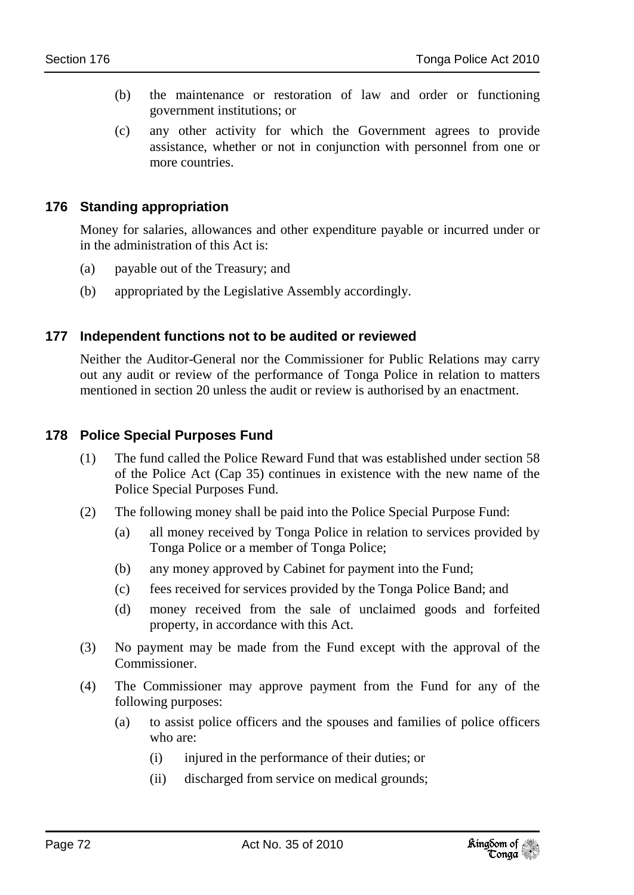(b) the maintenance or restoration of law and order or functioning government institutions; or

(c) any other activity for which the Government agrees to provide assistance, whether or not in conjunction with personnel from one or more countries.

### 176 Standing appropriation

Money for salaries, allowances and other expenditure payable or incurred under or in the administration of this Act is:

(a) payable out of the Treasury; and

(b) appropriated by the Legislative Assembly accordingly.

### 177 Independent functions not to be audited or reviewed

Neither the Auditor-General nor the Commissioner for Public Relations may carry out any audit or review of the performance of Tonga Police in relation to matters mentioned in section 20 unless the audit or review is authorised by an enactment.

### 178 Police Special Purposes Fund

(1) The fund called the Police Reward Fund that was established under section 58 of the Police Act (Cap 35) continues in existence with the new name of the Police Special Purposes Fund.

(2) The following money shall be paid into the Police Special Purpose Fund:

  (a) all money received by Tonga Police in relation to services provided by Tonga Police or a member of Tonga Police;

  (b) any money approved by Cabinet for payment into the Fund;

  (c) fees received for services provided by the Tonga Police Band; and

  (d) money received from the sale of unclaimed goods and forfeited property, in accordance with this Act.

(3) No payment may be made from the Fund except with the approval of the Commissioner.

(4) The Commissioner may approve payment from the Fund for any of the following purposes:

  (a) to assist police officers and the spouses and families of police officers who are:

    (i) injured in the performance of their duties; or

    (ii) discharged from service on medical grounds;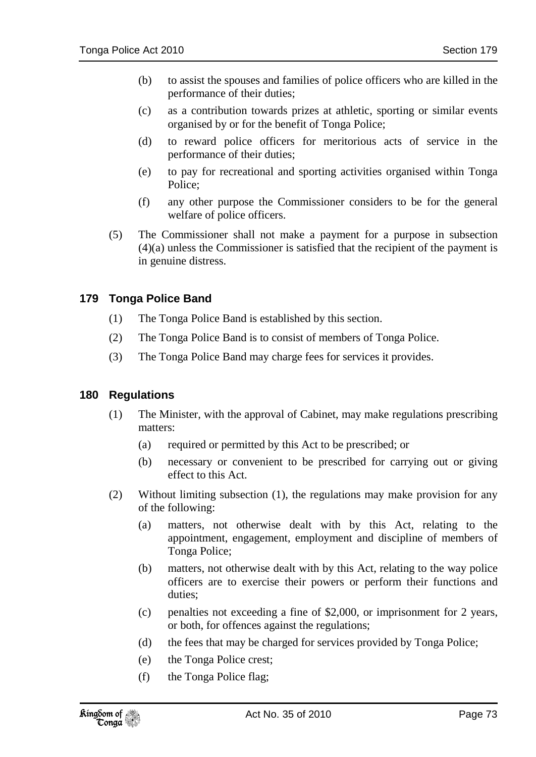(b) to assist the spouses and families of police officers who are killed in the performance of their duties;

(c) as a contribution towards prizes at athletic, sporting or similar events organised by or for the benefit of Tonga Police;

(d) to reward police officers for meritorious acts of service in the performance of their duties;

(e) to pay for recreational and sporting activities organised within Tonga Police;

(f) any other purpose the Commissioner considers to be for the general welfare of police officers.

(5) The Commissioner shall not make a payment for a purpose in subsection (4)(a) unless the Commissioner is satisfied that the recipient of the payment is in genuine distress.

## 179 Tonga Police Band

(1) The Tonga Police Band is established by this section.

(2) The Tonga Police Band is to consist of members of Tonga Police.

(3) The Tonga Police Band may charge fees for services it provides.

## 180 Regulations

(1) The Minister, with the approval of Cabinet, may make regulations prescribing matters:

(a) required or permitted by this Act to be prescribed; or

(b) necessary or convenient to be prescribed for carrying out or giving effect to this Act.

(2) Without limiting subsection (1), the regulations may make provision for any of the following:

(a) matters, not otherwise dealt with by this Act, relating to the appointment, engagement, employment and discipline of members of Tonga Police;

(b) matters, not otherwise dealt with by this Act, relating to the way police officers are to exercise their powers or perform their functions and duties;

(c) penalties not exceeding a fine of $2,000, or imprisonment for 2 years, or both, for offences against the regulations;

(d) the fees that may be charged for services provided by Tonga Police;

(e) the Tonga Police crest;

(f) the Tonga Police flag;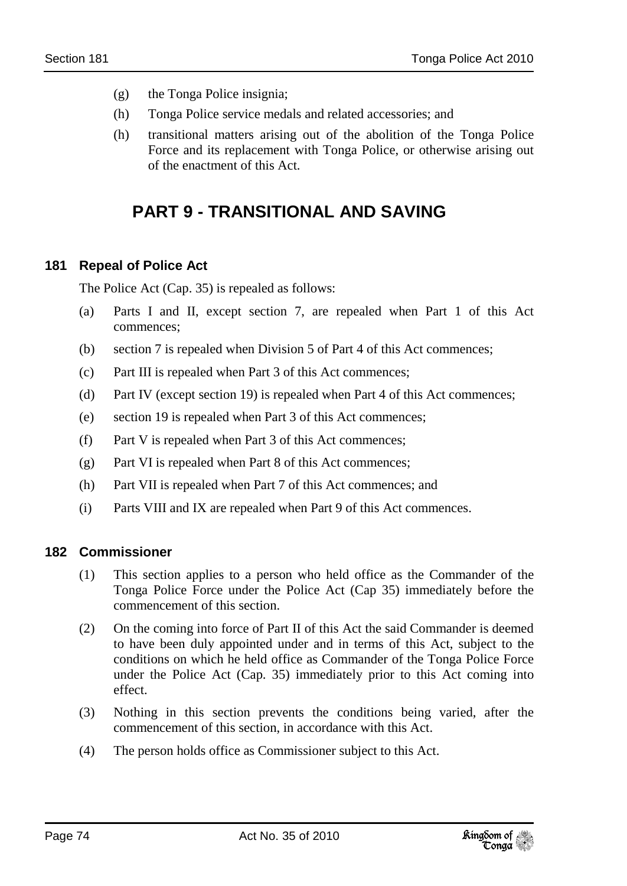(g) the Tonga Police insignia;

(h) Tonga Police service medals and related accessories; and

(h) transitional matters arising out of the abolition of the Tonga Police Force and its replacement with Tonga Police, or otherwise arising out of the enactment of this Act.

# PART 9 - TRANSITIONAL AND SAVING

### 181 Repeal of Police Act

The Police Act (Cap. 35) is repealed as follows:

(a) Parts I and II, except section 7, are repealed when Part 1 of this Act commences;

(b) section 7 is repealed when Division 5 of Part 4 of this Act commences;

(c) Part III is repealed when Part 3 of this Act commences;

(d) Part IV (except section 19) is repealed when Part 4 of this Act commences;

(e) section 19 is repealed when Part 3 of this Act commences;

(f) Part V is repealed when Part 3 of this Act commences;

(g) Part VI is repealed when Part 8 of this Act commences;

(h) Part VII is repealed when Part 7 of this Act commences; and

(i) Parts VIII and IX are repealed when Part 9 of this Act commences.

### 182 Commissioner

(1) This section applies to a person who held office as the Commander of the Tonga Police Force under the Police Act (Cap 35) immediately before the commencement of this section.

(2) On the coming into force of Part II of this Act the said Commander is deemed to have been duly appointed under and in terms of this Act, subject to the conditions on which he held office as Commander of the Tonga Police Force under the Police Act (Cap. 35) immediately prior to this Act coming into effect.

(3) Nothing in this section prevents the conditions being varied, after the commencement of this section, in accordance with this Act.

(4) The person holds office as Commissioner subject to this Act.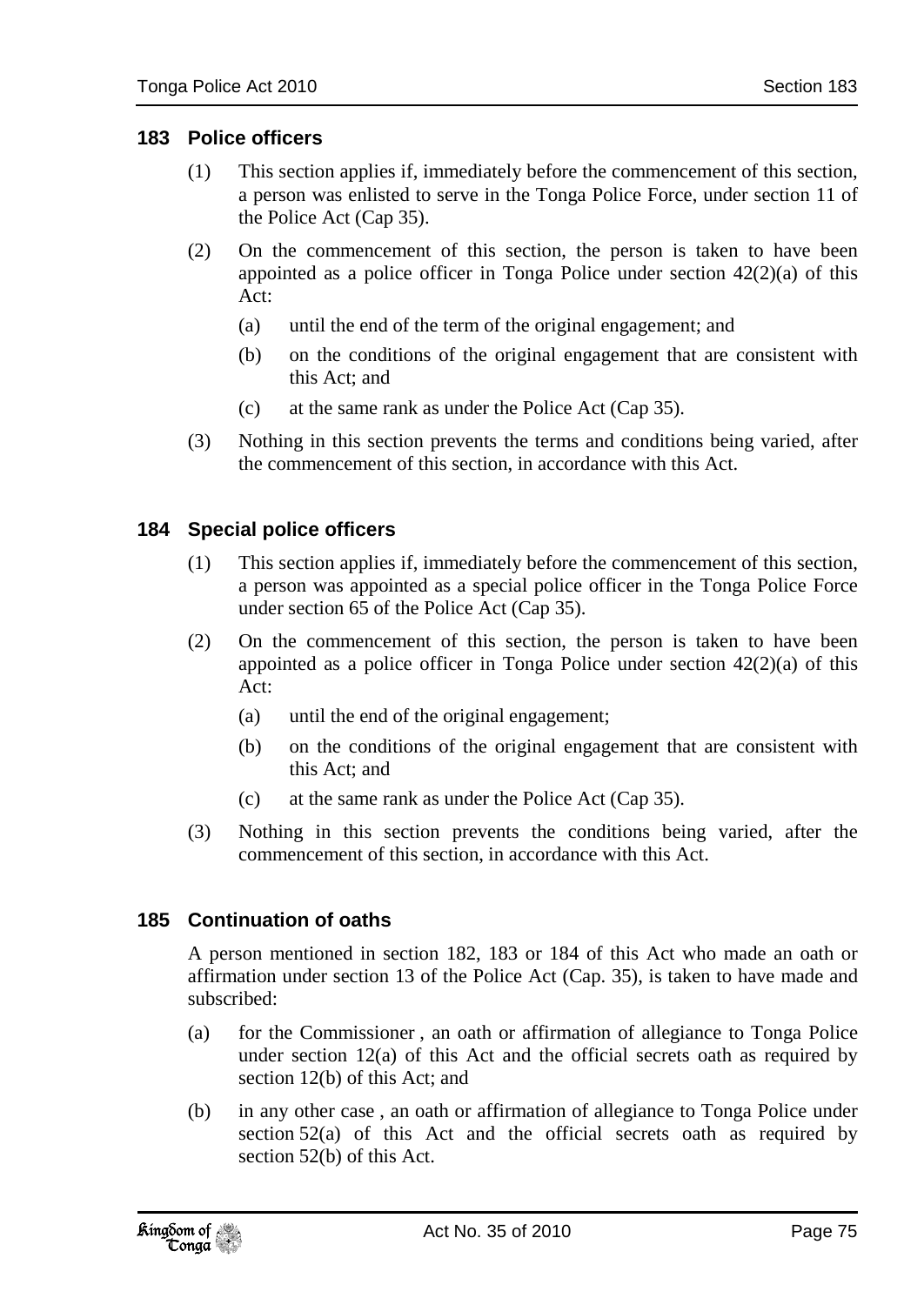### 183 Police officers

(1) This section applies if, immediately before the commencement of this section, a person was enlisted to serve in the Tonga Police Force, under section 11 of the Police Act (Cap 35).

(2) On the commencement of this section, the person is taken to have been appointed as a police officer in Tonga Police under section 42(2)(a) of this Act:

(a) until the end of the term of the original engagement; and

(b) on the conditions of the original engagement that are consistent with this Act; and

(c) at the same rank as under the Police Act (Cap 35).

(3) Nothing in this section prevents the terms and conditions being varied, after the commencement of this section, in accordance with this Act.

### 184 Special police officers

(1) This section applies if, immediately before the commencement of this section, a person was appointed as a special police officer in the Tonga Police Force under section 65 of the Police Act (Cap 35).

(2) On the commencement of this section, the person is taken to have been appointed as a police officer in Tonga Police under section 42(2)(a) of this Act:

(a) until the end of the original engagement;

(b) on the conditions of the original engagement that are consistent with this Act; and

(c) at the same rank as under the Police Act (Cap 35).

(3) Nothing in this section prevents the conditions being varied, after the commencement of this section, in accordance with this Act.

### 185 Continuation of oaths

A person mentioned in section 182, 183 or 184 of this Act who made an oath or affirmation under section 13 of the Police Act (Cap. 35), is taken to have made and subscribed:

(a) for the Commissioner , an oath or affirmation of allegiance to Tonga Police under section 12(a) of this Act and the official secrets oath as required by section 12(b) of this Act; and

(b) in any other case , an oath or affirmation of allegiance to Tonga Police under section 52(a) of this Act and the official secrets oath as required by section 52(b) of this Act.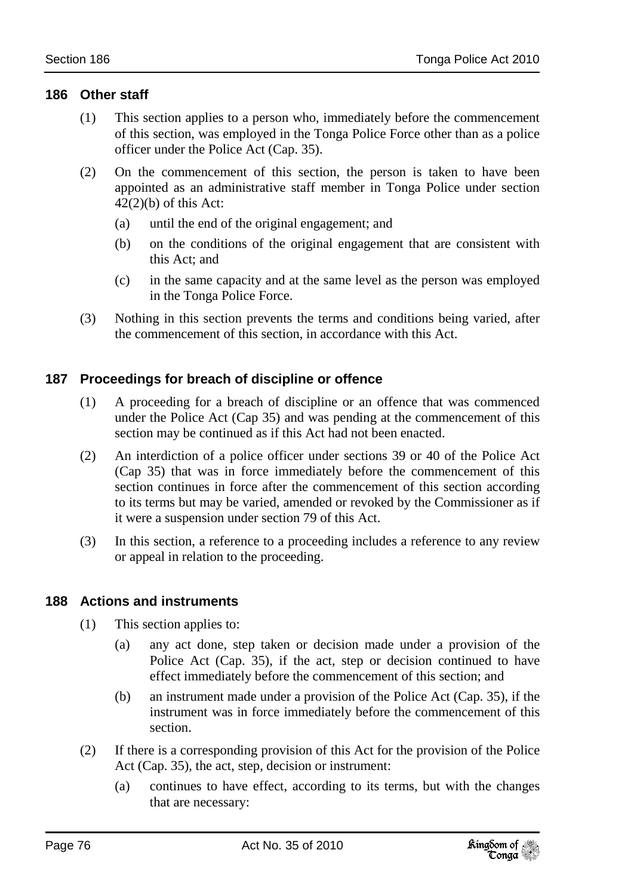## 186 Other staff

(1) This section applies to a person who, immediately before the commencement of this section, was employed in the Tonga Police Force other than as a police officer under the Police Act (Cap. 35).

(2) On the commencement of this section, the person is taken to have been appointed as an administrative staff member in Tonga Police under section 42(2)(b) of this Act:

- (a) until the end of the original engagement; and
- (b) on the conditions of the original engagement that are consistent with this Act; and
- (c) in the same capacity and at the same level as the person was employed in the Tonga Police Force.

(3) Nothing in this section prevents the terms and conditions being varied, after the commencement of this section, in accordance with this Act.

## 187 Proceedings for breach of discipline or offence

(1) A proceeding for a breach of discipline or an offence that was commenced under the Police Act (Cap 35) and was pending at the commencement of this section may be continued as if this Act had not been enacted.

(2) An interdiction of a police officer under sections 39 or 40 of the Police Act (Cap 35) that was in force immediately before the commencement of this section continues in force after the commencement of this section according to its terms but may be varied, amended or revoked by the Commissioner as if it were a suspension under section 79 of this Act.

(3) In this section, a reference to a proceeding includes a reference to any review or appeal in relation to the proceeding.

## 188 Actions and instruments

(1) This section applies to:

- (a) any act done, step taken or decision made under a provision of the Police Act (Cap. 35), if the act, step or decision continued to have effect immediately before the commencement of this section; and
- (b) an instrument made under a provision of the Police Act (Cap. 35), if the instrument was in force immediately before the commencement of this section.

(2) If there is a corresponding provision of this Act for the provision of the Police Act (Cap. 35), the act, step, decision or instrument:

- (a) continues to have effect, according to its terms, but with the changes that are necessary: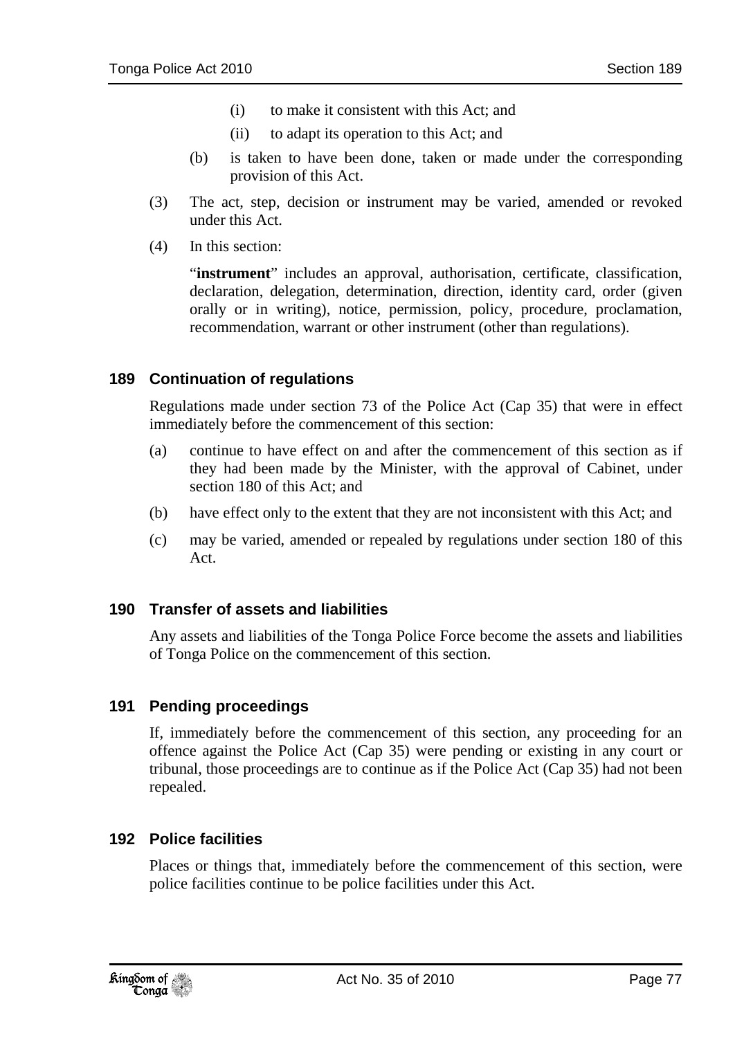(i) to make it consistent with this Act; and

(ii) to adapt its operation to this Act; and

(b) is taken to have been done, taken or made under the corresponding provision of this Act.

(3) The act, step, decision or instrument may be varied, amended or revoked under this Act.

(4) In this section:

"**instrument**" includes an approval, authorisation, certificate, classification, declaration, delegation, determination, direction, identity card, order (given orally or in writing), notice, permission, policy, procedure, proclamation, recommendation, warrant or other instrument (other than regulations).

### 189 Continuation of regulations

Regulations made under section 73 of the Police Act (Cap 35) that were in effect immediately before the commencement of this section:

(a) continue to have effect on and after the commencement of this section as if they had been made by the Minister, with the approval of Cabinet, under section 180 of this Act; and

(b) have effect only to the extent that they are not inconsistent with this Act; and

(c) may be varied, amended or repealed by regulations under section 180 of this Act.

### 190 Transfer of assets and liabilities

Any assets and liabilities of the Tonga Police Force become the assets and liabilities of Tonga Police on the commencement of this section.

### 191 Pending proceedings

If, immediately before the commencement of this section, any proceeding for an offence against the Police Act (Cap 35) were pending or existing in any court or tribunal, those proceedings are to continue as if the Police Act (Cap 35) had not been repealed.

### 192 Police facilities

Places or things that, immediately before the commencement of this section, were police facilities continue to be police facilities under this Act.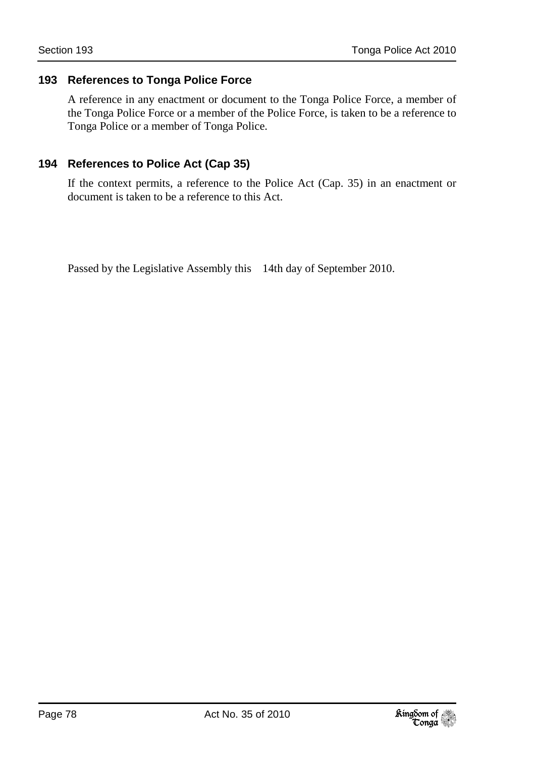### 193 References to Tonga Police Force

A reference in any enactment or document to the Tonga Police Force, a member of the Tonga Police Force or a member of the Police Force, is taken to be a reference to Tonga Police or a member of Tonga Police.

### 194 References to Police Act (Cap 35)

If the context permits, a reference to the Police Act (Cap. 35) in an enactment or document is taken to be a reference to this Act.

Passed by the Legislative Assembly this 14th day of September 2010.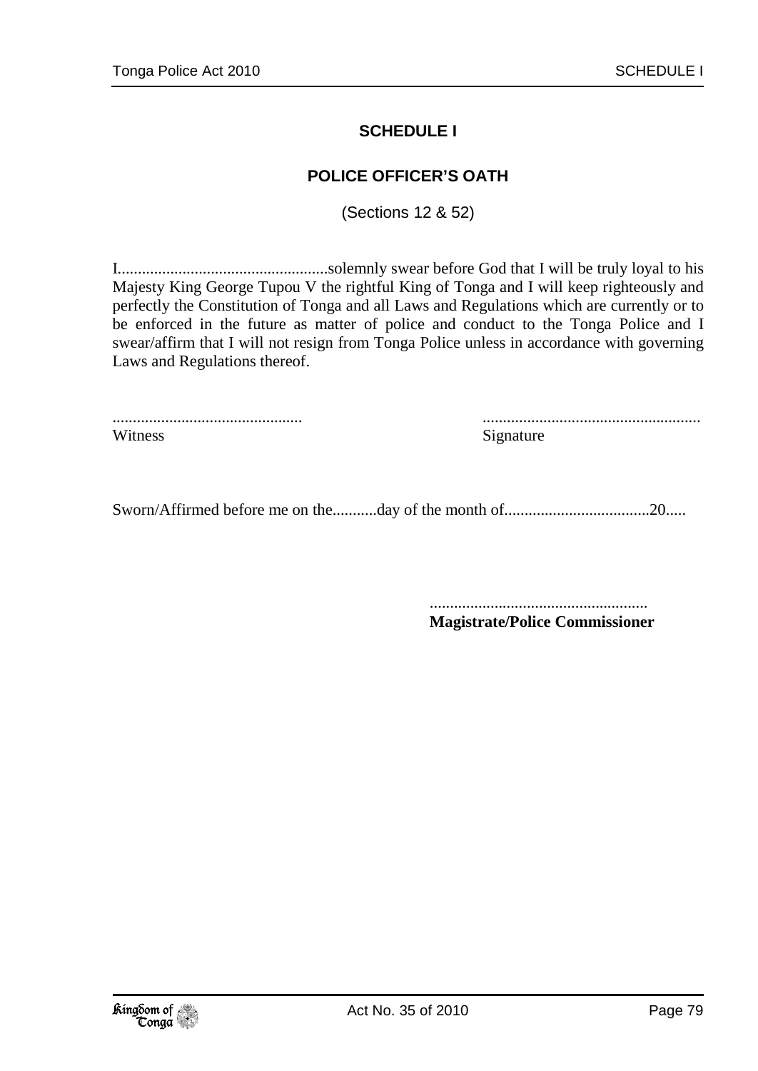# SCHEDULE I

## POLICE OFFICER'S OATH

(Sections 12 & 52)

I...................................................solemnly swear before God that I will be truly loyal to his Majesty King George Tupou V the rightful King of Tonga and I will keep righteously and perfectly the Constitution of Tonga and all Laws and Regulations which are currently or to be enforced in the future as matter of police and conduct to the Tonga Police and I swear/affirm that I will not resign from Tonga Police unless in accordance with governing Laws and Regulations thereof.

...............................................  
Witness

......................................................  
Signature

Sworn/Affirmed before me on the...........day of the month of....................................20.....

......................................................  
**Magistrate/Police Commissioner**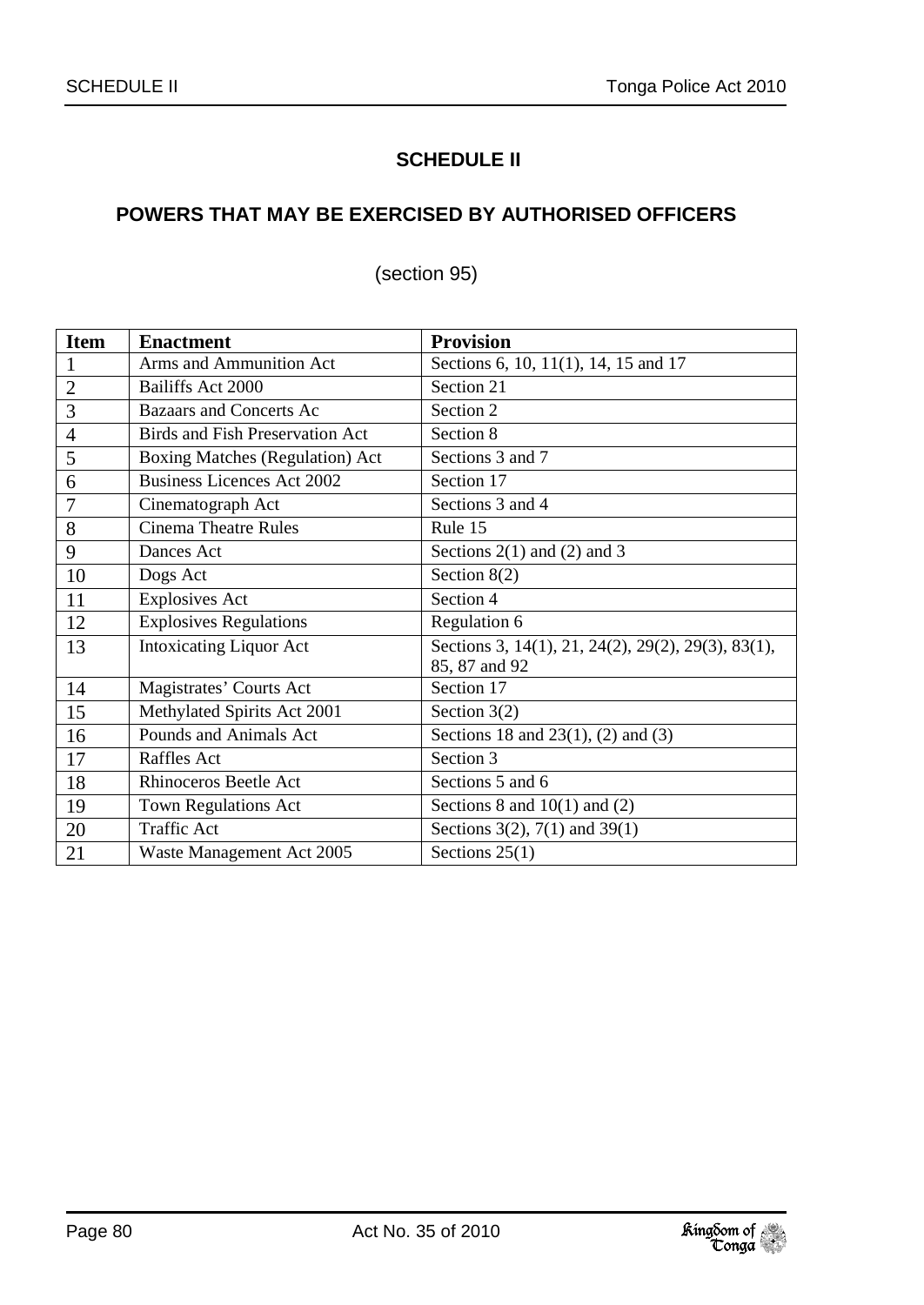# SCHEDULE II

## POWERS THAT MAY BE EXERCISED BY AUTHORISED OFFICERS

(section 95)

| Item | Enactment | Provision |
|---|---|---|
| 1 | Arms and Ammunition Act | Sections 6, 10, 11(1), 14, 15 and 17 |
| 2 | Bailiffs Act 2000 | Section 21 |
| 3 | Bazaars and Concerts Ac | Section 2 |
| 4 | Birds and Fish Preservation Act | Section 8 |
| 5 | Boxing Matches (Regulation) Act | Sections 3 and 7 |
| 6 | Business Licences Act 2002 | Section 17 |
| 7 | Cinematograph Act | Sections 3 and 4 |
| 8 | Cinema Theatre Rules | Rule 15 |
| 9 | Dances Act | Sections 2(1) and (2) and 3 |
| 10 | Dogs Act | Section 8(2) |
| 11 | Explosives Act | Section 4 |
| 12 | Explosives Regulations | Regulation 6 |
| 13 | Intoxicating Liquor Act | Sections 3, 14(1), 21, 24(2), 29(2), 29(3), 83(1), 85, 87 and 92 |
| 14 | Magistrates' Courts Act | Section 17 |
| 15 | Methylated Spirits Act 2001 | Section 3(2) |
| 16 | Pounds and Animals Act | Sections 18 and 23(1), (2) and (3) |
| 17 | Raffles Act | Section 3 |
| 18 | Rhinoceros Beetle Act | Sections 5 and 6 |
| 19 | Town Regulations Act | Sections 8 and 10(1) and (2) |
| 20 | Traffic Act | Sections 3(2), 7(1) and 39(1) |
| 21 | Waste Management Act 2005 | Sections 25(1) |